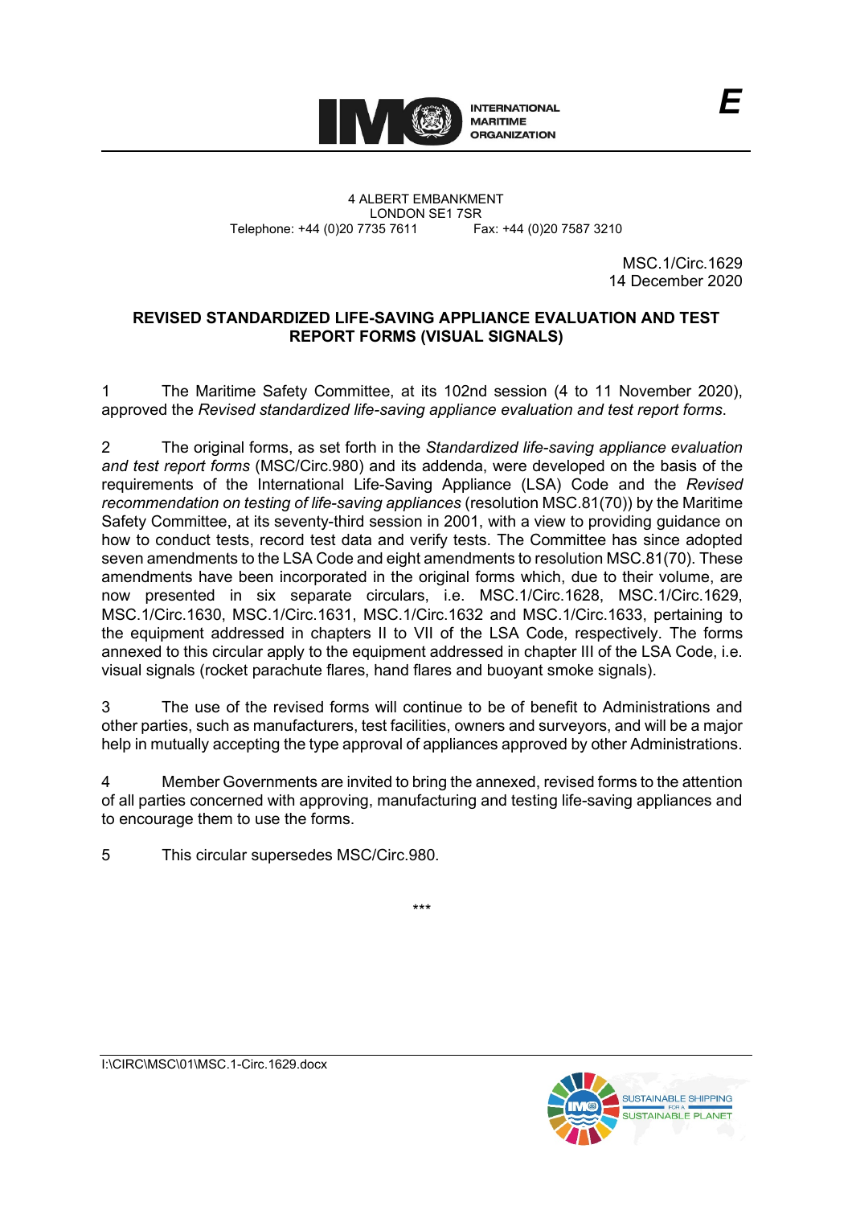INTERNATIONAL MARITIME ORGANIZATION

**E**

4 ALBERT EMBANKMENT
LONDON SE1 7SR
Telephone: +44 (0)20 7735 7611 Fax: +44 (0)20 7587 3210

MSC.1/Circ.1629
14 December 2020

**REVISED STANDARDIZED LIFE-SAVING APPLIANCE EVALUATION AND TEST REPORT FORMS (VISUAL SIGNALS)**

1 The Maritime Safety Committee, at its 102nd session (4 to 11 November 2020), approved the *Revised standardized life-saving appliance evaluation and test report forms*.

2 The original forms, as set forth in the *Standardized life-saving appliance evaluation and test report forms* (MSC/Circ.980) and its addenda, were developed on the basis of the requirements of the International Life-Saving Appliance (LSA) Code and the *Revised recommendation on testing of life-saving appliances* (resolution MSC.81(70)) by the Maritime Safety Committee, at its seventy-third session in 2001, with a view to providing guidance on how to conduct tests, record test data and verify tests. The Committee has since adopted seven amendments to the LSA Code and eight amendments to resolution MSC.81(70). These amendments have been incorporated in the original forms which, due to their volume, are now presented in six separate circulars, i.e. MSC.1/Circ.1628, MSC.1/Circ.1629, MSC.1/Circ.1630, MSC.1/Circ.1631, MSC.1/Circ.1632 and MSC.1/Circ.1633, pertaining to the equipment addressed in chapters II to VII of the LSA Code, respectively. The forms annexed to this circular apply to the equipment addressed in chapter III of the LSA Code, i.e. visual signals (rocket parachute flares, hand flares and buoyant smoke signals).

3 The use of the revised forms will continue to be of benefit to Administrations and other parties, such as manufacturers, test facilities, owners and surveyors, and will be a major help in mutually accepting the type approval of appliances approved by other Administrations.

4 Member Governments are invited to bring the annexed, revised forms to the attention of all parties concerned with approving, manufacturing and testing life-saving appliances and to encourage them to use the forms.

5 This circular supersedes MSC/Circ.980.

\*\*\*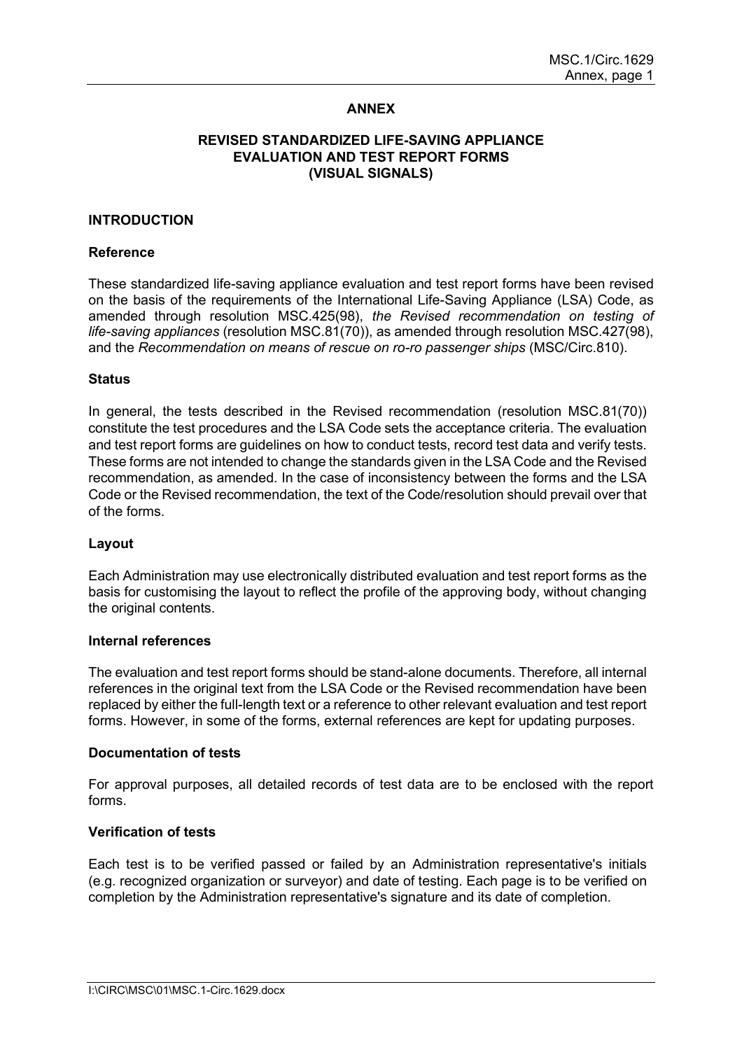## ANNEX

## REVISED STANDARDIZED LIFE-SAVING APPLIANCE EVALUATION AND TEST REPORT FORMS (VISUAL SIGNALS)

### INTRODUCTION

**Reference**

These standardized life-saving appliance evaluation and test report forms have been revised on the basis of the requirements of the International Life-Saving Appliance (LSA) Code, as amended through resolution MSC.425(98), *the Revised recommendation on testing of life-saving appliances* (resolution MSC.81(70)), as amended through resolution MSC.427(98), and the *Recommendation on means of rescue on ro-ro passenger ships* (MSC/Circ.810).

**Status**

In general, the tests described in the Revised recommendation (resolution MSC.81(70)) constitute the test procedures and the LSA Code sets the acceptance criteria. The evaluation and test report forms are guidelines on how to conduct tests, record test data and verify tests. These forms are not intended to change the standards given in the LSA Code and the Revised recommendation, as amended. In the case of inconsistency between the forms and the LSA Code or the Revised recommendation, the text of the Code/resolution should prevail over that of the forms.

**Layout**

Each Administration may use electronically distributed evaluation and test report forms as the basis for customising the layout to reflect the profile of the approving body, without changing the original contents.

**Internal references**

The evaluation and test report forms should be stand-alone documents. Therefore, all internal references in the original text from the LSA Code or the Revised recommendation have been replaced by either the full-length text or a reference to other relevant evaluation and test report forms. However, in some of the forms, external references are kept for updating purposes.

**Documentation of tests**

For approval purposes, all detailed records of test data are to be enclosed with the report forms.

**Verification of tests**

Each test is to be verified passed or failed by an Administration representative's initials (e.g. recognized organization or surveyor) and date of testing. Each page is to be verified on completion by the Administration representative's signature and its date of completion.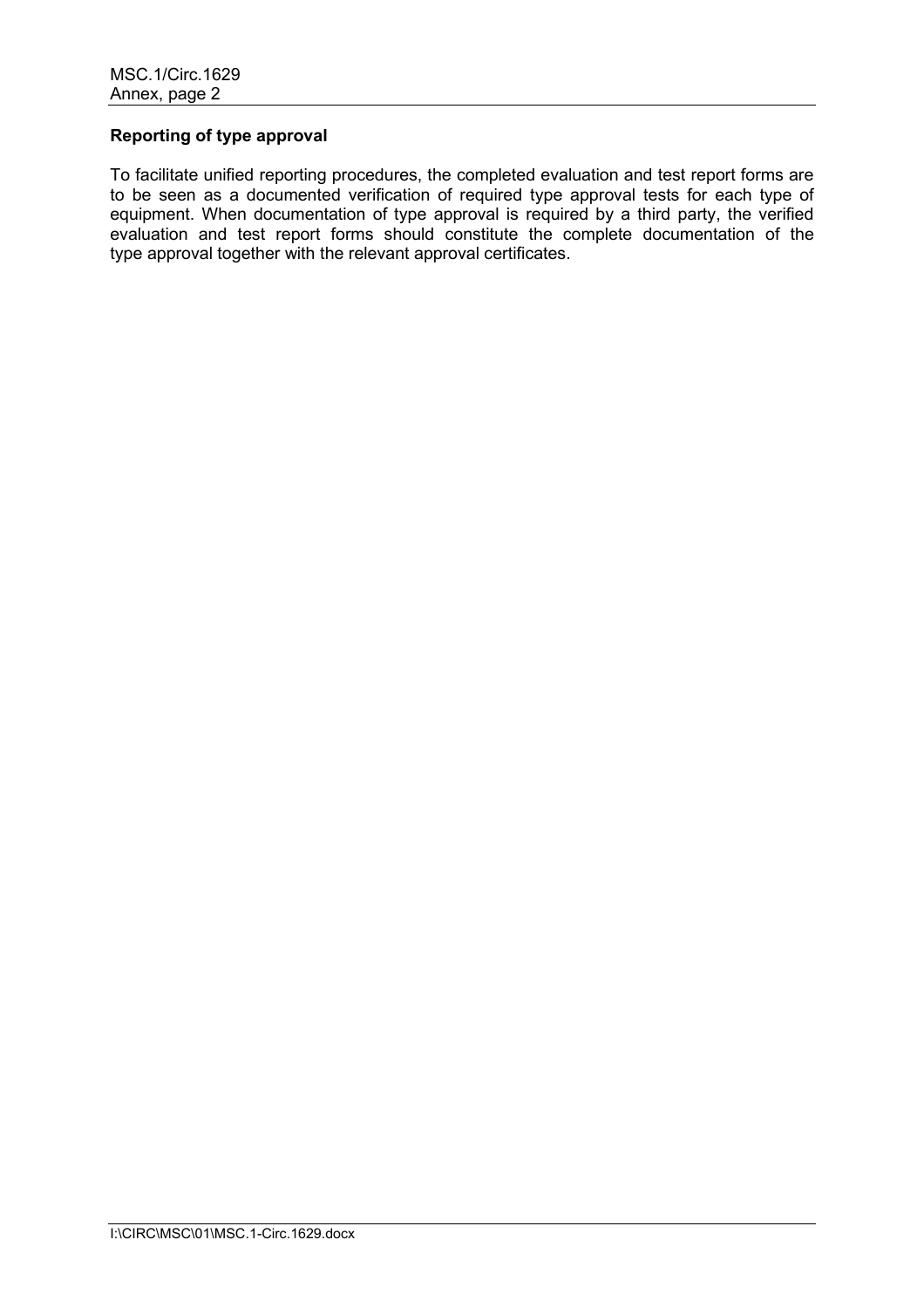**Reporting of type approval**

To facilitate unified reporting procedures, the completed evaluation and test report forms are to be seen as a documented verification of required type approval tests for each type of equipment. When documentation of type approval is required by a third party, the verified evaluation and test report forms should constitute the complete documentation of the type approval together with the relevant approval certificates.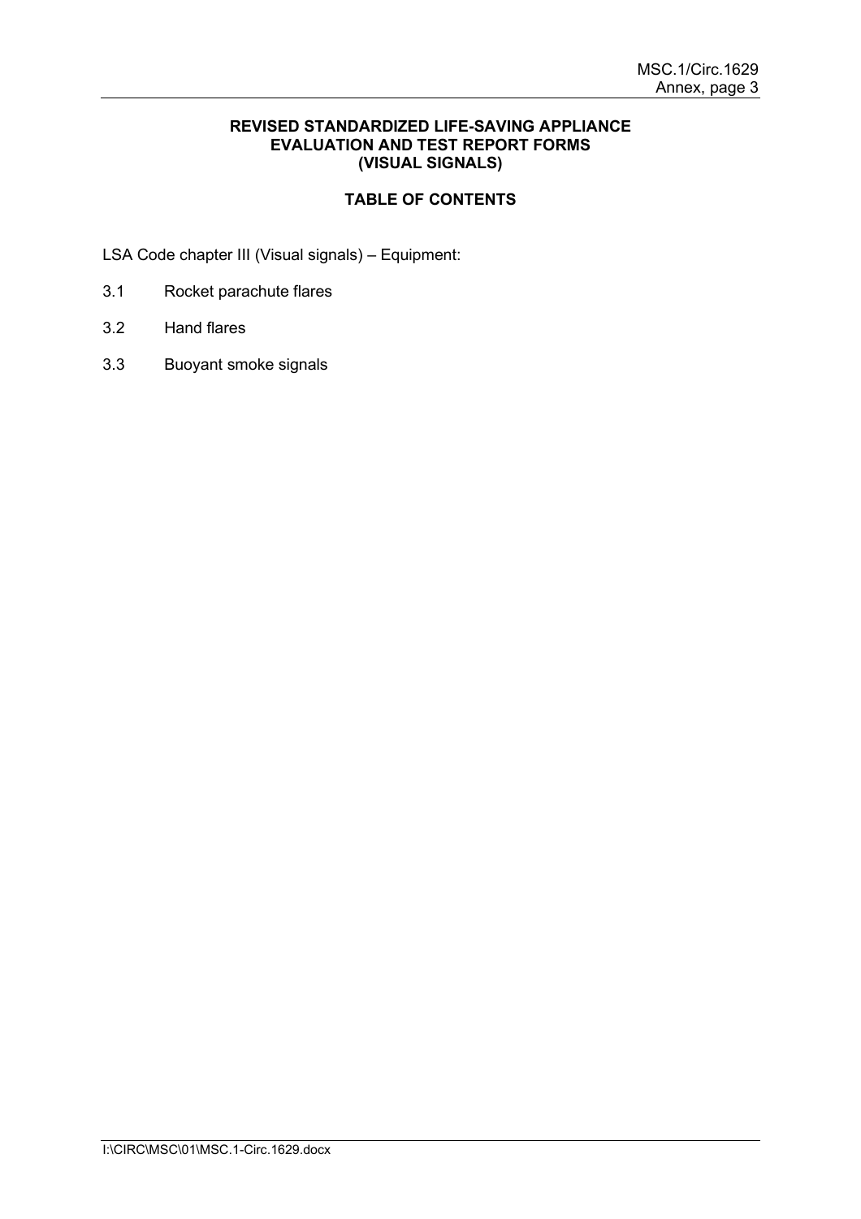**REVISED STANDARDIZED LIFE-SAVING APPLIANCE EVALUATION AND TEST REPORT FORMS (VISUAL SIGNALS)**

**TABLE OF CONTENTS**

LSA Code chapter III (Visual signals) – Equipment:

3.1 Rocket parachute flares

3.2 Hand flares

3.3 Buoyant smoke signals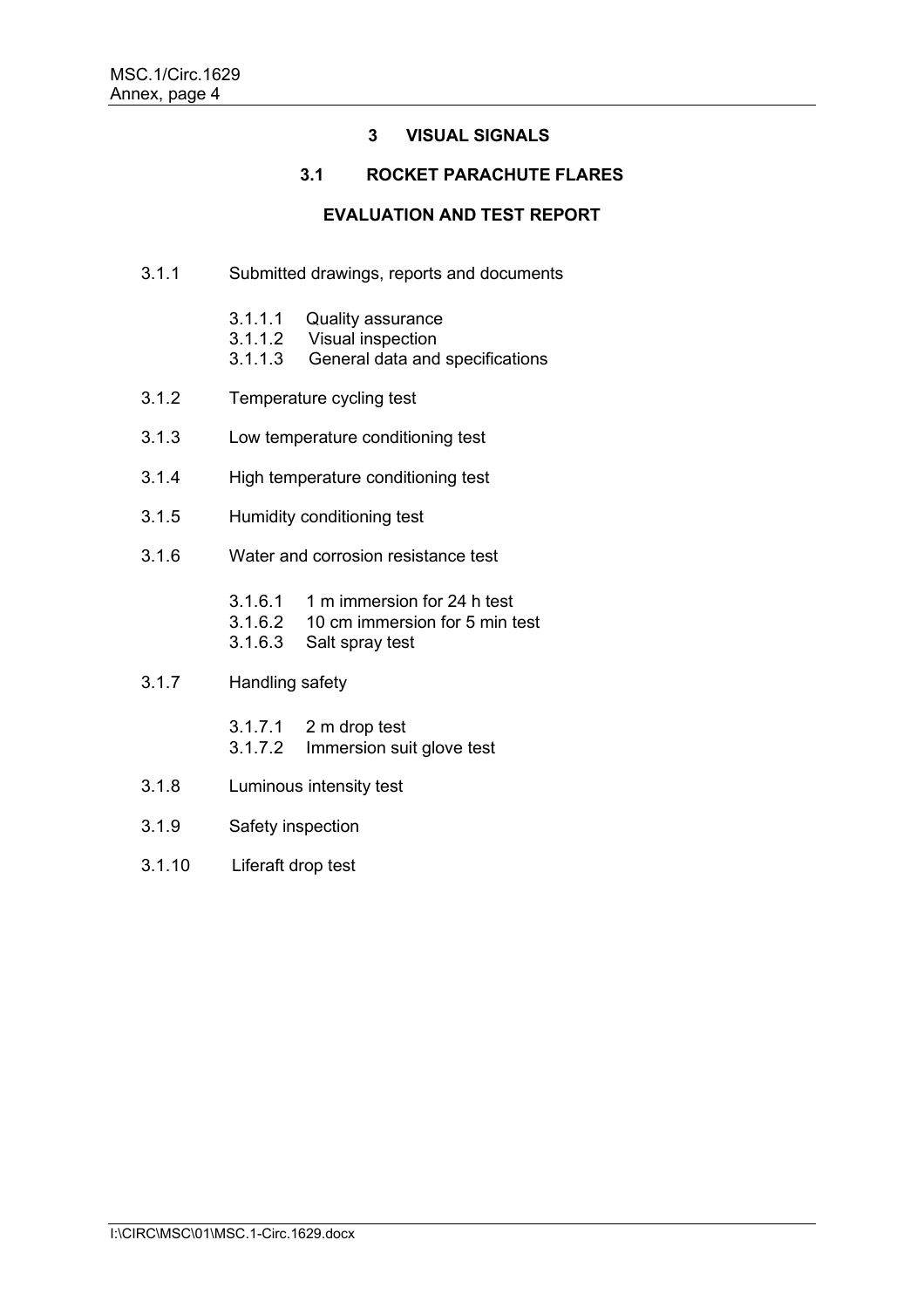# 3 VISUAL SIGNALS

## 3.1 ROCKET PARACHUTE FLARES

### EVALUATION AND TEST REPORT

3.1.1 Submitted drawings, reports and documents

- 3.1.1.1 Quality assurance
- 3.1.1.2 Visual inspection
- 3.1.1.3 General data and specifications

3.1.2 Temperature cycling test

3.1.3 Low temperature conditioning test

3.1.4 High temperature conditioning test

3.1.5 Humidity conditioning test

3.1.6 Water and corrosion resistance test

- 3.1.6.1 1 m immersion for 24 h test
- 3.1.6.2 10 cm immersion for 5 min test
- 3.1.6.3 Salt spray test

3.1.7 Handling safety

- 3.1.7.1 2 m drop test
- 3.1.7.2 Immersion suit glove test

3.1.8 Luminous intensity test

3.1.9 Safety inspection

3.1.10 Liferaft drop test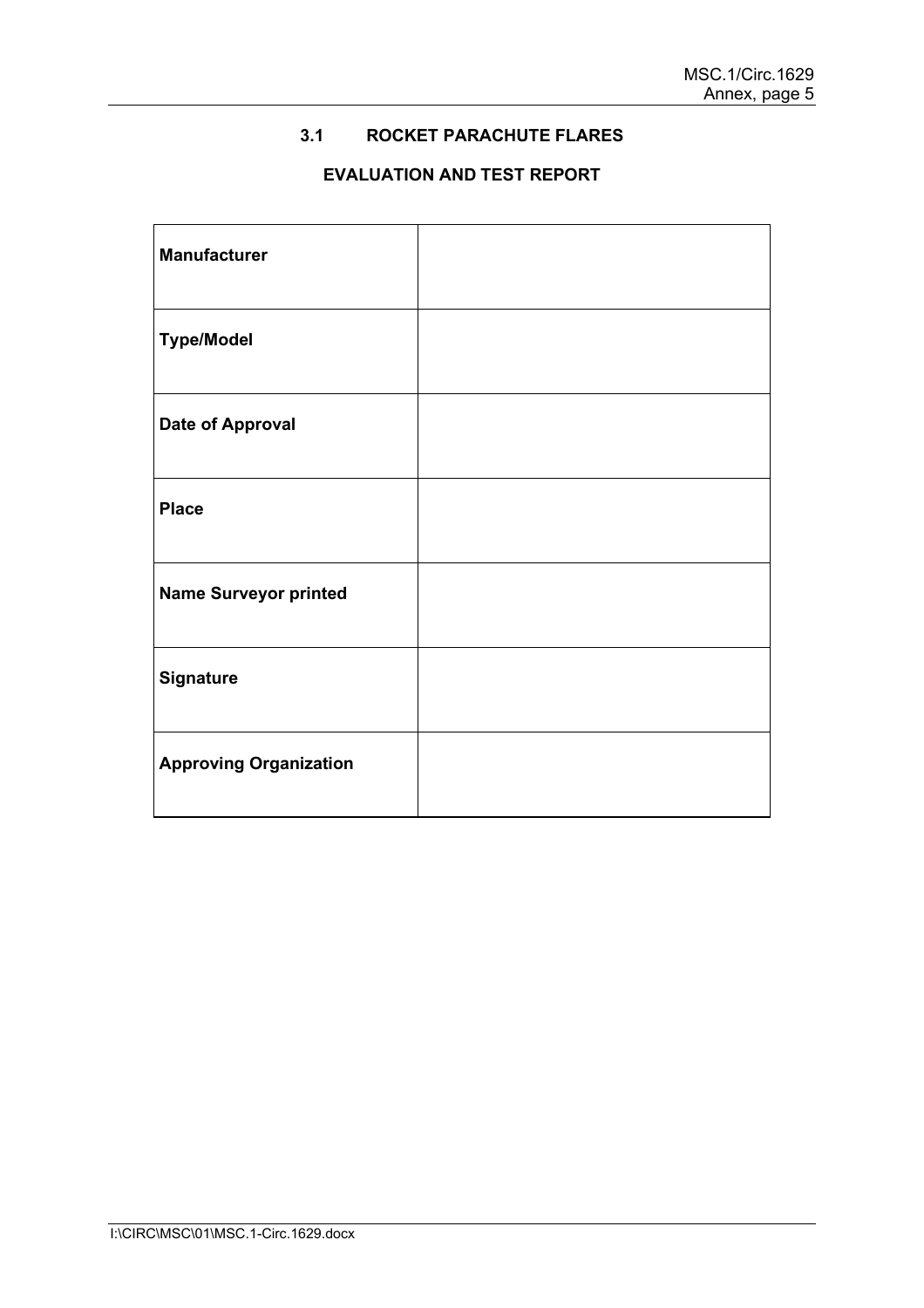## 3.1 ROCKET PARACHUTE FLARES

### EVALUATION AND TEST REPORT

| | |
|---|---|
| **Manufacturer** | |
| **Type/Model** | |
| **Date of Approval** | |
| **Place** | |
| **Name Surveyor printed** | |
| **Signature** | |
| **Approving Organization** | |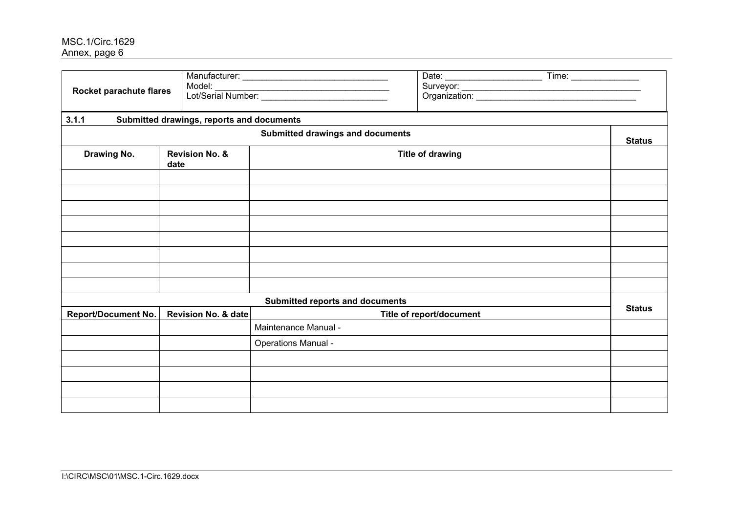| Rocket parachute flares | Manufacturer: ______________________________<br>Model: ____________________________________<br>Lot/Serial Number: __________________________ | Date: ____________________ Time: ______________<br>Surveyor: ______________________________________<br>Organization: __________________________________ |
|---|---|---|

**3.1.1 Submitted drawings, reports and documents**

| Submitted drawings and documents | | | Status |
|---|---|---|---|
| **Drawing No.** | **Revision No. & date** | **Title of drawing** | |
| | | | |
| | | | |
| | | | |
| | | | |
| | | | |
| | | | |
| | | | |
| | | | |

| Submitted reports and documents | | | Status |
|---|---|---|---|
| **Report/Document No.** | **Revision No. & date** | **Title of report/document** | |
| | | Maintenance Manual - | |
| | | Operations Manual - | |
| | | | |
| | | | |
| | | | |
| | | | |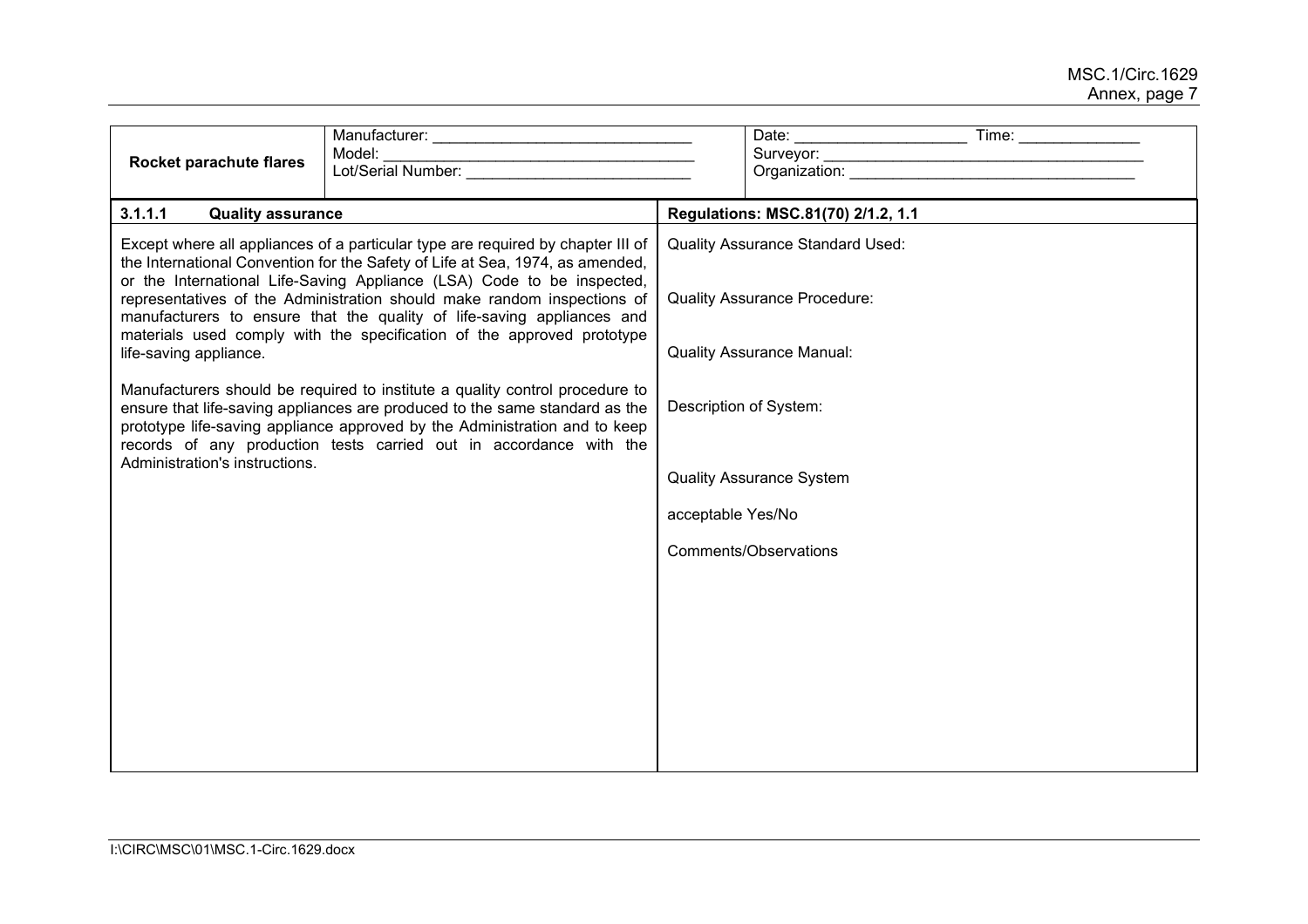| Rocket parachute flares | Manufacturer: ______________________________<br>Model: ____________________________________<br>Lot/Serial Number: __________________________ | Date: ____________________ Time: ______________<br>Surveyor: ______________________________________<br>Organization: __________________________________ |
|---|---|---|

| **3.1.1.1 Quality assurance** | **Regulations: MSC.81(70) 2/1.2, 1.1** |
|---|---|
| Except where all appliances of a particular type are required by chapter III of the International Convention for the Safety of Life at Sea, 1974, as amended, or the International Life-Saving Appliance (LSA) Code to be inspected, representatives of the Administration should make random inspections of manufacturers to ensure that the quality of life-saving appliances and materials used comply with the specification of the approved prototype life-saving appliance.<br><br>Manufacturers should be required to institute a quality control procedure to ensure that life-saving appliances are produced to the same standard as the prototype life-saving appliance approved by the Administration and to keep records of any production tests carried out in accordance with the Administration's instructions. | Quality Assurance Standard Used:<br><br>Quality Assurance Procedure:<br><br>Quality Assurance Manual:<br><br>Description of System:<br><br>Quality Assurance System<br><br>acceptable Yes/No<br><br>Comments/Observations |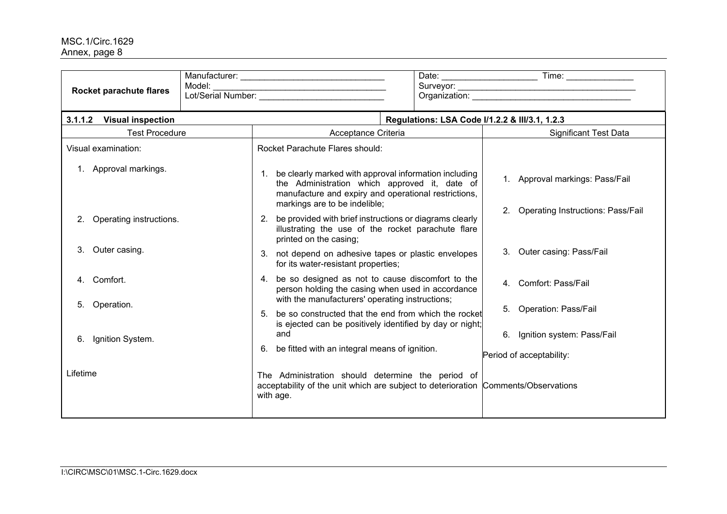| **Rocket parachute flares** | Manufacturer: ______________________________<br>Model: ____________________________________<br>Lot/Serial Number: __________________________ | Date: ___________________ Time: _____________<br>Surveyor: _____________________________________<br>Organization: _________________________________ |
|---|---|---|

| **3.1.1.2 Visual inspection** | **Regulations: LSA Code I/1.2.2 & III/3.1, 1.2.3** | |
|---|---|---|
| Test Procedure | Acceptance Criteria | Significant Test Data |
| Visual examination: | Rocket Parachute Flares should: | |
| 1. Approval markings. | 1. be clearly marked with approval information including the Administration which approved it, date of manufacture and expiry and operational restrictions, markings are to be indelible; | 1. Approval markings: Pass/Fail |
| 2. Operating instructions. | 2. be provided with brief instructions or diagrams clearly illustrating the use of the rocket parachute flare printed on the casing; | 2. Operating Instructions: Pass/Fail |
| 3. Outer casing. | 3. not depend on adhesive tapes or plastic envelopes for its water-resistant properties; | 3. Outer casing: Pass/Fail |
| 4. Comfort. | 4. be so designed as not to cause discomfort to the person holding the casing when used in accordance with the manufacturers' operating instructions; | 4. Comfort: Pass/Fail |
| 5. Operation. | 5. be so constructed that the end from which the rocket is ejected can be positively identified by day or night; and | 5. Operation: Pass/Fail |
| 6. Ignition System. | 6. be fitted with an integral means of ignition. | 6. Ignition system: Pass/Fail<br><br>Period of acceptability: |
| Lifetime | The Administration should determine the period of acceptability of the unit which are subject to deterioration with age. | Comments/Observations |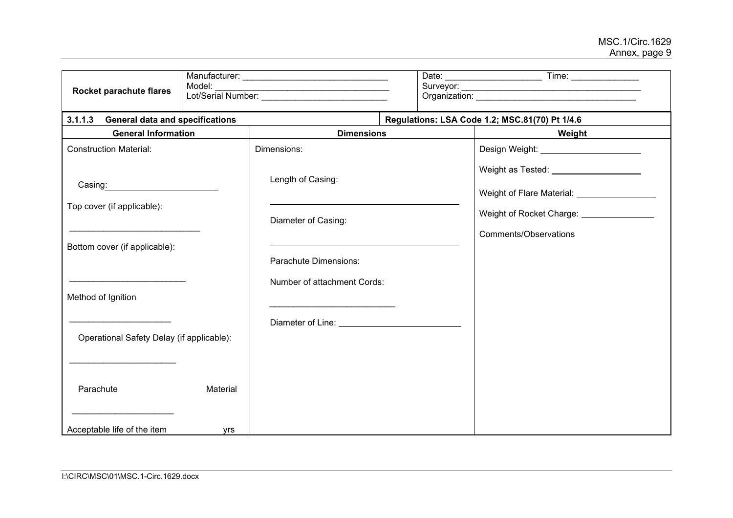| **Rocket parachute flares** | Manufacturer: ______________________________<br>Model: ____________________________________<br>Lot/Serial Number: __________________________ | Date: ____________________ Time: ______________<br>Surveyor: ______________________________________<br>Organization: __________________________________ |
|---|---|---|

| **3.1.1.3 General data and specifications** | | **Regulations: LSA Code 1.2; MSC.81(70) Pt 1/4.6** |
|---|---|---|
| **General Information** | **Dimensions** | **Weight** |
| Construction Material:<br><br>Casing: ______________________<br><br>Top cover (if applicable):<br><br>___________________________<br><br>Bottom cover (if applicable):<br><br>________________________<br><br>Method of Ignition<br><br>_____________________<br><br>Operational Safety Delay (if applicable):<br><br>______________________<br><br>Parachute Material<br><br>_____________________<br><br>Acceptable life of the item yrs | Dimensions:<br><br>Length of Casing:<br><br>_______________________________________<br><br>Diameter of Casing:<br><br>_______________________________________<br><br>Parachute Dimensions:<br><br>Number of attachment Cords:<br><br>__________________________<br><br>Diameter of Line: _________________________ | Design Weight: _____________________<br><br>Weight as Tested: ___________________<br><br>Weight of Flare Material: ________________<br><br>Weight of Rocket Charge: _______________<br><br>Comments/Observations |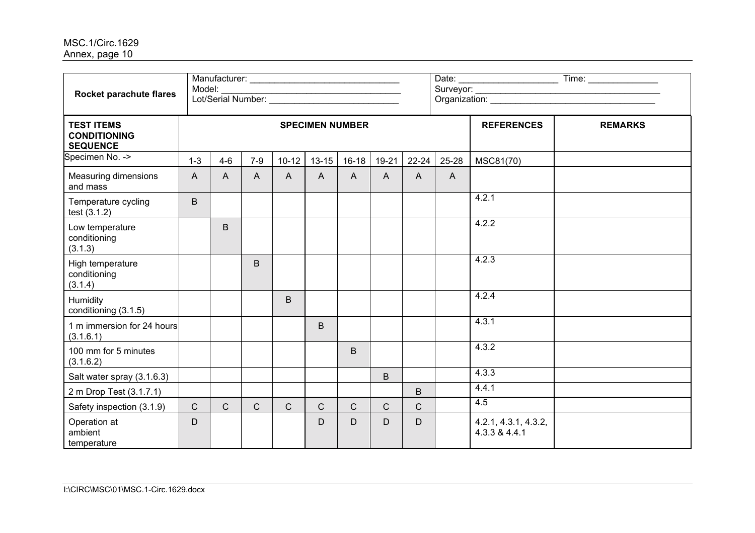| Rocket parachute flares | Manufacturer: ______________________________<br>Model: ____________________________________<br>Lot/Serial Number: __________________________ | | | | | | | | Date: ____________________ Time: ______________<br>Surveyor: ______________________________________<br>Organization: __________________________________ | |
|---|---|---|---|---|---|---|---|---|---|---|
| **TEST ITEMS CONDITIONING SEQUENCE** | **SPECIMEN NUMBER** | | | | | | | | **REFERENCES** | **REMARKS** |
| Specimen No. -> | 1-3 | 4-6 | 7-9 | 10-12 | 13-15 | 16-18 | 19-21 | 22-24 | 25-28 | MSC81(70) | |
| Measuring dimensions and mass | A | A | A | A | A | A | A | A | A | | |
| Temperature cycling test (3.1.2) | B | | | | | | | | | 4.2.1 | |
| Low temperature conditioning (3.1.3) | | B | | | | | | | | 4.2.2 | |
| High temperature conditioning (3.1.4) | | | B | | | | | | | 4.2.3 | |
| Humidity conditioning (3.1.5) | | | | B | | | | | | 4.2.4 | |
| 1 m immersion for 24 hours (3.1.6.1) | | | | | B | | | | | 4.3.1 | |
| 100 mm for 5 minutes (3.1.6.2) | | | | | | B | | | | 4.3.2 | |
| Salt water spray (3.1.6.3) | | | | | | | B | | | 4.3.3 | |
| 2 m Drop Test (3.1.7.1) | | | | | | | | B | | 4.4.1 | |
| Safety inspection (3.1.9) | C | C | C | C | C | C | C | C | | 4.5 | |
| Operation at ambient temperature | D | | | | D | D | D | D | | 4.2.1, 4.3.1, 4.3.2, 4.3.3 & 4.4.1 | |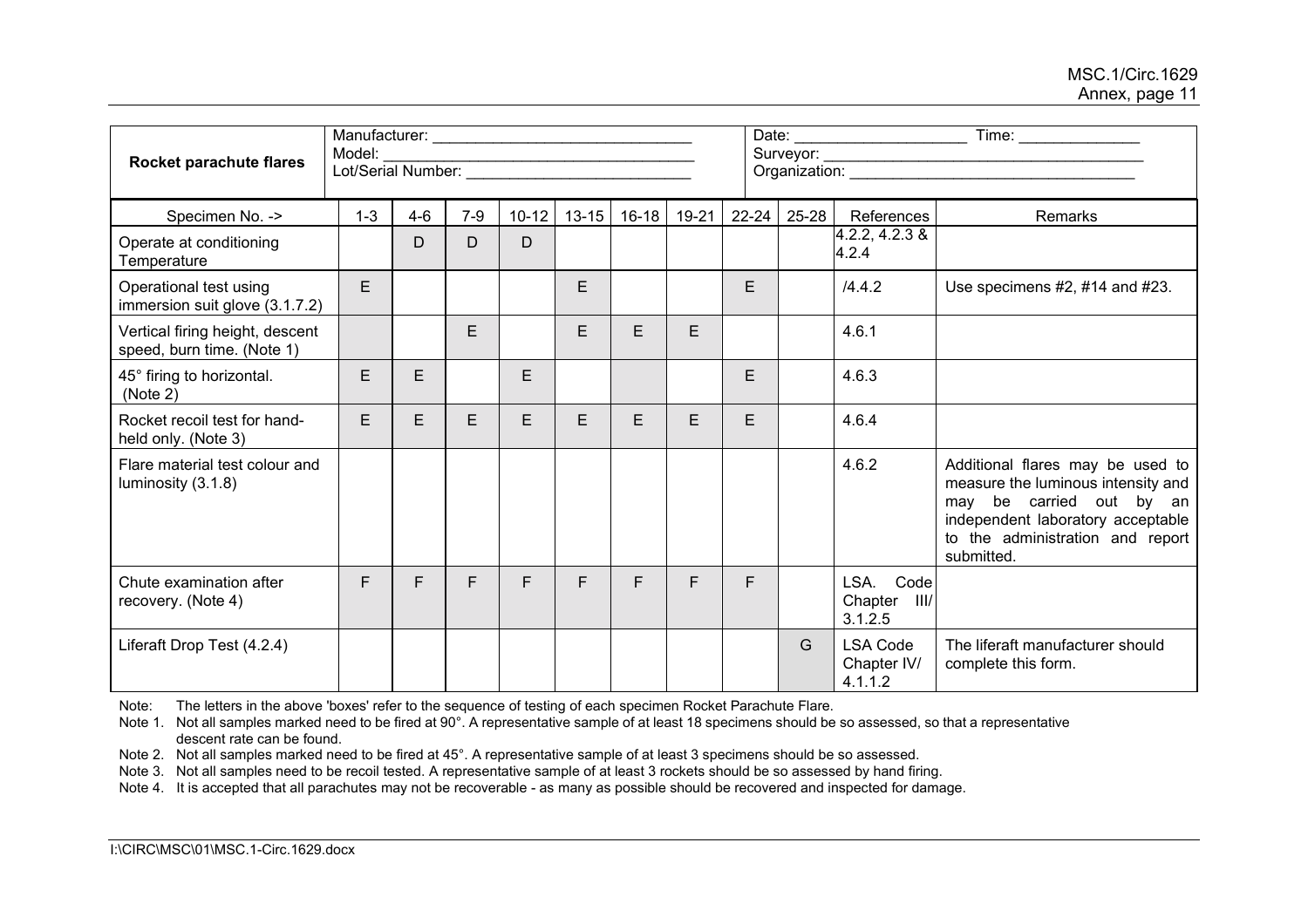| Rocket parachute flares | Manufacturer: \_\_\_\_\_\_\_\_\_\_\_\_\_\_\_\_\_\_\_\_\_\_\_\_\_\_\_\_\_\_ Model: \_\_\_\_\_\_\_\_\_\_\_\_\_\_\_\_\_\_\_\_\_\_\_\_\_\_\_\_\_\_\_\_\_\_\_ Lot/Serial Number: \_\_\_\_\_\_\_\_\_\_\_\_\_\_\_\_\_\_\_\_\_\_\_\_\_\_\_ | Date: \_\_\_\_\_\_\_\_\_\_\_\_\_\_\_\_\_\_\_\_ Time: \_\_\_\_\_\_\_\_\_\_\_\_\_\_ Surveyor: \_\_\_\_\_\_\_\_\_\_\_\_\_\_\_\_\_\_\_\_\_\_\_\_\_\_\_\_\_\_\_\_\_\_\_\_\_\_\_ Organization: \_\_\_\_\_\_\_\_\_\_\_\_\_\_\_\_\_\_\_\_\_\_\_\_\_\_\_\_\_\_\_\_\_\_ |
|---|---|---|

| Specimen No. -> | 1-3 | 4-6 | 7-9 | 10-12 | 13-15 | 16-18 | 19-21 | 22-24 | 25-28 | References | Remarks |
|---|---|---|---|---|---|---|---|---|---|---|---|
| Operate at conditioning Temperature | | D | D | D | | | | | | 4.2.2, 4.2.3 & 4.2.4 | |
| Operational test using immersion suit glove (3.1.7.2) | E | | | | E | | | E | | /4.4.2 | Use specimens #2, #14 and #23. |
| Vertical firing height, descent speed, burn time. (Note 1) | | | E | | E | E | E | | | 4.6.1 | |
| 45° firing to horizontal. (Note 2) | E | E | | E | | | | E | | 4.6.3 | |
| Rocket recoil test for hand-held only. (Note 3) | E | E | E | E | E | E | E | E | | 4.6.4 | |
| Flare material test colour and luminosity (3.1.8) | | | | | | | | | | 4.6.2 | Additional flares may be used to measure the luminous intensity and may be carried out by an independent laboratory acceptable to the administration and report submitted. |
| Chute examination after recovery. (Note 4) | F | F | F | F | F | F | F | F | | LSA. Code Chapter III/ 3.1.2.5 | |
| Liferaft Drop Test (4.2.4) | | | | | | | | | G | LSA Code Chapter IV/ 4.1.1.2 | The liferaft manufacturer should complete this form. |

Note: The letters in the above 'boxes' refer to the sequence of testing of each specimen Rocket Parachute Flare.

Note 1. Not all samples marked need to be fired at 90°. A representative sample of at least 18 specimens should be so assessed, so that a representative descent rate can be found.

Note 2. Not all samples marked need to be fired at 45°. A representative sample of at least 3 specimens should be so assessed.

Note 3. Not all samples need to be recoil tested. A representative sample of at least 3 rockets should be so assessed by hand firing.

Note 4. It is accepted that all parachutes may not be recoverable - as many as possible should be recovered and inspected for damage.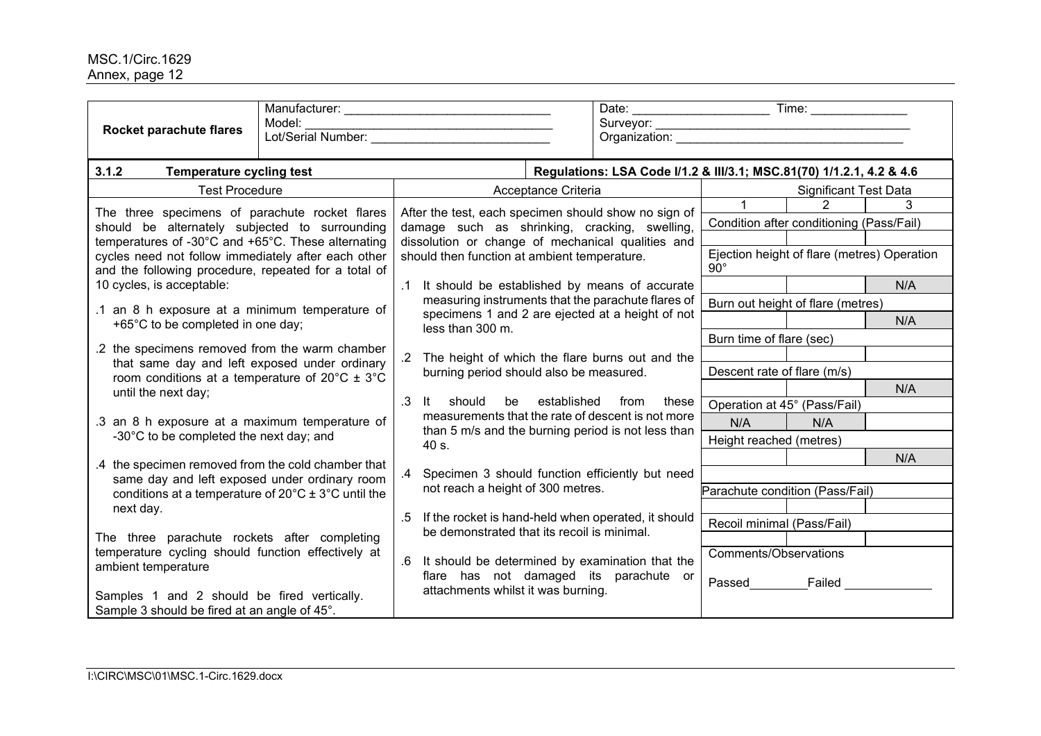| Rocket parachute flares | Manufacturer: ____________________ Model: ____________________ Lot/Serial Number: ____________________ | Date: ____________ Time: ____________ Surveyor: ____________________ Organization: ____________________ |
|---|---|---|

**3.1.2 Temperature cycling test** — **Regulations: LSA Code I/1.2 & III/3.1; MSC.81(70) 1/1.2.1, 4.2 & 4.6**

| Test Procedure | Acceptance Criteria | Significant Test Data | | |
|---|---|---|---|---|
| The three specimens of parachute rocket flares should be alternately subjected to surrounding temperatures of -30°C and +65°C. These alternating cycles need not follow immediately after each other and the following procedure, repeated for a total of 10 cycles, is acceptable:<br><br>.1 an 8 h exposure at a minimum temperature of +65°C to be completed in one day;<br><br>.2 the specimens removed from the warm chamber that same day and left exposed under ordinary room conditions at a temperature of 20°C ± 3°C until the next day;<br><br>.3 an 8 h exposure at a maximum temperature of -30°C to be completed the next day; and<br><br>.4 the specimen removed from the cold chamber that same day and left exposed under ordinary room conditions at a temperature of 20°C ± 3°C until the next day.<br><br>The three parachute rockets after completing temperature cycling should function effectively at ambient temperature<br><br>Samples 1 and 2 should be fired vertically. Sample 3 should be fired at an angle of 45°. | After the test, each specimen should show no sign of damage such as shrinking, cracking, swelling, dissolution or change of mechanical qualities and should then function at ambient temperature.<br><br>.1 It should be established by means of accurate measuring instruments that the parachute flares of specimens 1 and 2 are ejected at a height of not less than 300 m.<br><br>.2 The height of which the flare burns out and the burning period should also be measured.<br><br>.3 It should be established from these measurements that the rate of descent is not more than 5 m/s and the burning period is not less than 40 s.<br><br>.4 Specimen 3 should function efficiently but need not reach a height of 300 metres.<br><br>.5 If the rocket is hand-held when operated, it should be demonstrated that its recoil is minimal.<br><br>.6 It should be determined by examination that the flare has not damaged its parachute or attachments whilst it was burning. | 1 | 2 | 3 |
| | | Condition after conditioning (Pass/Fail) | | |
| | | | | |
| | | Ejection height of flare (metres) Operation 90° | | |
| | | | | N/A |
| | | Burn out height of flare (metres) | | |
| | | | | N/A |
| | | Burn time of flare (sec) | | |
| | | | | |
| | | Descent rate of flare (m/s) | | |
| | | | | N/A |
| | | Operation at 45° (Pass/Fail) | | |
| | | N/A | N/A | |
| | | Height reached (metres) | | |
| | | | | N/A |
| | | | | |
| | | Parachute condition (Pass/Fail) | | |
| | | | | |
| | | Recoil minimal (Pass/Fail) | | |
| | | | | |
| | | Comments/Observations<br><br>Passed________ Failed ________ | | |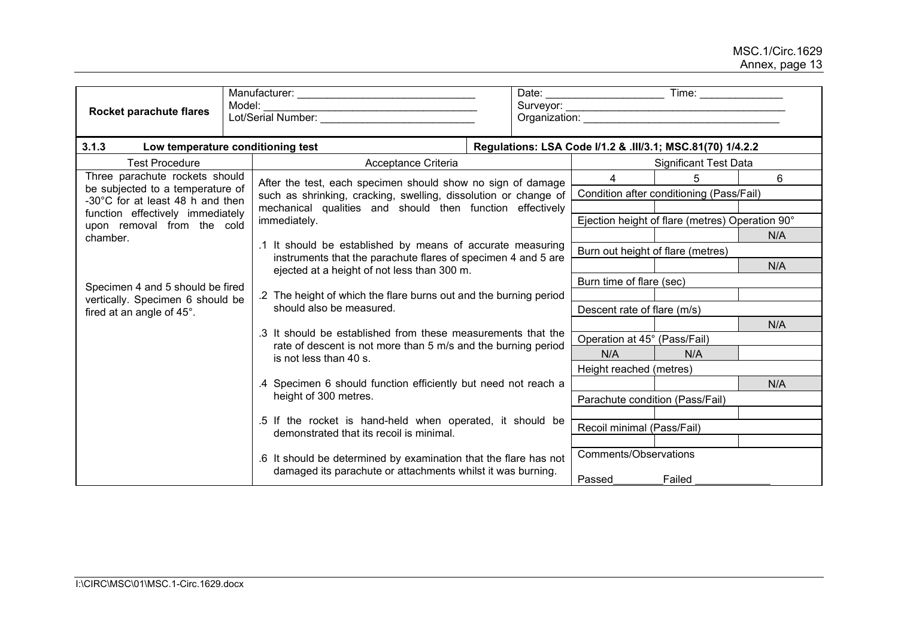| Rocket parachute flares | Manufacturer: ______________________________ Model: ____________________________________ Lot/Serial Number: __________________________ | Date: ____________________ Time: ______________ Surveyor: ______________________________________ Organization: __________________________________ |
|---|---|---|

| **3.1.3 Low temperature conditioning test** | | **Regulations: LSA Code I/1.2 & .III/3.1; MSC.81(70) 1/4.2.2** | | |
|---|---|---|---|---|
| Test Procedure | Acceptance Criteria | Significant Test Data | | |
| Three parachute rockets should be subjected to a temperature of -30°C for at least 48 h and then function effectively immediately upon removal from the cold chamber.<br><br>Specimen 4 and 5 should be fired vertically. Specimen 6 should be fired at an angle of 45°. | After the test, each specimen should show no sign of damage such as shrinking, cracking, swelling, dissolution or change of mechanical qualities and should then function effectively immediately.<br><br>.1 It should be established by means of accurate measuring instruments that the parachute flares of specimen 4 and 5 are ejected at a height of not less than 300 m.<br><br>.2 The height of which the flare burns out and the burning period should also be measured.<br><br>.3 It should be established from these measurements that the rate of descent is not more than 5 m/s and the burning period is not less than 40 s.<br><br>.4 Specimen 6 should function efficiently but need not reach a height of 300 metres.<br><br>.5 If the rocket is hand-held when operated, it should be demonstrated that its recoil is minimal.<br><br>.6 It should be determined by examination that the flare has not damaged its parachute or attachments whilst it was burning. | 4 | 5 | 6 |
| | | Condition after conditioning (Pass/Fail) | | |
| | | | | |
| | | Ejection height of flare (metres) Operation 90° | | |
| | | | | N/A |
| | | Burn out height of flare (metres) | | |
| | | | | N/A |
| | | Burn time of flare (sec) | | |
| | | | | |
| | | Descent rate of flare (m/s) | | |
| | | | | N/A |
| | | Operation at 45° (Pass/Fail) | | |
| | | N/A | N/A | |
| | | Height reached (metres) | | |
| | | | | N/A |
| | | Parachute condition (Pass/Fail) | | |
| | | | | |
| | | Recoil minimal (Pass/Fail) | | |
| | | | | |
| | | Comments/Observations<br><br>Passed________Failed ____________ | | |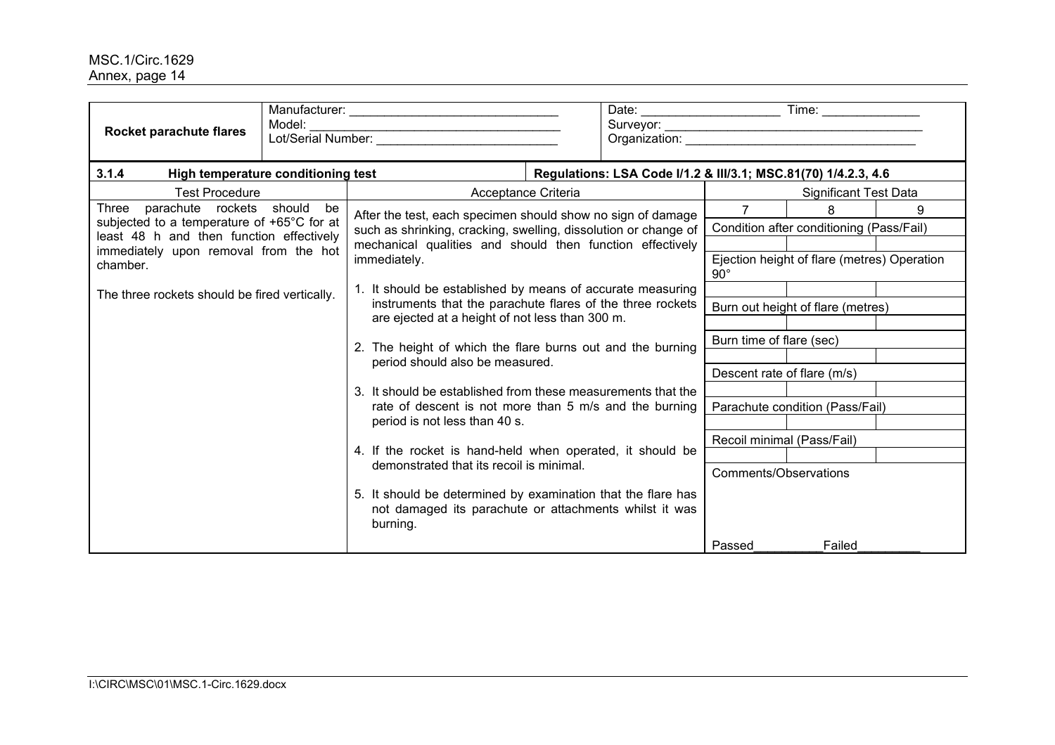| Rocket parachute flares | Manufacturer: ______________________________<br>Model: ____________________________________<br>Lot/Serial Number: ___________________________ | Date: ____________________ Time: ______________<br>Surveyor: ______________________________________<br>Organization: __________________________________ |
|---|---|---|

| 3.1.4 High temperature conditioning test | Regulations: LSA Code I/1.2 & III/3.1; MSC.81(70) 1/4.2.3, 4.6 |
|---|---|

| Test Procedure | Acceptance Criteria | Significant Test Data | | |
|---|---|---|---|---|
| Three parachute rockets should be subjected to a temperature of +65°C for at least 48 h and then function effectively immediately upon removal from the hot chamber.<br><br>The three rockets should be fired vertically. | After the test, each specimen should show no sign of damage such as shrinking, cracking, swelling, dissolution or change of mechanical qualities and should then function effectively immediately.<br><br>1. It should be established by means of accurate measuring instruments that the parachute flares of the three rockets are ejected at a height of not less than 300 m.<br><br>2. The height of which the flare burns out and the burning period should also be measured.<br><br>3. It should be established from these measurements that the rate of descent is not more than 5 m/s and the burning period is not less than 40 s.<br><br>4. If the rocket is hand-held when operated, it should be demonstrated that its recoil is minimal.<br><br>5. It should be determined by examination that the flare has not damaged its parachute or attachments whilst it was burning. | 7 | 8 | 9 |
| | | Condition after conditioning (Pass/Fail) | | |
| | | | | |
| | | Ejection height of flare (metres) Operation 90° | | |
| | | | | |
| | | Burn out height of flare (metres) | | |
| | | | | |
| | | Burn time of flare (sec) | | |
| | | | | |
| | | Descent rate of flare (m/s) | | |
| | | | | |
| | | Parachute condition (Pass/Fail) | | |
| | | | | |
| | | Recoil minimal (Pass/Fail) | | |
| | | | | |
| | | Comments/Observations | | |
| | | Passed_________ Failed_________ | | |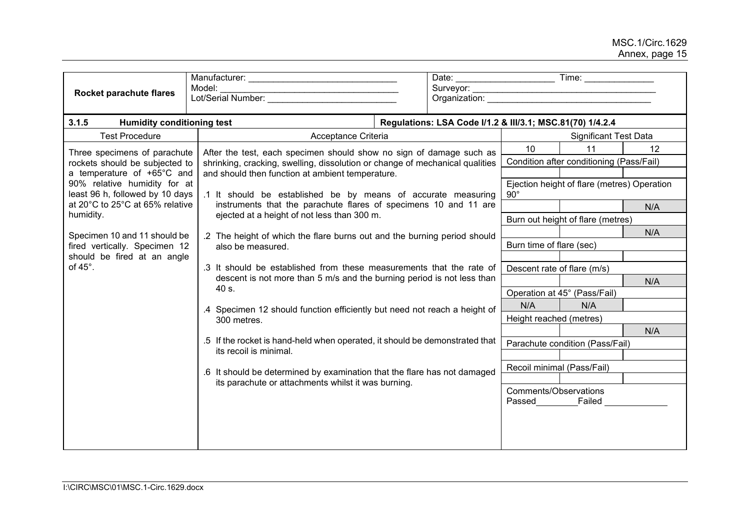| Rocket parachute flares | Manufacturer: ______________________________<br>Model: ____________________________________<br>Lot/Serial Number: __________________________ | Date: ___________________ Time: _____________<br>Surveyor: ____________________________________<br>Organization: _________________________________ |
|---|---|---|

**3.1.5 Humidity conditioning test** — Regulations: LSA Code I/1.2 & III/3.1; MSC.81(70) 1/4.2.4

| Test Procedure | Acceptance Criteria | Significant Test Data | | |
|---|---|---|---|---|
| Three specimens of parachute rockets should be subjected to a temperature of +65°C and 90% relative humidity for at least 96 h, followed by 10 days at 20°C to 25°C at 65% relative humidity.<br><br>Specimen 10 and 11 should be fired vertically. Specimen 12 should be fired at an angle of 45°. | After the test, each specimen should show no sign of damage such as shrinking, cracking, swelling, dissolution or change of mechanical qualities and should then function at ambient temperature.<br><br>.1 It should be established be by means of accurate measuring instruments that the parachute flares of specimens 10 and 11 are ejected at a height of not less than 300 m.<br><br>.2 The height of which the flare burns out and the burning period should also be measured.<br><br>.3 It should be established from these measurements that the rate of descent is not more than 5 m/s and the burning period is not less than 40 s.<br><br>.4 Specimen 12 should function efficiently but need not reach a height of 300 metres.<br><br>.5 If the rocket is hand-held when operated, it should be demonstrated that its recoil is minimal.<br><br>.6 It should be determined by examination that the flare has not damaged its parachute or attachments whilst it was burning. | 10 | 11 | 12 |
| | | Condition after conditioning (Pass/Fail) | | |
| | | | | |
| | | Ejection height of flare (metres) Operation 90° | | |
| | | | | N/A |
| | | Burn out height of flare (metres) | | |
| | | | | N/A |
| | | Burn time of flare (sec) | | |
| | | | | |
| | | Descent rate of flare (m/s) | | |
| | | | | N/A |
| | | Operation at 45° (Pass/Fail) | | |
| | | N/A | N/A | |
| | | Height reached (metres) | | |
| | | | | N/A |
| | | Parachute condition (Pass/Fail) | | |
| | | | | |
| | | Recoil minimal (Pass/Fail) | | |
| | | | | |
| | | Comments/Observations<br>Passed________Failed ____________ | | |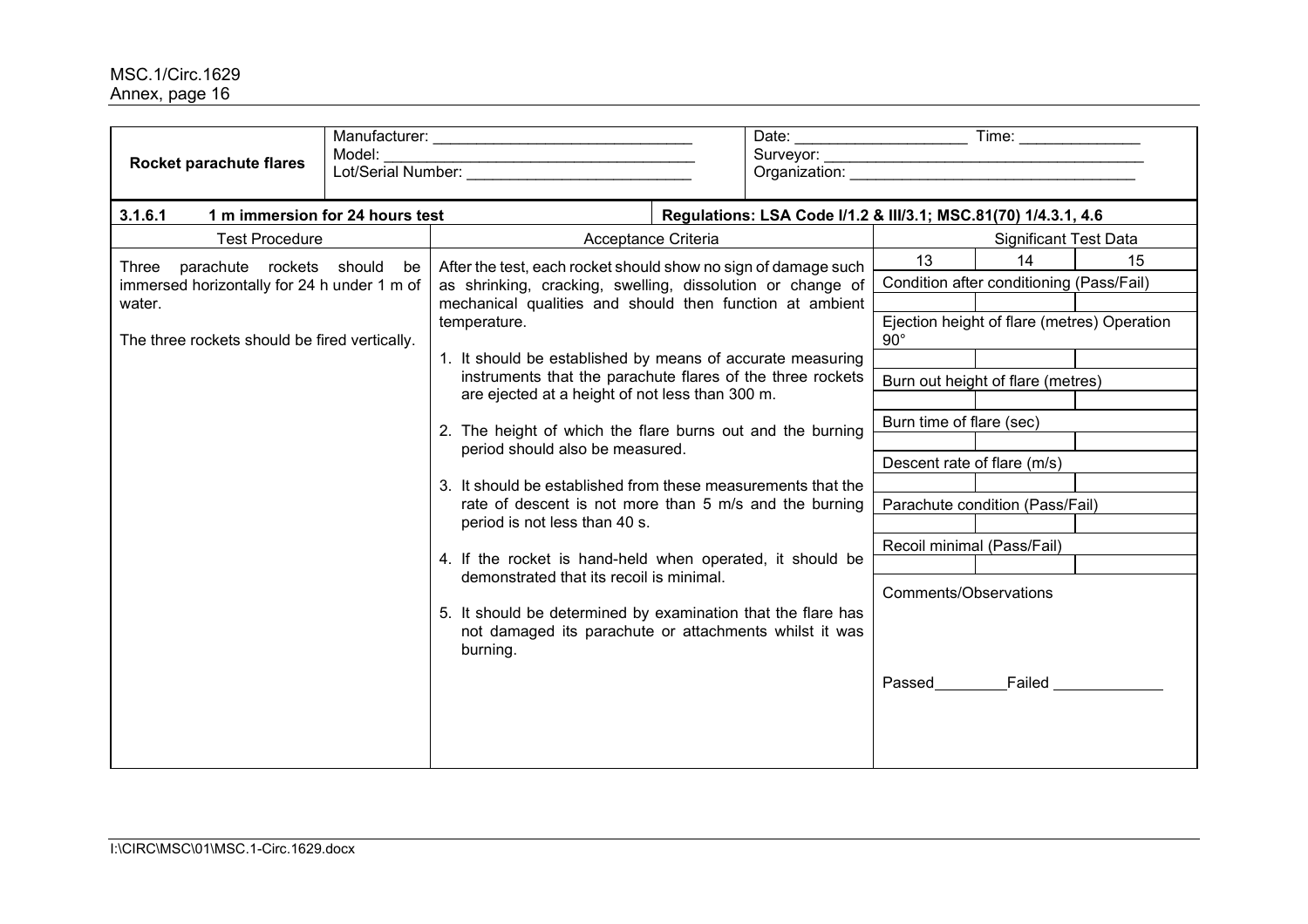| **Rocket parachute flares** | Manufacturer: ______________________________<br>Model: ____________________________________<br>Lot/Serial Number: _________________________ | Date: ___________________ Time: _____________<br>Surveyor: ____________________________________<br>Organization: _________________________________ |
|---|---|---|

| **3.1.6.1 1 m immersion for 24 hours test** | **Regulations: LSA Code I/1.2 & III/3.1; MSC.81(70) 1/4.3.1, 4.6** | | | |
|---|---|---|---|---|
| Test Procedure | Acceptance Criteria | Significant Test Data | | |
| Three parachute rockets should be immersed horizontally for 24 h under 1 m of water.<br><br>The three rockets should be fired vertically. | After the test, each rocket should show no sign of damage such as shrinking, cracking, swelling, dissolution or change of mechanical qualities and should then function at ambient temperature.<br><br>1. It should be established by means of accurate measuring instruments that the parachute flares of the three rockets are ejected at a height of not less than 300 m.<br><br>2. The height of which the flare burns out and the burning period should also be measured.<br><br>3. It should be established from these measurements that the rate of descent is not more than 5 m/s and the burning period is not less than 40 s.<br><br>4. If the rocket is hand-held when operated, it should be demonstrated that its recoil is minimal.<br><br>5. It should be determined by examination that the flare has not damaged its parachute or attachments whilst it was burning. | 13 | 14 | 15 |
| | | Condition after conditioning (Pass/Fail) | | |
| | | | | |
| | | Ejection height of flare (metres) Operation 90° | | |
| | | | | |
| | | Burn out height of flare (metres) | | |
| | | | | |
| | | Burn time of flare (sec) | | |
| | | | | |
| | | Descent rate of flare (m/s) | | |
| | | | | |
| | | Parachute condition (Pass/Fail) | | |
| | | | | |
| | | Recoil minimal (Pass/Fail) | | |
| | | | | |
| | | Comments/Observations<br><br><br>Passed________Failed ____________ | | |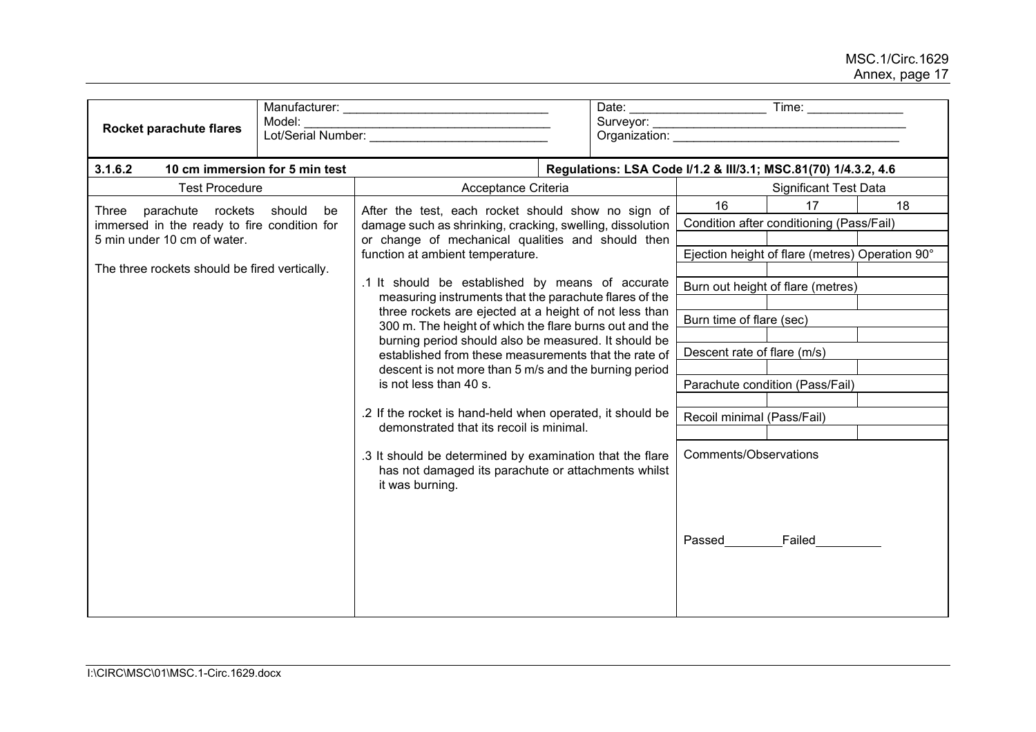| **Rocket parachute flares** | Manufacturer: ______________________________<br>Model: ____________________________________<br>Lot/Serial Number: _________________________ | Date: ___________________ Time: _____________<br>Surveyor: ___________________________________<br>Organization: ________________________________ |
|---|---|---|

| **3.1.6.2 10 cm immersion for 5 min test** | **Regulations: LSA Code I/1.2 & III/3.1; MSC.81(70) 1/4.3.2, 4.6** |
|---|---|

| Test Procedure | Acceptance Criteria | Significant Test Data | | |
|---|---|---|---|---|
| Three parachute rockets should be immersed in the ready to fire condition for 5 min under 10 cm of water.<br><br>The three rockets should be fired vertically. | After the test, each rocket should show no sign of damage such as shrinking, cracking, swelling, dissolution or change of mechanical qualities and should then function at ambient temperature.<br><br>.1 It should be established by means of accurate measuring instruments that the parachute flares of the three rockets are ejected at a height of not less than 300 m. The height of which the flare burns out and the burning period should also be measured. It should be established from these measurements that the rate of descent is not more than 5 m/s and the burning period is not less than 40 s.<br><br>.2 If the rocket is hand-held when operated, it should be demonstrated that its recoil is minimal.<br><br>.3 It should be determined by examination that the flare has not damaged its parachute or attachments whilst it was burning. | 16 | 17 | 18 |
| | | Condition after conditioning (Pass/Fail) | | |
| | | | | |
| | | Ejection height of flare (metres) Operation 90° | | |
| | | | | |
| | | Burn out height of flare (metres) | | |
| | | | | |
| | | Burn time of flare (sec) | | |
| | | | | |
| | | Descent rate of flare (m/s) | | |
| | | | | |
| | | Parachute condition (Pass/Fail) | | |
| | | | | |
| | | Recoil minimal (Pass/Fail) | | |
| | | | | |
| | | Comments/Observations<br><br>Passed________Failed_________ | | |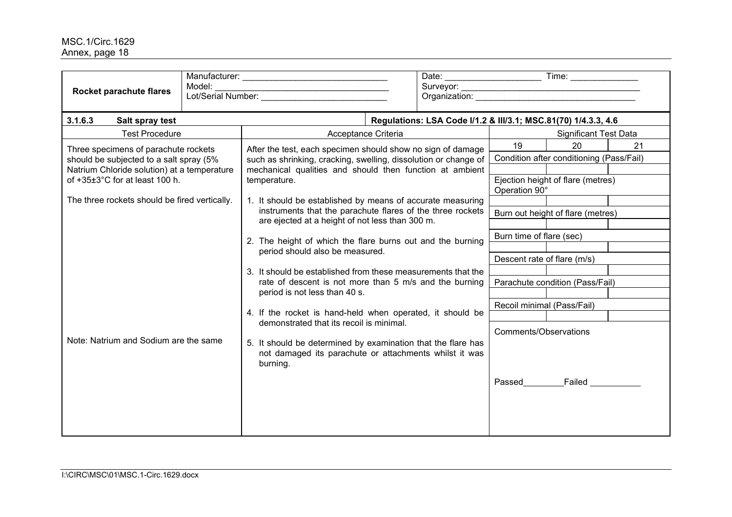| **Rocket parachute flares** | Manufacturer: ______________________________ Model: ____________________________________ Lot/Serial Number: __________________________ | Date: ____________________ Time: ______________ Surveyor: ______________________________________ Organization: __________________________________ |
|---|---|---|

| **3.1.6.3 Salt spray test** | **Regulations: LSA Code I/1.2 & III/3.1; MSC.81(70) 1/4.3.3, 4.6** | | | |
|---|---|---|---|---|
| Test Procedure | Acceptance Criteria | Significant Test Data | | |
| Three specimens of parachute rockets should be subjected to a salt spray (5% Natrium Chloride solution) at a temperature of +35±3°C for at least 100 h.<br><br>The three rockets should be fired vertically.<br><br>Note: Natrium and Sodium are the same | After the test, each specimen should show no sign of damage such as shrinking, cracking, swelling, dissolution or change of mechanical qualities and should then function at ambient temperature.<br><br>1. It should be established by means of accurate measuring instruments that the parachute flares of the three rockets are ejected at a height of not less than 300 m.<br><br>2. The height of which the flare burns out and the burning period should also be measured.<br><br>3. It should be established from these measurements that the rate of descent is not more than 5 m/s and the burning period is not less than 40 s.<br><br>4. If the rocket is hand-held when operated, it should be demonstrated that its recoil is minimal.<br><br>5. It should be determined by examination that the flare has not damaged its parachute or attachments whilst it was burning. | 19 | 20 | 21 |
| | | Condition after conditioning (Pass/Fail) | | |
| | | | | |
| | | Ejection height of flare (metres) Operation 90° | | |
| | | | | |
| | | Burn out height of flare (metres) | | |
| | | | | |
| | | Burn time of flare (sec) | | |
| | | | | |
| | | Descent rate of flare (m/s) | | |
| | | | | |
| | | Parachute condition (Pass/Fail) | | |
| | | | | |
| | | Recoil minimal (Pass/Fail) | | |
| | | | | |
| | | Comments/Observations<br><br>Passed________Failed __________ | | |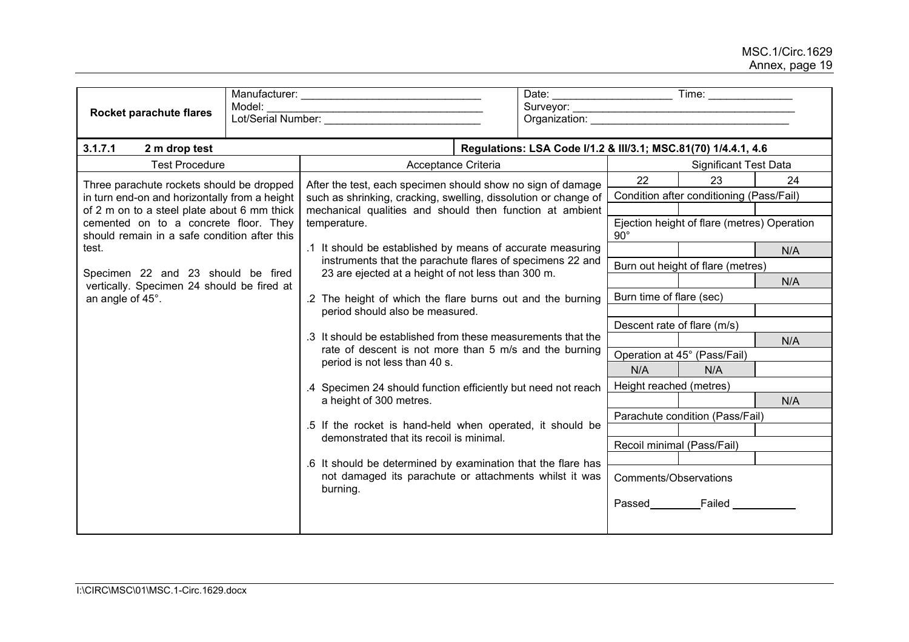| **Rocket parachute flares** | Manufacturer: ______________________________<br>Model: ____________________________________<br>Lot/Serial Number: __________________________ | Date: ____________________ Time: ______________<br>Surveyor: ______________________________________<br>Organization: ___________________________________ |
|---|---|---|

| **3.1.7.1 2 m drop test** | **Regulations: LSA Code I/1.2 & III/3.1; MSC.81(70) 1/4.4.1, 4.6** |
|---|---|

| Test Procedure | Acceptance Criteria | Significant Test Data | | |
|---|---|---|---|---|
| Three parachute rockets should be dropped in turn end-on and horizontally from a height of 2 m on to a steel plate about 6 mm thick cemented on to a concrete floor. They should remain in a safe condition after this test.<br><br>Specimen 22 and 23 should be fired vertically. Specimen 24 should be fired at an angle of 45°. | After the test, each specimen should show no sign of damage such as shrinking, cracking, swelling, dissolution or change of mechanical qualities and should then function at ambient temperature.<br><br>.1 It should be established by means of accurate measuring instruments that the parachute flares of specimens 22 and 23 are ejected at a height of not less than 300 m.<br><br>.2 The height of which the flare burns out and the burning period should also be measured.<br><br>.3 It should be established from these measurements that the rate of descent is not more than 5 m/s and the burning period is not less than 40 s.<br><br>.4 Specimen 24 should function efficiently but need not reach a height of 300 metres.<br><br>.5 If the rocket is hand-held when operated, it should be demonstrated that its recoil is minimal.<br><br>.6 It should be determined by examination that the flare has not damaged its parachute or attachments whilst it was burning. | 22 | 23 | 24 |
| | | Condition after conditioning (Pass/Fail) | | |
| | | | | |
| | | Ejection height of flare (metres) Operation 90° | | |
| | | | | N/A |
| | | Burn out height of flare (metres) | | |
| | | | | N/A |
| | | Burn time of flare (sec) | | |
| | | | | |
| | | Descent rate of flare (m/s) | | |
| | | | | N/A |
| | | Operation at 45° (Pass/Fail) | | |
| | | N/A | N/A | |
| | | Height reached (metres) | | |
| | | | | N/A |
| | | Parachute condition (Pass/Fail) | | |
| | | | | |
| | | Recoil minimal (Pass/Fail) | | |
| | | | | |
| | | Comments/Observations<br><br>Passed_________Failed ___________ | | |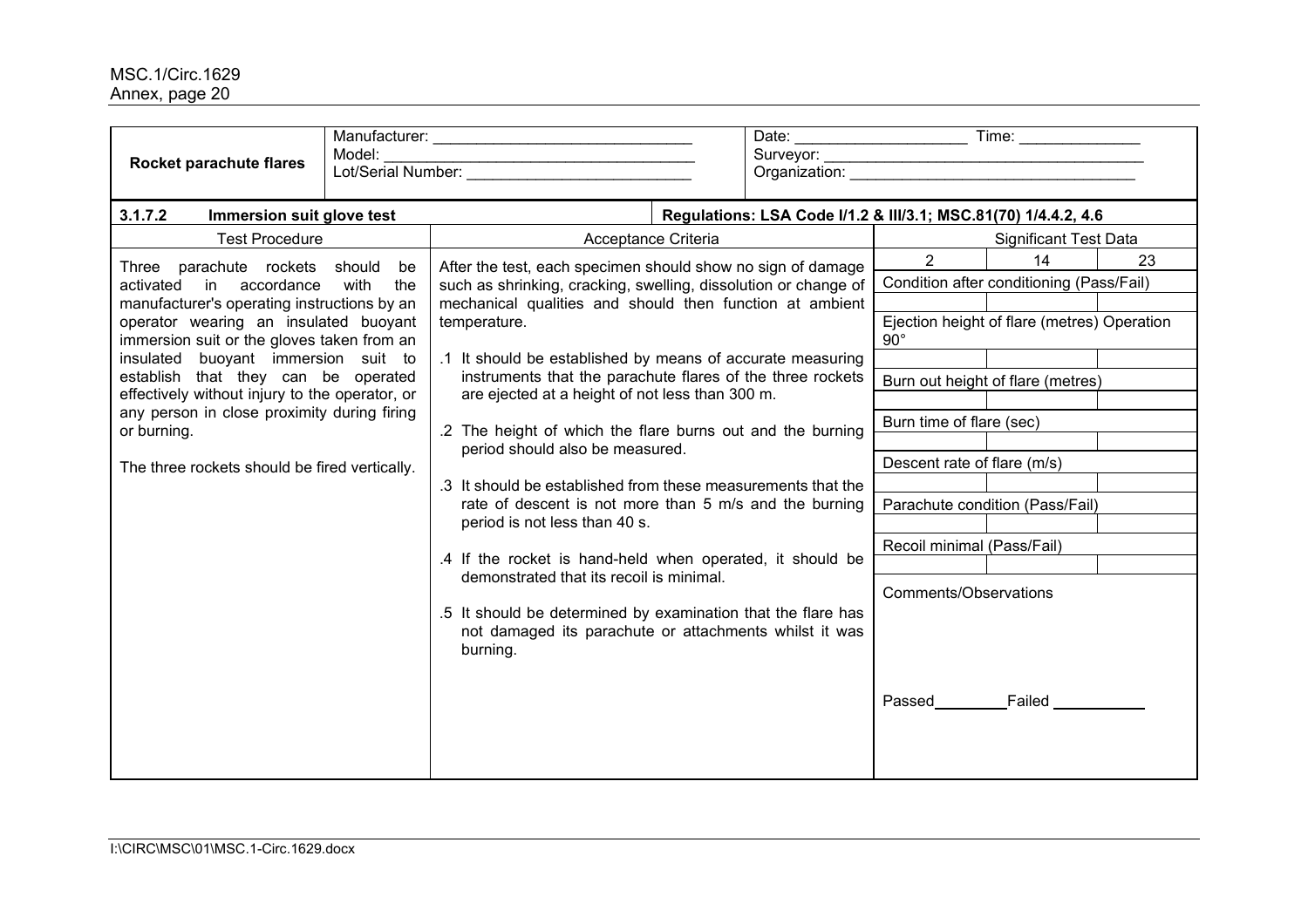| **Rocket parachute flares** | Manufacturer: ______________________________<br>Model: ____________________________________<br>Lot/Serial Number: __________________________ | Date: ____________________ Time: ______________<br>Surveyor: ______________________________________<br>Organization: ___________________________________ |
|---|---|---|

| **3.1.7.2 Immersion suit glove test** | **Regulations: LSA Code I/1.2 & III/3.1; MSC.81(70) 1/4.4.2, 4.6** |
|---|---|

| Test Procedure | Acceptance Criteria | Significant Test Data | | |
|---|---|---|---|---|
| Three parachute rockets should be activated in accordance with the manufacturer's operating instructions by an operator wearing an insulated buoyant immersion suit or the gloves taken from an insulated buoyant immersion suit to establish that they can be operated effectively without injury to the operator, or any person in close proximity during firing or burning.<br><br>The three rockets should be fired vertically. | After the test, each specimen should show no sign of damage such as shrinking, cracking, swelling, dissolution or change of mechanical qualities and should then function at ambient temperature.<br><br>.1 It should be established by means of accurate measuring instruments that the parachute flares of the three rockets are ejected at a height of not less than 300 m.<br><br>.2 The height of which the flare burns out and the burning period should also be measured.<br><br>.3 It should be established from these measurements that the rate of descent is not more than 5 m/s and the burning period is not less than 40 s.<br><br>.4 If the rocket is hand-held when operated, it should be demonstrated that its recoil is minimal.<br><br>.5 It should be determined by examination that the flare has not damaged its parachute or attachments whilst it was burning. | 2 | 14 | 23 |
| | | Condition after conditioning (Pass/Fail) | | |
| | | | | |
| | | Ejection height of flare (metres) Operation 90° | | |
| | | | | |
| | | Burn out height of flare (metres) | | |
| | | | | |
| | | Burn time of flare (sec) | | |
| | | | | |
| | | Descent rate of flare (m/s) | | |
| | | | | |
| | | Parachute condition (Pass/Fail) | | |
| | | | | |
| | | Recoil minimal (Pass/Fail) | | |
| | | | | |
| | | Comments/Observations<br><br><br><br>Passed________Failed __________ | | |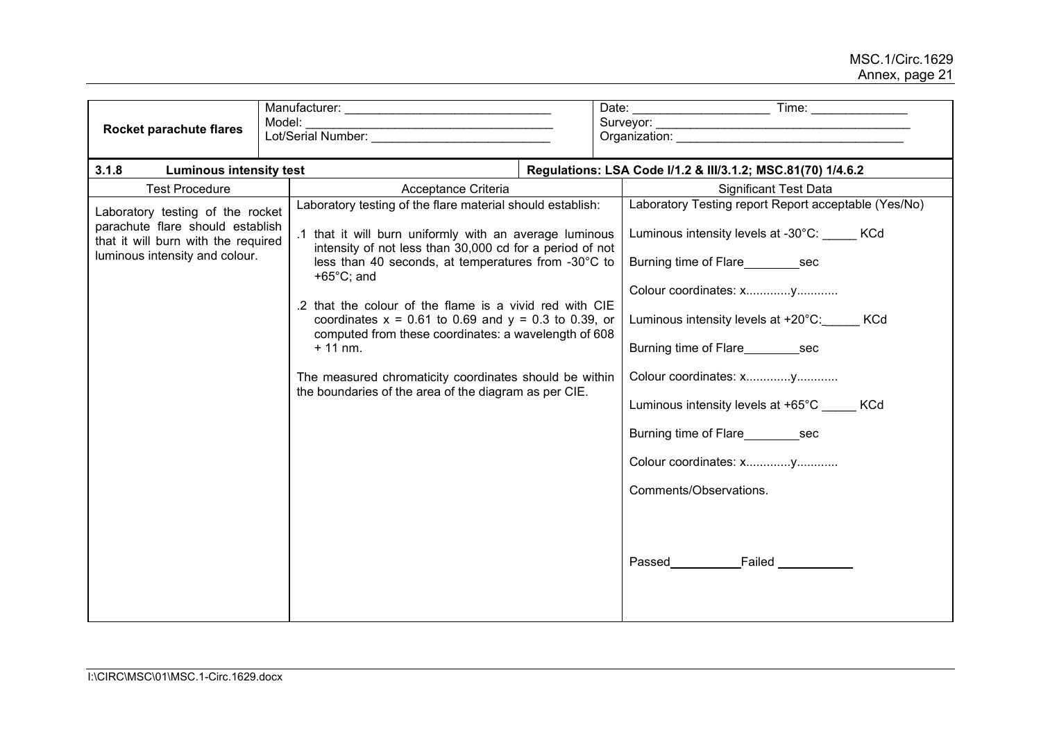| Rocket parachute flares | Manufacturer: ______________________________<br>Model: ____________________________________<br>Lot/Serial Number: __________________________ | Date: ____________________ Time: ______________<br>Surveyor: _____________________________________<br>Organization: __________________________________ |
|---|---|---|

| **3.1.8 Luminous intensity test** | | **Regulations: LSA Code I/1.2 & III/3.1.2; MSC.81(70) 1/4.6.2** |
|---|---|---|
| Test Procedure | Acceptance Criteria | Significant Test Data |
| Laboratory testing of the rocket parachute flare should establish that it will burn with the required luminous intensity and colour. | Laboratory testing of the flare material should establish:<br><br>.1 that it will burn uniformly with an average luminous intensity of not less than 30,000 cd for a period of not less than 40 seconds, at temperatures from -30°C to +65°C; and<br><br>.2 that the colour of the flame is a vivid red with CIE coordinates x = 0.61 to 0.69 and y = 0.3 to 0.39, or computed from these coordinates: a wavelength of 608 + 11 nm.<br><br>The measured chromaticity coordinates should be within the boundaries of the area of the diagram as per CIE. | Laboratory Testing report Report acceptable (Yes/No)<br><br>Luminous intensity levels at -30°C: _____ KCd<br><br>Burning time of Flare________sec<br><br>Colour coordinates: x.............y............<br><br>Luminous intensity levels at +20°C:______ KCd<br><br>Burning time of Flare________sec<br><br>Colour coordinates: x.............y............<br><br>Luminous intensity levels at +65°C _____ KCd<br><br>Burning time of Flare________sec<br><br>Colour coordinates: x.............y............<br><br>Comments/Observations.<br><br><br><br>Passed__________Failed ___________ |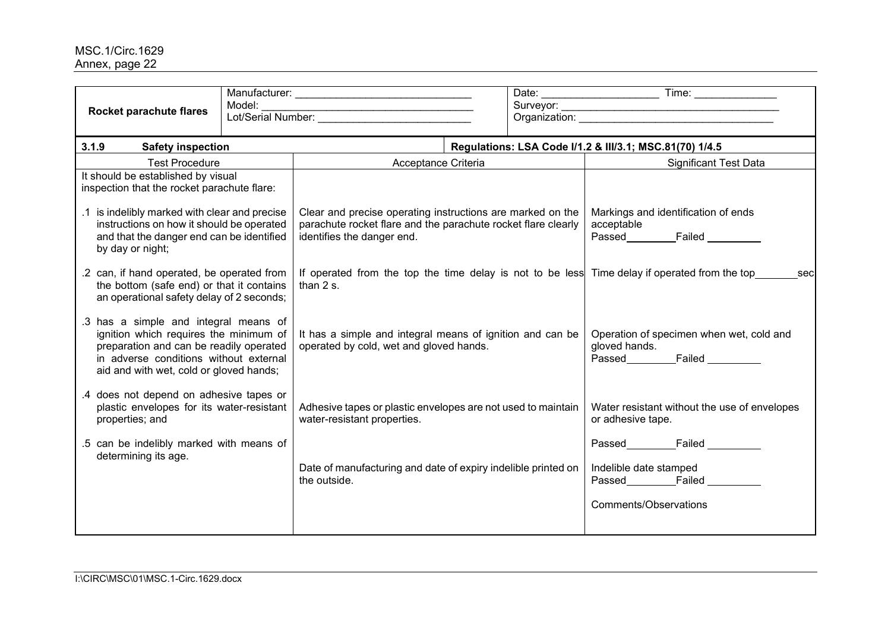| Rocket parachute flares | Manufacturer: ______________________________<br>Model: ____________________________________<br>Lot/Serial Number: __________________________ | Date: ___________________ Time: _____________<br>Surveyor: ____________________________________<br>Organization: ________________________________ |
|---|---|---|

| **3.1.9 Safety inspection** | | **Regulations: LSA Code I/1.2 & III/3.1; MSC.81(70) 1/4.5** |
|---|---|---|
| Test Procedure | Acceptance Criteria | Significant Test Data |
| It should be established by visual inspection that the rocket parachute flare: | | |
| .1 is indelibly marked with clear and precise instructions on how it should be operated and that the danger end can be identified by day or night; | Clear and precise operating instructions are marked on the parachute rocket flare and the parachute rocket flare clearly identifies the danger end. | Markings and identification of ends acceptable<br>Passed_________Failed _________ |
| .2 can, if hand operated, be operated from the bottom (safe end) or that it contains an operational safety delay of 2 seconds; | If operated from the top the time delay is not to be less than 2 s. | Time delay if operated from the top_______sec |
| .3 has a simple and integral means of ignition which requires the minimum of preparation and can be readily operated in adverse conditions without external aid and with wet, cold or gloved hands; | It has a simple and integral means of ignition and can be operated by cold, wet and gloved hands. | Operation of specimen when wet, cold and gloved hands.<br>Passed_________Failed _________ |
| .4 does not depend on adhesive tapes or plastic envelopes for its water-resistant properties; and | Adhesive tapes or plastic envelopes are not used to maintain water-resistant properties. | Water resistant without the use of envelopes or adhesive tape.<br>Passed_________Failed _________ |
| .5 can be indelibly marked with means of determining its age. | Date of manufacturing and date of expiry indelible printed on the outside. | Indelible date stamped<br>Passed_________Failed _________<br><br>Comments/Observations |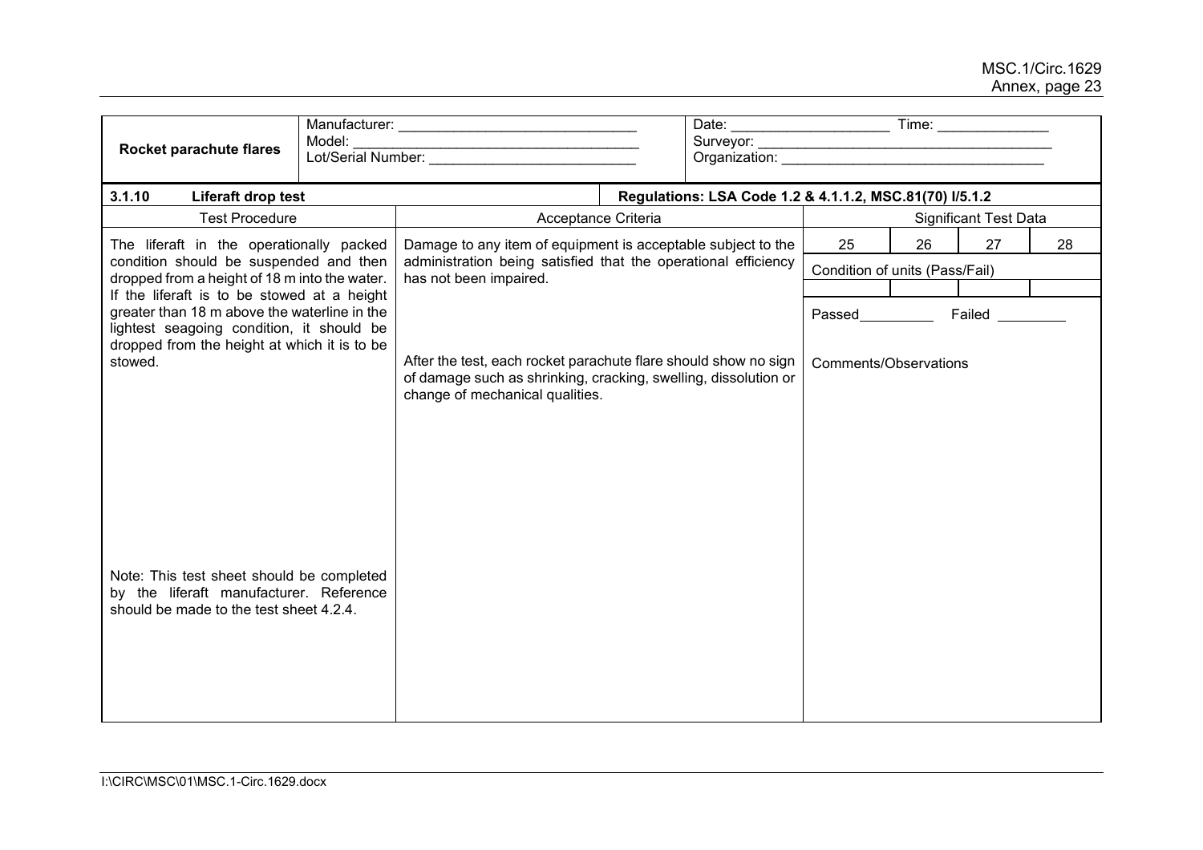| Rocket parachute flares | Manufacturer: \_\_\_\_\_\_\_\_\_\_\_\_\_\_\_\_\_\_\_\_\_\_\_\_\_\_\_\_\_\_ Model: \_\_\_\_\_\_\_\_\_\_\_\_\_\_\_\_\_\_\_\_\_\_\_\_\_\_\_\_\_\_\_\_\_\_\_ Lot/Serial Number: \_\_\_\_\_\_\_\_\_\_\_\_\_\_\_\_\_\_\_\_\_\_\_\_\_\_ | Date: \_\_\_\_\_\_\_\_\_\_\_\_\_\_\_\_\_\_\_\_ Time: \_\_\_\_\_\_\_\_\_\_\_\_\_\_ Surveyor: \_\_\_\_\_\_\_\_\_\_\_\_\_\_\_\_\_\_\_\_\_\_\_\_\_\_\_\_\_\_\_\_\_\_\_\_\_\_ Organization: \_\_\_\_\_\_\_\_\_\_\_\_\_\_\_\_\_\_\_\_\_\_\_\_\_\_\_\_\_\_\_\_\_\_ |
|---|---|---|

| **3.1.10 Liferaft drop test** | | **Regulations: LSA Code 1.2 & 4.1.1.2, MSC.81(70) I/5.1.2** | | | |
|---|---|---|---|---|---|
| Test Procedure | Acceptance Criteria | Significant Test Data | | | |
| The liferaft in the operationally packed condition should be suspended and then dropped from a height of 18 m into the water. If the liferaft is to be stowed at a height greater than 18 m above the waterline in the lightest seagoing condition, it should be dropped from the height at which it is to be stowed.<br><br>Note: This test sheet should be completed by the liferaft manufacturer. Reference should be made to the test sheet 4.2.4. | Damage to any item of equipment is acceptable subject to the administration being satisfied that the operational efficiency has not been impaired.<br><br>After the test, each rocket parachute flare should show no sign of damage such as shrinking, cracking, swelling, dissolution or change of mechanical qualities. | 25 | 26 | 27 | 28 |
| | | Condition of units (Pass/Fail) | | | |
| | | | | | |
| | | Passed\_\_\_\_\_\_\_\_\_ Failed \_\_\_\_\_\_\_\_\_ | | | |
| | | Comments/Observations | | | |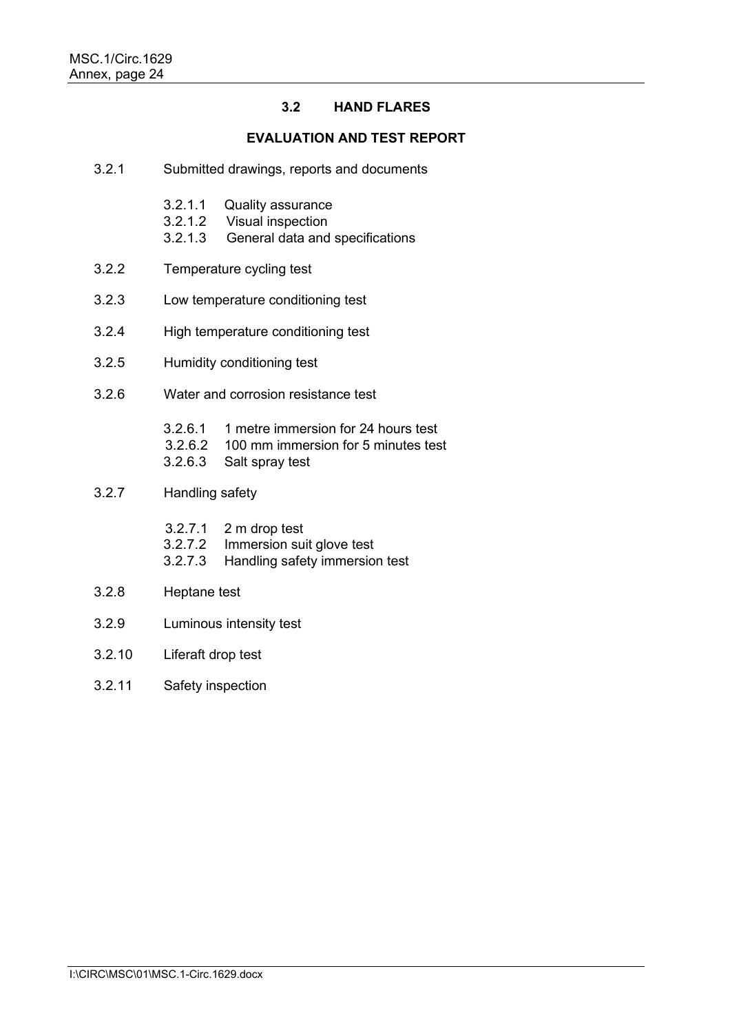## 3.2 HAND FLARES

### EVALUATION AND TEST REPORT

3.2.1 Submitted drawings, reports and documents

- 3.2.1.1 Quality assurance
- 3.2.1.2 Visual inspection
- 3.2.1.3 General data and specifications

3.2.2 Temperature cycling test

3.2.3 Low temperature conditioning test

3.2.4 High temperature conditioning test

3.2.5 Humidity conditioning test

3.2.6 Water and corrosion resistance test

- 3.2.6.1 1 metre immersion for 24 hours test
- 3.2.6.2 100 mm immersion for 5 minutes test
- 3.2.6.3 Salt spray test

3.2.7 Handling safety

- 3.2.7.1 2 m drop test
- 3.2.7.2 Immersion suit glove test
- 3.2.7.3 Handling safety immersion test

3.2.8 Heptane test

3.2.9 Luminous intensity test

3.2.10 Liferaft drop test

3.2.11 Safety inspection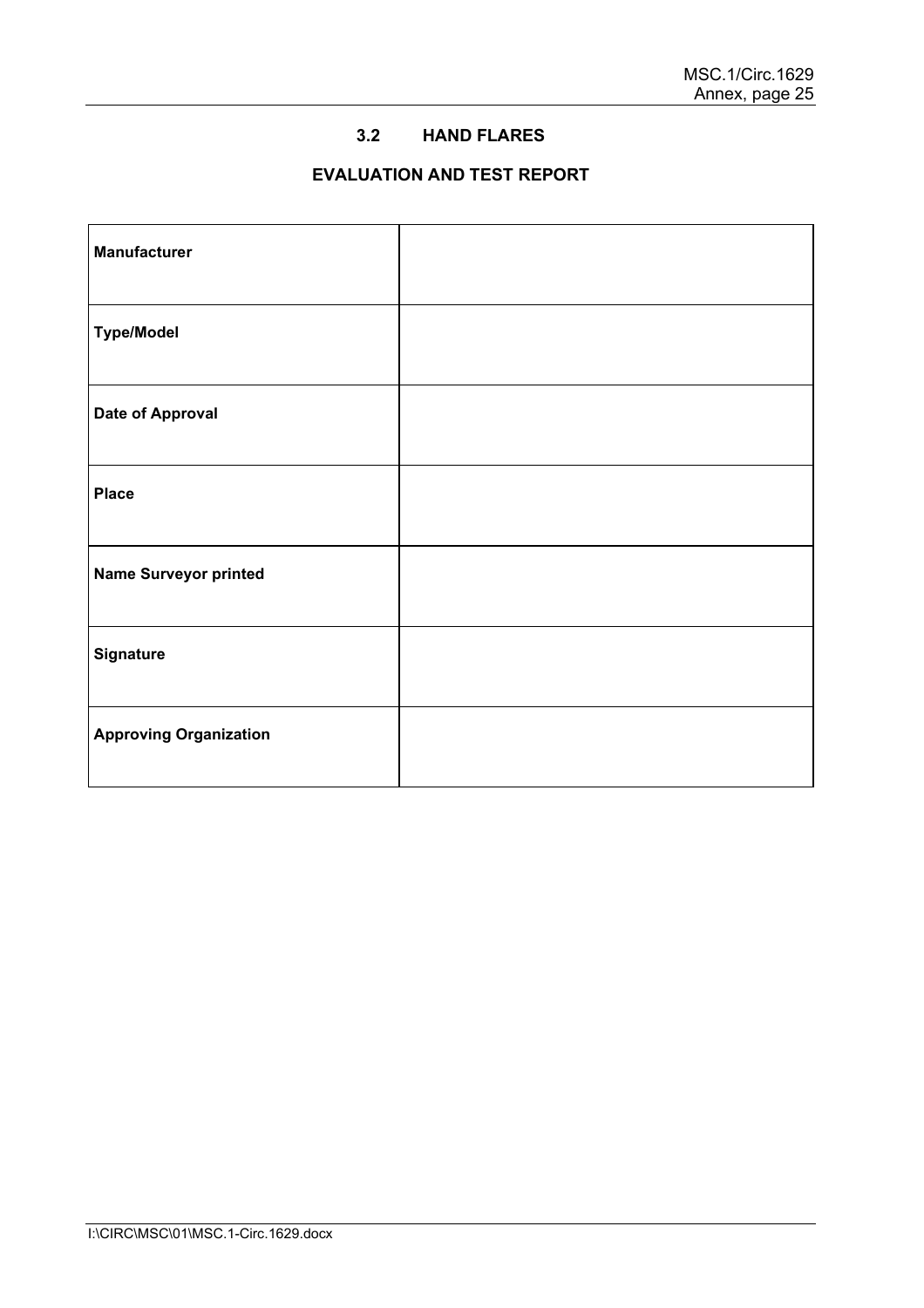### 3.2 HAND FLARES

### EVALUATION AND TEST REPORT

| | |
|---|---|
| **Manufacturer** | |
| **Type/Model** | |
| **Date of Approval** | |
| **Place** | |
| **Name Surveyor printed** | |
| **Signature** | |
| **Approving Organization** | |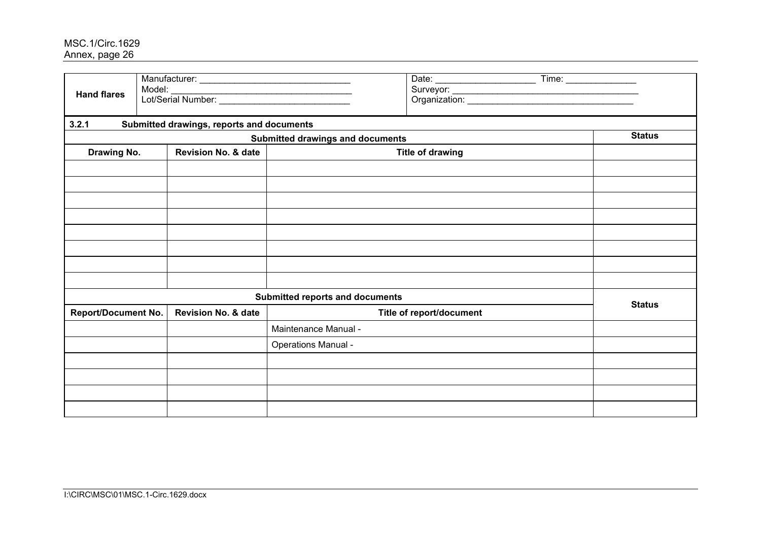| Hand flares | Manufacturer: ______________________________<br>Model: ____________________________________<br>Lot/Serial Number: __________________________ | Date: ____________________ Time: ______________<br>Surveyor: _______________________________________<br>Organization: __________________________________ |
|---|---|---|

**3.2.1 Submitted drawings, reports and documents**

| Submitted drawings and documents | | | Status |
|---|---|---|---|
| **Drawing No.** | **Revision No. & date** | **Title of drawing** | |
| | | | |
| | | | |
| | | | |
| | | | |
| | | | |
| | | | |
| | | | |
| | | | |
| **Submitted reports and documents** | | | **Status** |
| **Report/Document No.** | **Revision No. & date** | **Title of report/document** | |
| | | Maintenance Manual - | |
| | | Operations Manual - | |
| | | | |
| | | | |
| | | | |
| | | | |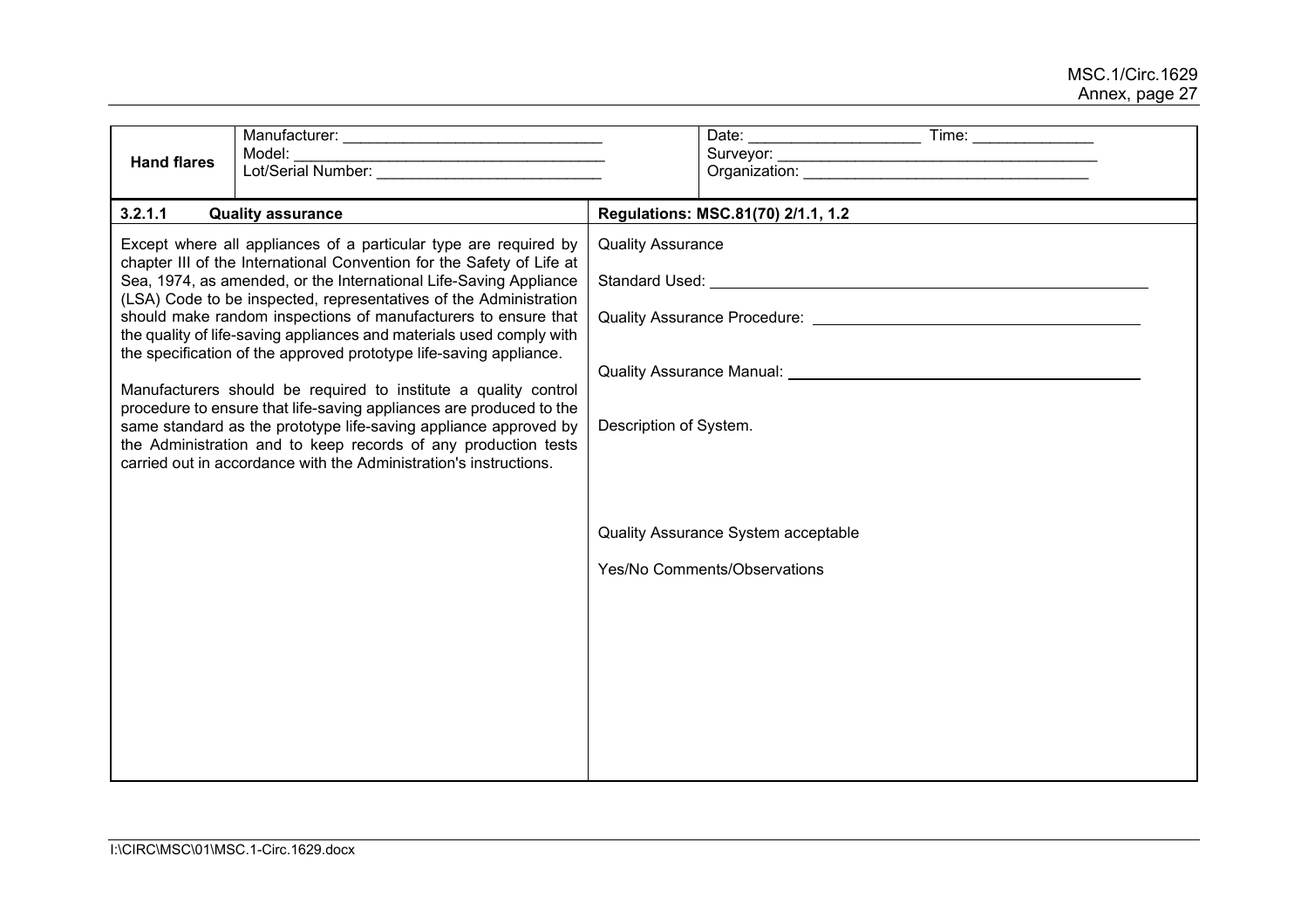| **Hand flares** | Manufacturer: ______________________________<br>Model: ____________________________________<br>Lot/Serial Number: _________________________ | Date: ___________________ Time: _____________<br>Surveyor: _____________________________________<br>Organization: _________________________________ |
|---|---|---|

| **3.2.1.1 Quality assurance** | **Regulations: MSC.81(70) 2/1.1, 1.2** |
|---|---|
| Except where all appliances of a particular type are required by chapter III of the International Convention for the Safety of Life at Sea, 1974, as amended, or the International Life-Saving Appliance (LSA) Code to be inspected, representatives of the Administration should make random inspections of manufacturers to ensure that the quality of life-saving appliances and materials used comply with the specification of the approved prototype life-saving appliance.<br><br>Manufacturers should be required to institute a quality control procedure to ensure that life-saving appliances are produced to the same standard as the prototype life-saving appliance approved by the Administration and to keep records of any production tests carried out in accordance with the Administration's instructions. | Quality Assurance<br><br>Standard Used: ______________________________<br><br>Quality Assurance Procedure: ______________________________<br><br>Quality Assurance Manual: ______________________________<br><br>Description of System.<br><br><br>Quality Assurance System acceptable<br><br>Yes/No Comments/Observations |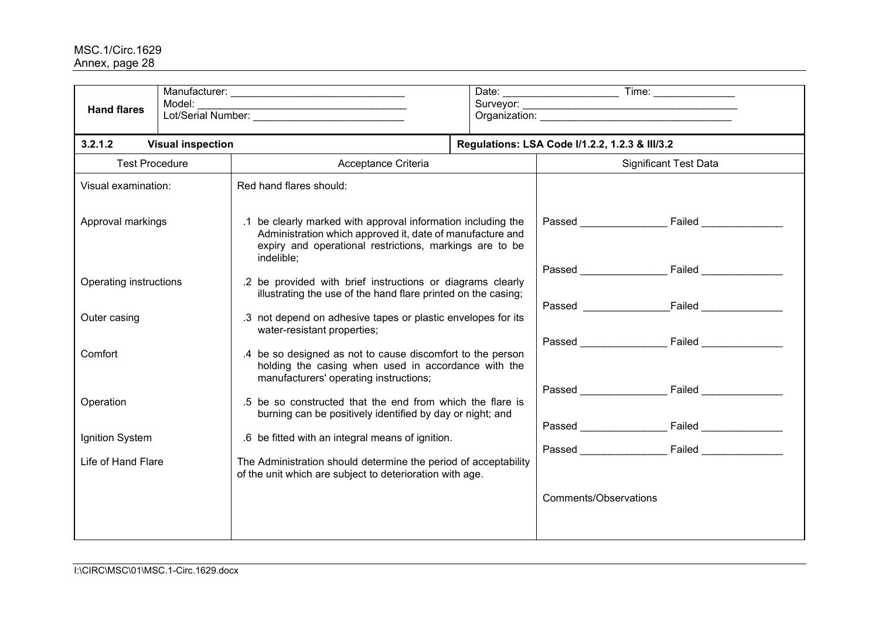| **Hand flares** | Manufacturer: ______________________________<br>Model: ____________________________________<br>Lot/Serial Number: __________________________ | Date: ____________________ Time: ______________<br>Surveyor: ______________________________________<br>Organization: __________________________________ |
|---|---|---|

| **3.2.1.2 Visual inspection** | | **Regulations: LSA Code I/1.2.2, 1.2.3 & III/3.2** |
|---|---|---|
| Test Procedure | Acceptance Criteria | Significant Test Data |
| Visual examination: | Red hand flares should: | |
| Approval markings | .1 be clearly marked with approval information including the Administration which approved it, date of manufacture and expiry and operational restrictions, markings are to be indelible; | Passed _______________ Failed ______________ |
| Operating instructions | .2 be provided with brief instructions or diagrams clearly illustrating the use of the hand flare printed on the casing; | Passed _______________ Failed ______________ |
| Outer casing | .3 not depend on adhesive tapes or plastic envelopes for its water-resistant properties; | Passed _______________Failed ______________ |
| Comfort | .4 be so designed as not to cause discomfort to the person holding the casing when used in accordance with the manufacturers' operating instructions; | Passed _______________ Failed ______________ |
| Operation | .5 be so constructed that the end from which the flare is burning can be positively identified by day or night; and | Passed _______________ Failed ______________ |
| Ignition System | .6 be fitted with an integral means of ignition. | Passed _______________ Failed ______________ |
| Life of Hand Flare | The Administration should determine the period of acceptability of the unit which are subject to deterioration with age. | Passed _______________ Failed ______________ |
| | | Comments/Observations |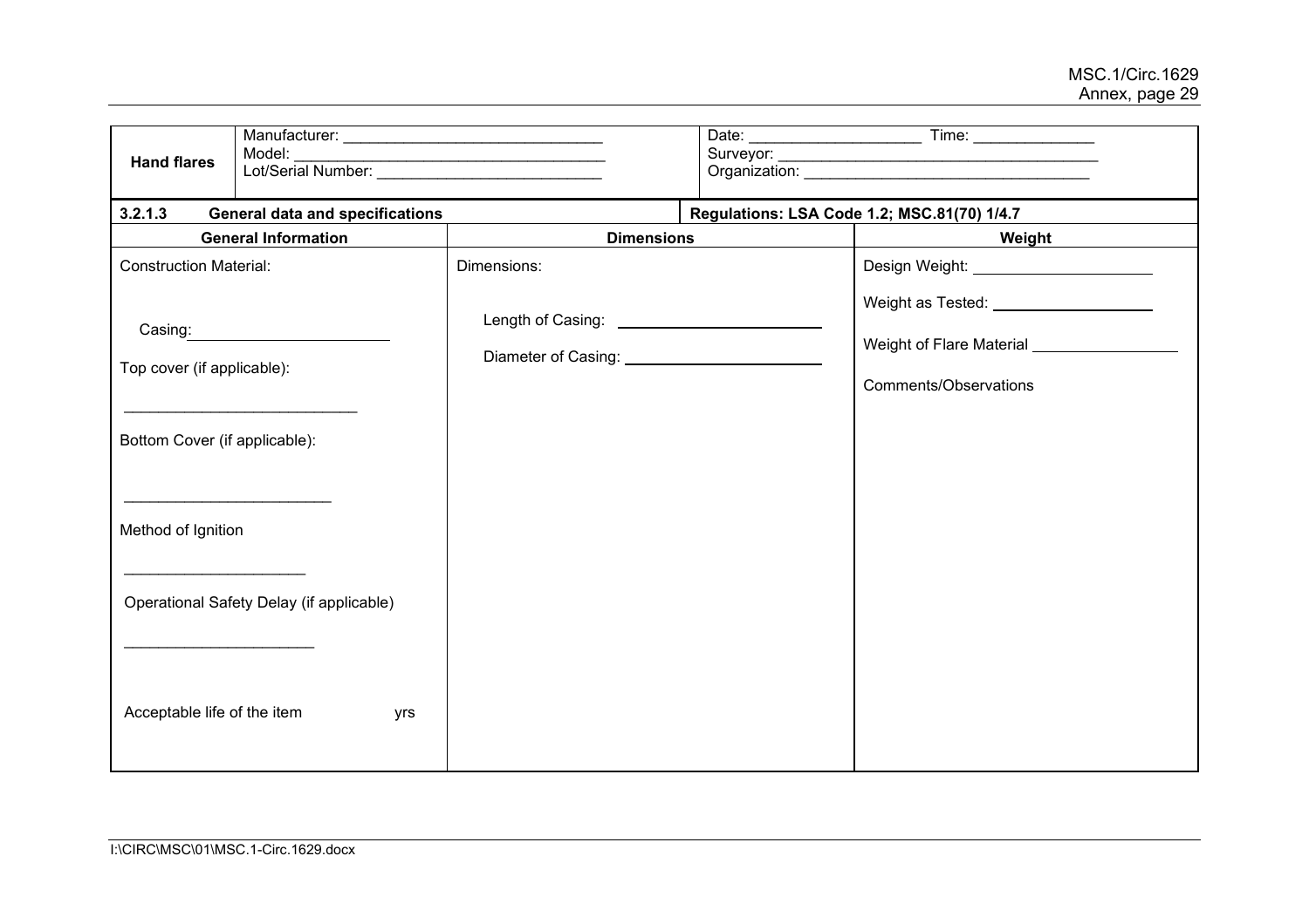| **Hand flares** | Manufacturer: ______________________________<br>Model: ____________________________________<br>Lot/Serial Number: __________________________ | Date: ____________________ Time: ______________<br>Surveyor: ______________________________________<br>Organization: __________________________________ |
|---|---|---|

| **3.2.1.3 General data and specifications** | | **Regulations: LSA Code 1.2; MSC.81(70) 1/4.7** |
|---|---|---|
| **General Information** | **Dimensions** | **Weight** |
| Construction Material:<br><br>Casing: ______________________<br><br>Top cover (if applicable):<br><br>___________________________<br><br>Bottom Cover (if applicable):<br><br>________________________<br><br>Method of Ignition<br><br>_____________________<br><br>Operational Safety Delay (if applicable)<br><br>______________________<br><br>Acceptable life of the item yrs | Dimensions:<br><br>Length of Casing: ________________________<br><br>Diameter of Casing: ________________________ | Design Weight: _____________________<br><br>Weight as Tested: ___________________<br><br>Weight of Flare Material _________________<br><br>Comments/Observations |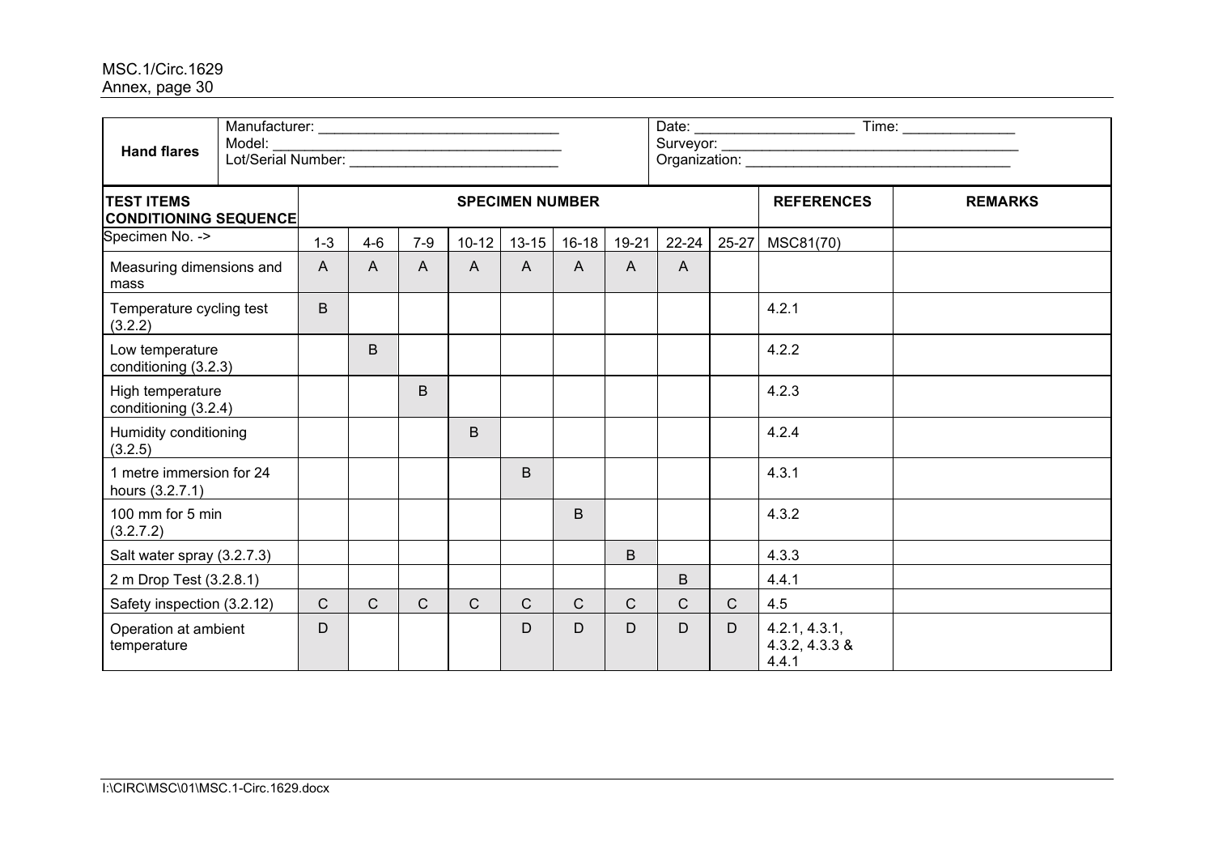| **Hand flares** | Manufacturer: ______________________________<br>Model: ____________________________________<br>Lot/Serial Number: __________________________ | | | | | | | | | Date: ___________________ Time: _____________<br>Surveyor: ______________________________________<br>Organization: _________________________________ | |
|---|---|---|---|---|---|---|---|---|---|---|---|
| **TEST ITEMS CONDITIONING SEQUENCE** | **SPECIMEN NUMBER** | | | | | | | | | **REFERENCES** | **REMARKS** |
| Specimen No. -> | 1-3 | 4-6 | 7-9 | 10-12 | 13-15 | 16-18 | 19-21 | 22-24 | 25-27 | MSC81(70) | |
| Measuring dimensions and mass | A | A | A | A | A | A | A | A | | | |
| Temperature cycling test (3.2.2) | B | | | | | | | | | 4.2.1 | |
| Low temperature conditioning (3.2.3) | | B | | | | | | | | 4.2.2 | |
| High temperature conditioning (3.2.4) | | | B | | | | | | | 4.2.3 | |
| Humidity conditioning (3.2.5) | | | | B | | | | | | 4.2.4 | |
| 1 metre immersion for 24 hours (3.2.7.1) | | | | | B | | | | | 4.3.1 | |
| 100 mm for 5 min (3.2.7.2) | | | | | | B | | | | 4.3.2 | |
| Salt water spray (3.2.7.3) | | | | | | | B | | | 4.3.3 | |
| 2 m Drop Test (3.2.8.1) | | | | | | | | B | | 4.4.1 | |
| Safety inspection (3.2.12) | C | C | C | C | C | C | C | C | C | 4.5 | |
| Operation at ambient temperature | D | | | | D | D | D | D | D | 4.2.1, 4.3.1, 4.3.2, 4.3.3 & 4.4.1 | |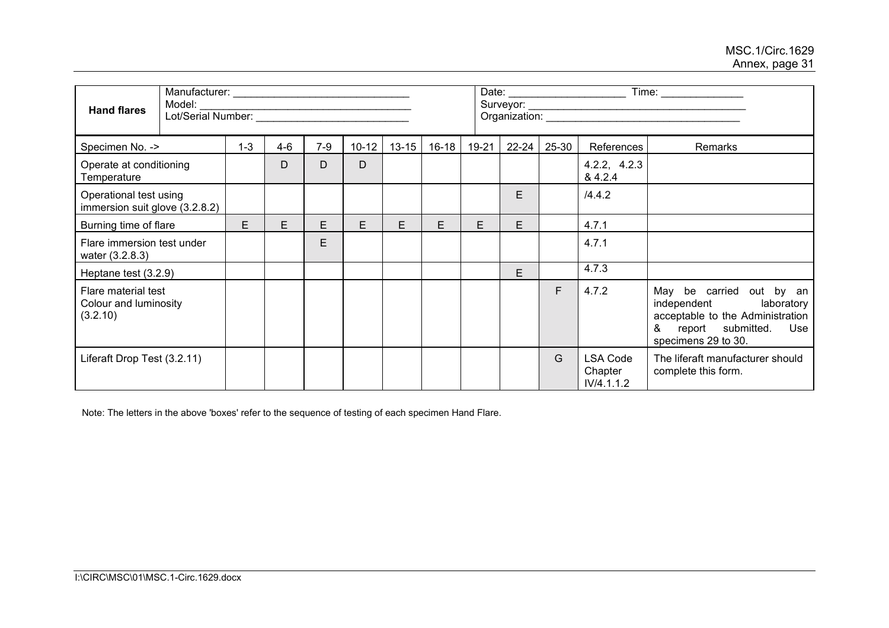| **Hand flares** | Manufacturer: ______________________________<br>Model: ____________________________________<br>Lot/Serial Number: __________________________ | | | | | | | | | Date: ____________________ Time: ______________<br>Surveyor: _____________________________________<br>Organization: __________________________________ | |
|---|---|---|---|---|---|---|---|---|---|---|---|
| Specimen No. -> | 1-3 | 4-6 | 7-9 | 10-12 | 13-15 | 16-18 | 19-21 | 22-24 | 25-30 | References | Remarks |
| Operate at conditioning Temperature | | D | D | D | | | | | | 4.2.2, 4.2.3 & 4.2.4 | |
| Operational test using immersion suit glove (3.2.8.2) | | | | | | | | E | | /4.4.2 | |
| Burning time of flare | E | E | E | E | E | E | E | E | | 4.7.1 | |
| Flare immersion test under water (3.2.8.3) | | | E | | | | | | | 4.7.1 | |
| Heptane test (3.2.9) | | | | | | | | E | | 4.7.3 | |
| Flare material test Colour and luminosity (3.2.10) | | | | | | | | | F | 4.7.2 | May be carried out by an independent laboratory acceptable to the Administration & report submitted. Use specimens 29 to 30. |
| Liferaft Drop Test (3.2.11) | | | | | | | | | G | LSA Code Chapter IV/4.1.1.2 | The liferaft manufacturer should complete this form. |

Note: The letters in the above 'boxes' refer to the sequence of testing of each specimen Hand Flare.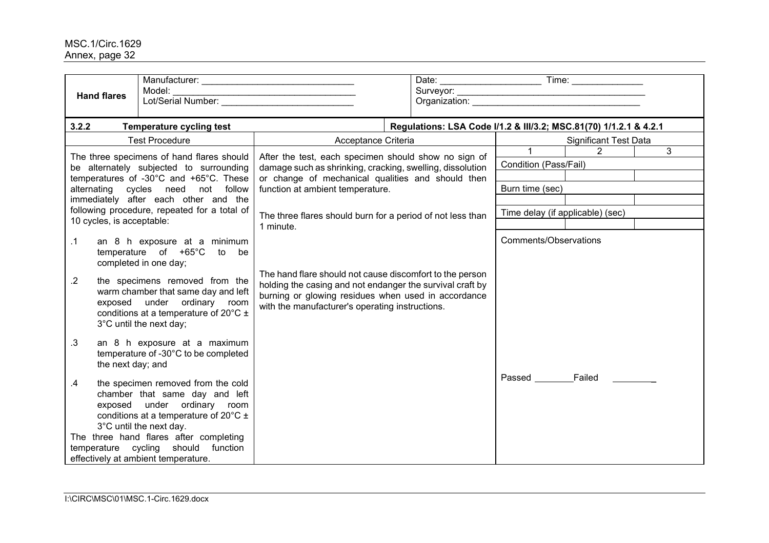| **Hand flares** | Manufacturer: ______________________________<br>Model: ___________________________________<br>Lot/Serial Number: __________________________ | | Date: ____________________ Time: ______________<br>Surveyor: ______________________________________<br>Organization: __________________________________ | | |
|---|---|---|---|---|---|
| **3.2.2** | **Temperature cycling test** | | **Regulations: LSA Code I/1.2 & III/3.2; MSC.81(70) 1/1.2.1 & 4.2.1** | | |

| Test Procedure | Acceptance Criteria | Significant Test Data | | |
|---|---|---|---|---|
| The three specimens of hand flares should be alternately subjected to surrounding temperatures of -30°C and +65°C. These alternating cycles need not follow immediately after each other and the following procedure, repeated for a total of 10 cycles, is acceptable: | After the test, each specimen should show no sign of damage such as shrinking, cracking, swelling, dissolution or change of mechanical qualities and should then function at ambient temperature. | 1 | 2 | 3 |
| .1 an 8 h exposure at a minimum temperature of +65°C to be completed in one day; | The three flares should burn for a period of not less than 1 minute. | Condition (Pass/Fail) | | |
| .2 the specimens removed from the warm chamber that same day and left exposed under ordinary room conditions at a temperature of 20°C ± 3°C until the next day; | The hand flare should not cause discomfort to the person holding the casing and not endanger the survival craft by burning or glowing residues when used in accordance with the manufacturer's operating instructions. | | | |
| .3 an 8 h exposure at a maximum temperature of -30°C to be completed the next day; and | | Burn time (sec) | | |
| .4 the specimen removed from the cold chamber that same day and left exposed under ordinary room conditions at a temperature of 20°C ± 3°C until the next day. | | | | |
| The three hand flares after completing temperature cycling should function effectively at ambient temperature. | | Time delay (if applicable) (sec) | | |
| | | | | |
| | | Comments/Observations | | |
| | | Passed ________ Failed ________ | | |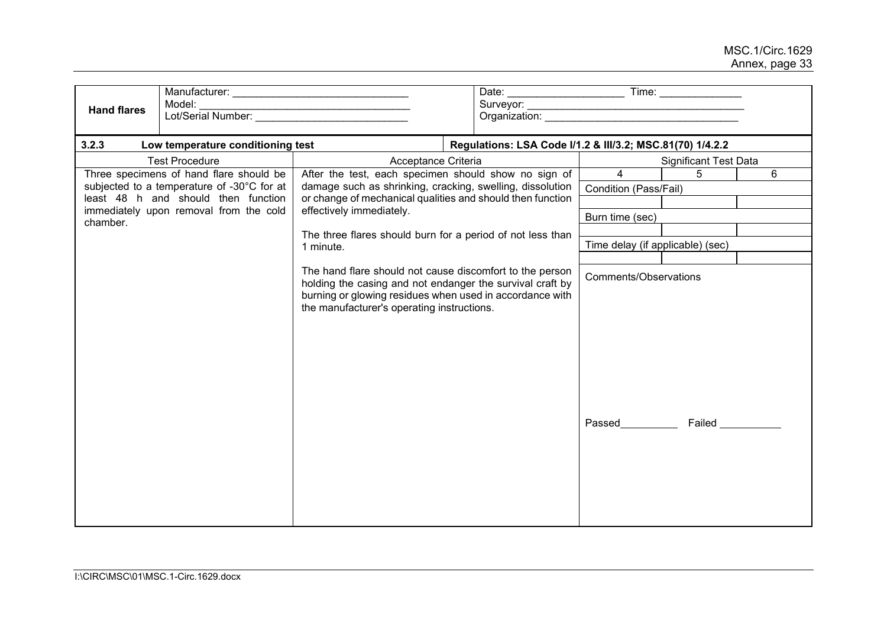| **Hand flares** | Manufacturer: ______________________________ Model: ____________________________________ Lot/Serial Number: __________________________ | Date: ____________________ Time: ______________ Surveyor: ______________________________________ Organization: __________________________________ |
|---|---|---|

| **3.2.3 Low temperature conditioning test** | | **Regulations: LSA Code I/1.2 & III/3.2; MSC.81(70) 1/4.2.2** | | |
|---|---|---|---|---|
| Test Procedure | Acceptance Criteria | Significant Test Data | | |
| Three specimens of hand flare should be subjected to a temperature of -30°C for at least 48 h and should then function immediately upon removal from the cold chamber. | After the test, each specimen should show no sign of damage such as shrinking, cracking, swelling, dissolution or change of mechanical qualities and should then function effectively immediately.<br><br>The three flares should burn for a period of not less than 1 minute.<br><br>The hand flare should not cause discomfort to the person holding the casing and not endanger the survival craft by burning or glowing residues when used in accordance with the manufacturer's operating instructions. | 4 | 5 | 6 |
| | | Condition (Pass/Fail) | | |
| | | | | |
| | | Burn time (sec) | | |
| | | | | |
| | | Time delay (if applicable) (sec) | | |
| | | | | |
| | | Comments/Observations<br><br>Passed__________ Failed __________ | | |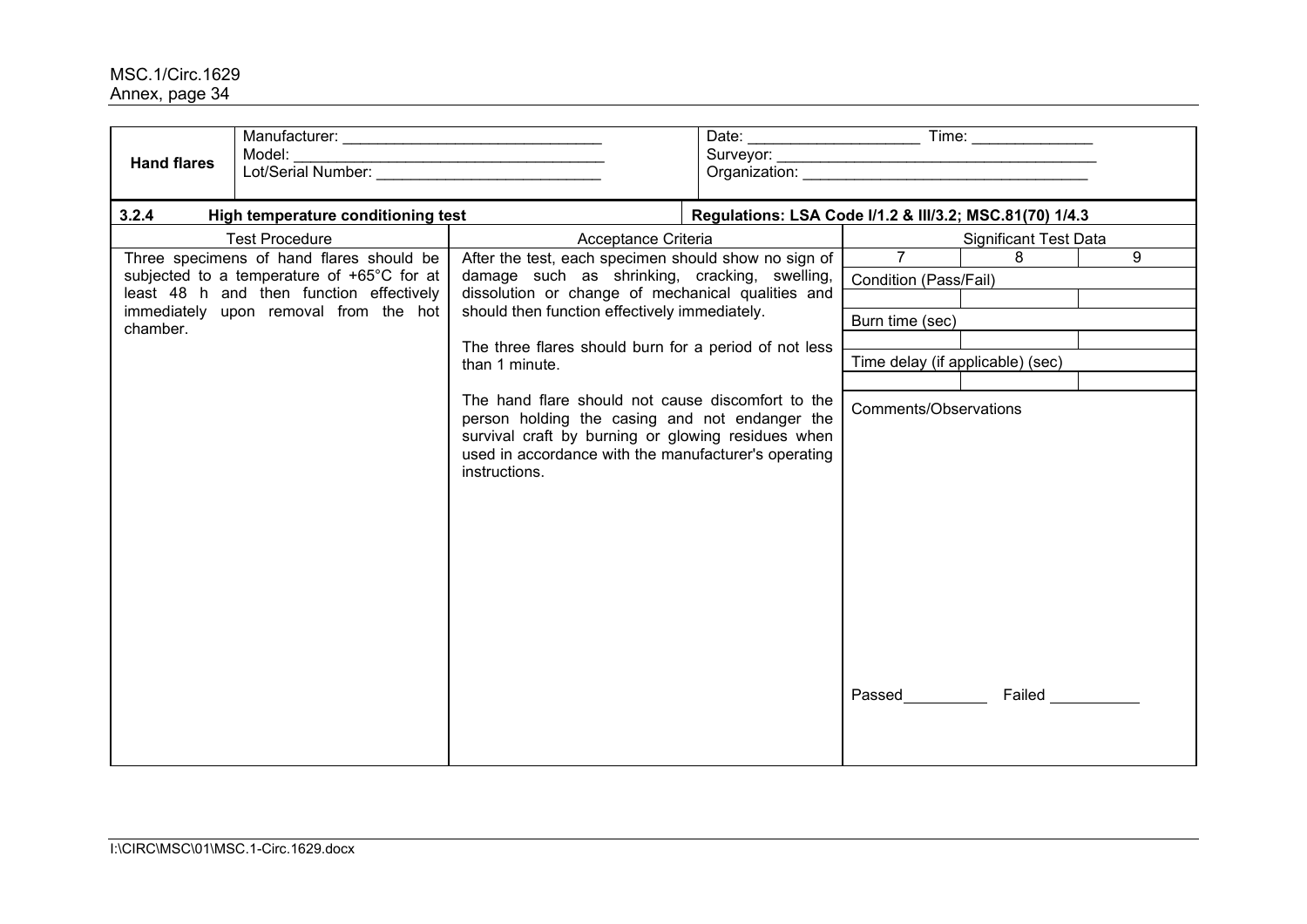| Hand flares | Manufacturer: ______________________________<br>Model: ____________________________________<br>Lot/Serial Number: __________________________ | Date: ___________________ Time: _____________<br>Surveyor: _____________________________________<br>Organization: _________________________________ |
|---|---|---|

| **3.2.4** | **High temperature conditioning test** | **Regulations: LSA Code I/1.2 & III/3.2; MSC.81(70) 1/4.3** |
|---|---|---|

| Test Procedure | Acceptance Criteria | Significant Test Data | | |
|---|---|---|---|---|
| Three specimens of hand flares should be subjected to a temperature of +65°C for at least 48 h and then function effectively immediately upon removal from the hot chamber. | After the test, each specimen should show no sign of damage such as shrinking, cracking, swelling, dissolution or change of mechanical qualities and should then function effectively immediately.<br><br>The three flares should burn for a period of not less than 1 minute.<br><br>The hand flare should not cause discomfort to the person holding the casing and not endanger the survival craft by burning or glowing residues when used in accordance with the manufacturer's operating instructions. | 7 | 8 | 9 |
| | | Condition (Pass/Fail) | | |
| | | | | |
| | | Burn time (sec) | | |
| | | | | |
| | | Time delay (if applicable) (sec) | | |
| | | | | |
| | | Comments/Observations<br><br>Passed__________ Failed __________ | | |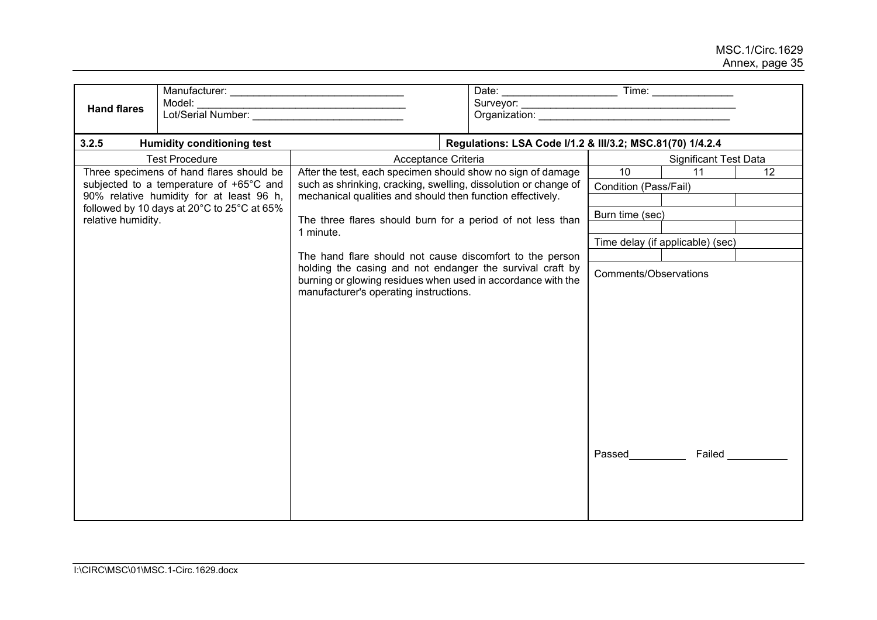| **Hand flares** | Manufacturer: ______________________________<br>Model: ______________________________<br>Lot/Serial Number: ______________________________ | Date: ____________________ Time: ______________<br>Surveyor: ______________________________<br>Organization: ______________________________ |
|---|---|---|

| **3.2.5** | **Humidity conditioning test** | **Regulations: LSA Code I/1.2 & III/3.2; MSC.81(70) 1/4.2.4** | | |
|---|---|---|---|---|
| **Test Procedure** | **Acceptance Criteria** | **Significant Test Data** | | |
| | | 10 | 11 | 12 |
| Three specimens of hand flares should be subjected to a temperature of +65°C and 90% relative humidity for at least 96 h, followed by 10 days at 20°C to 25°C at 65% relative humidity. | After the test, each specimen should show no sign of damage such as shrinking, cracking, swelling, dissolution or change of mechanical qualities and should then function effectively.<br><br>The three flares should burn for a period of not less than 1 minute.<br><br>The hand flare should not cause discomfort to the person holding the casing and not endanger the survival craft by burning or glowing residues when used in accordance with the manufacturer's operating instructions. | Condition (Pass/Fail) | | |
| | | | | |
| | | Burn time (sec) | | |
| | | | | |
| | | Time delay (if applicable) (sec) | | |
| | | | | |
| | | Comments/Observations<br><br><br><br>Passed__________ Failed __________ | | |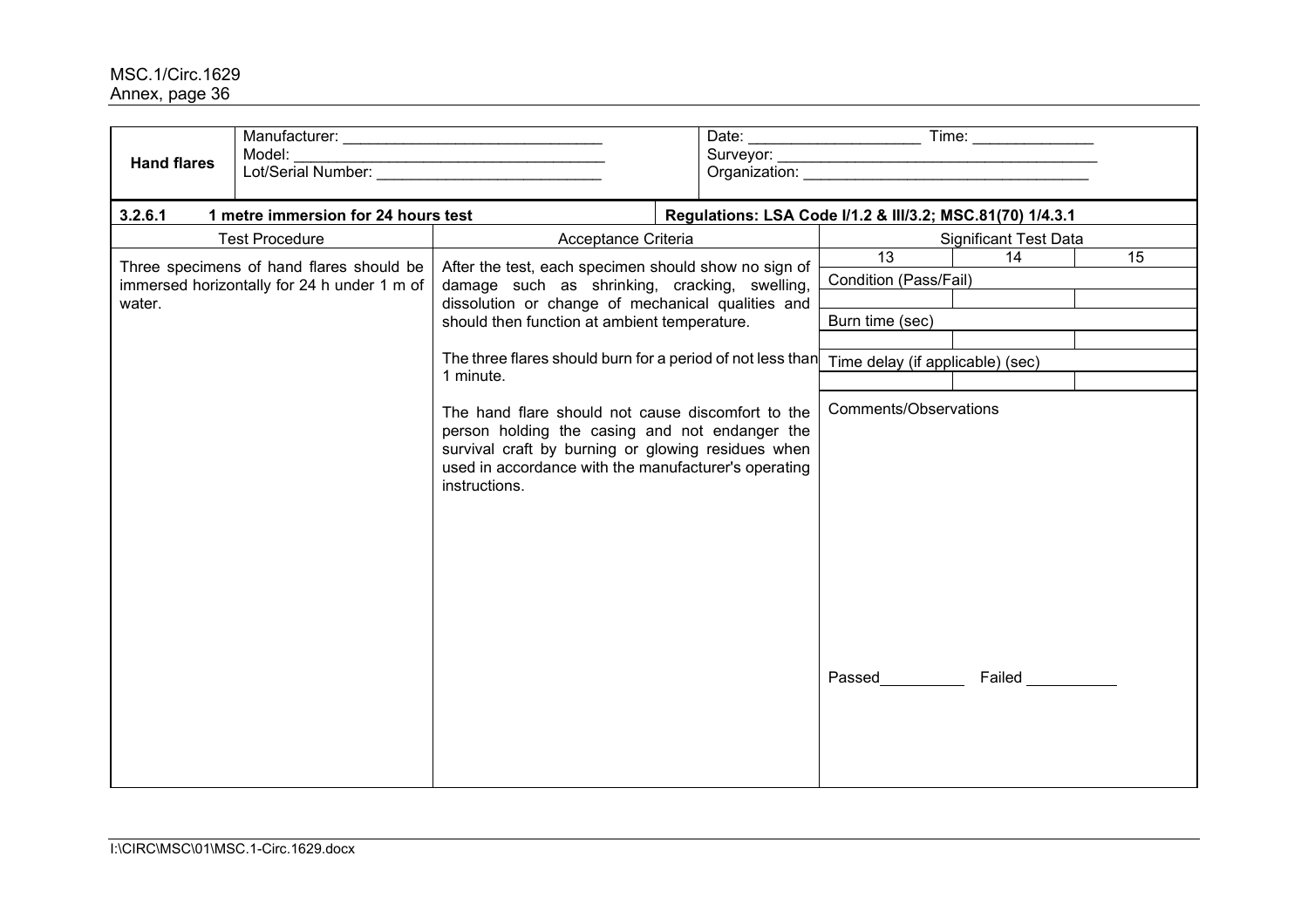| **Hand flares** | Manufacturer: ______________________________<br>Model: ____________________________________<br>Lot/Serial Number: __________________________ | Date: ___________________ Time: ______________<br>Surveyor: ______________________________________<br>Organization: __________________________________ |
|---|---|---|

| **3.2.6.1 1 metre immersion for 24 hours test** | | **Regulations: LSA Code I/1.2 & III/3.2; MSC.81(70) 1/4.3.1** | | |
|---|---|---|---|---|
| Test Procedure | Acceptance Criteria | Significant Test Data | | |
| Three specimens of hand flares should be immersed horizontally for 24 h under 1 m of water. | After the test, each specimen should show no sign of damage such as shrinking, cracking, swelling, dissolution or change of mechanical qualities and should then function at ambient temperature.<br><br>The three flares should burn for a period of not less than 1 minute.<br><br>The hand flare should not cause discomfort to the person holding the casing and not endanger the survival craft by burning or glowing residues when used in accordance with the manufacturer's operating instructions. | 13 | 14 | 15 |
| | | Condition (Pass/Fail) | | |
| | | | | |
| | | Burn time (sec) | | |
| | | | | |
| | | Time delay (if applicable) (sec) | | |
| | | | | |
| | | Comments/Observations<br><br>Passed__________ Failed __________ | | |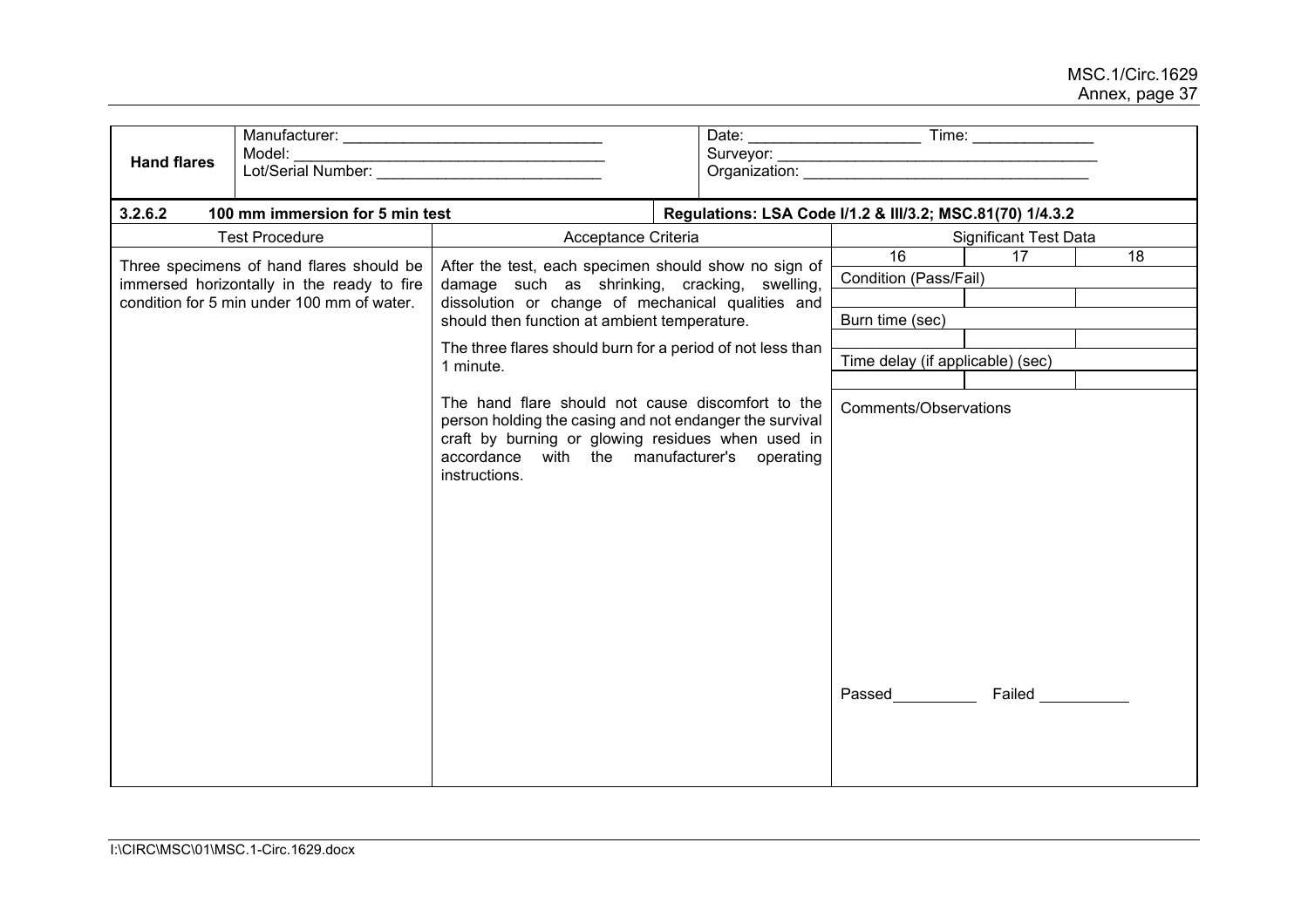| **Hand flares** | Manufacturer: ______________________________ Model: ______________________________ Lot/Serial Number: __________________________ | Date: ____________________ Time: ______________ Surveyor: ______________________________________ Organization: __________________________________ |
|---|---|---|

| **3.2.6.2 100 mm immersion for 5 min test** | | **Regulations: LSA Code I/1.2 & III/3.2; MSC.81(70) 1/4.3.2** | | |
|---|---|---|---|---|
| Test Procedure | Acceptance Criteria | Significant Test Data | | |
| | | 16 | 17 | 18 |
| Three specimens of hand flares should be immersed horizontally in the ready to fire condition for 5 min under 100 mm of water. | After the test, each specimen should show no sign of damage such as shrinking, cracking, swelling, dissolution or change of mechanical qualities and should then function at ambient temperature. | Condition (Pass/Fail) | | |
| | | | | |
| | | Burn time (sec) | | |
| | The three flares should burn for a period of not less than 1 minute. | | | |
| | | Time delay (if applicable) (sec) | | |
| | | | | |
| | The hand flare should not cause discomfort to the person holding the casing and not endanger the survival craft by burning or glowing residues when used in accordance with the manufacturer's operating instructions. | Comments/Observations | | |
| | | Passed__________ Failed __________ | | |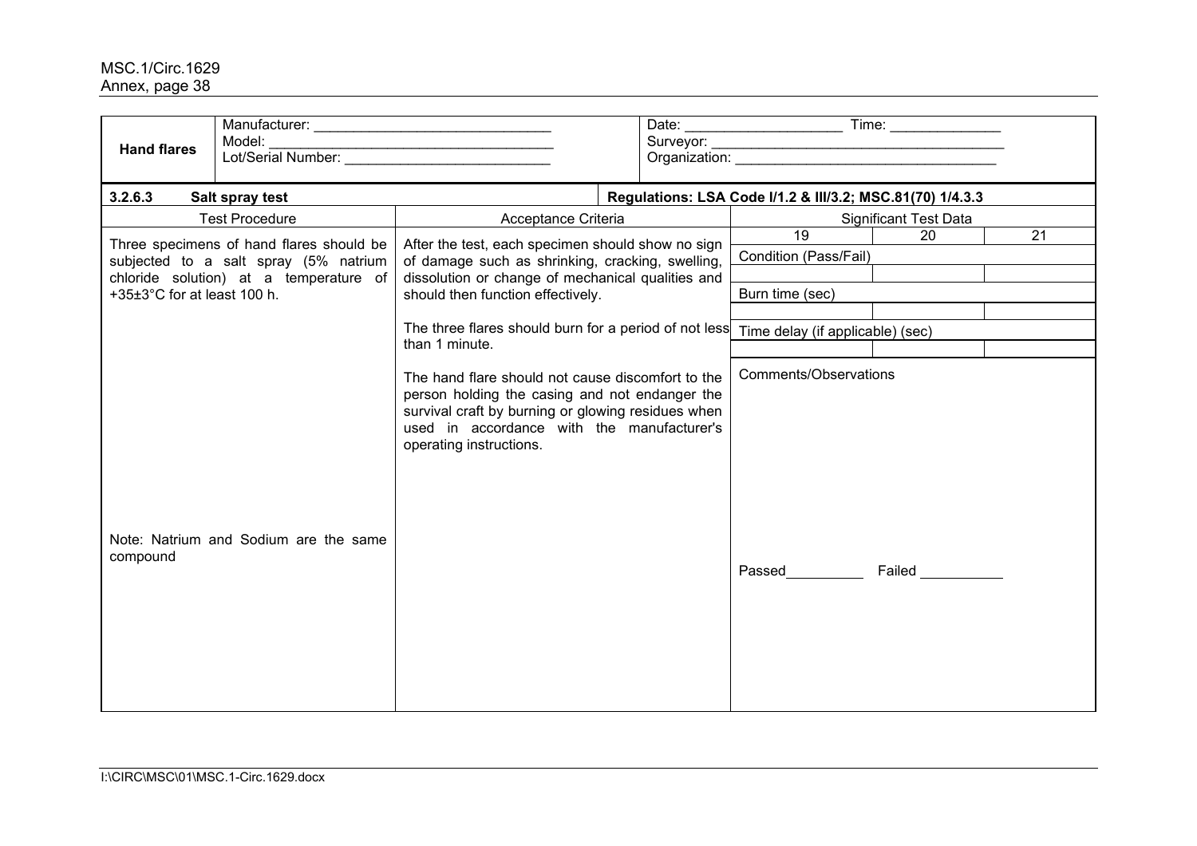| **Hand flares** | Manufacturer: ______________________________ <br> Model: ____________________________________ <br> Lot/Serial Number: __________________________ | Date: ____________________ Time: ______________ <br> Surveyor: ______________________________________ <br> Organization: __________________________________ |
|---|---|---|

| **3.2.6.3 Salt spray test** | | **Regulations: LSA Code I/1.2 & III/3.2; MSC.81(70) 1/4.3.3** | | |
|---|---|---|---|---|
| Test Procedure | Acceptance Criteria | Significant Test Data | | |
| | | 19 | 20 | 21 |
| Three specimens of hand flares should be subjected to a salt spray (5% natrium chloride solution) at a temperature of +35±3°C for at least 100 h. <br><br> Note: Natrium and Sodium are the same compound | After the test, each specimen should show no sign of damage such as shrinking, cracking, swelling, dissolution or change of mechanical qualities and should then function effectively. <br><br> The three flares should burn for a period of not less than 1 minute. <br><br> The hand flare should not cause discomfort to the person holding the casing and not endanger the survival craft by burning or glowing residues when used in accordance with the manufacturer's operating instructions. | Condition (Pass/Fail) | | |
| | | | | |
| | | Burn time (sec) | | |
| | | | | |
| | | Time delay (if applicable) (sec) | | |
| | | | | |
| | | Comments/Observations <br><br> Passed__________ Failed __________ | | |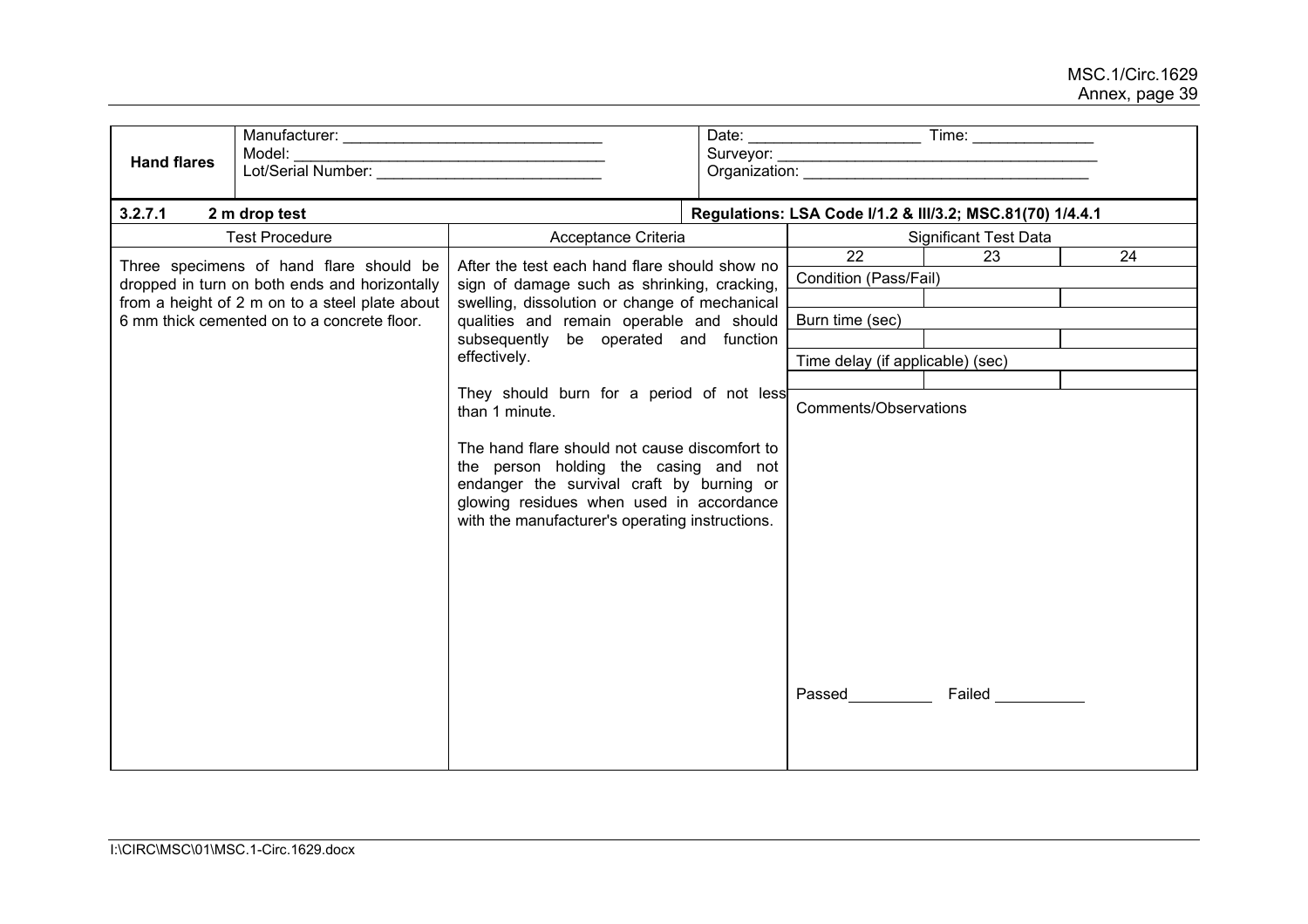| **Hand flares** | Manufacturer: ______________________________<br>Model: ____________________________________<br>Lot/Serial Number: __________________________ | Date: ____________________ Time: ______________<br>Surveyor: ______________________________________<br>Organization: __________________________________ |
|---|---|---|

| **3.2.7.1 2 m drop test** | | **Regulations: LSA Code I/1.2 & III/3.2; MSC.81(70) 1/4.4.1** | | |
|---|---|---|---|---|
| Test Procedure | Acceptance Criteria | Significant Test Data | | |
| Three specimens of hand flare should be dropped in turn on both ends and horizontally from a height of 2 m on to a steel plate about 6 mm thick cemented on to a concrete floor. | After the test each hand flare should show no sign of damage such as shrinking, cracking, swelling, dissolution or change of mechanical qualities and remain operable and should subsequently be operated and function effectively.<br><br>They should burn for a period of not less than 1 minute.<br><br>The hand flare should not cause discomfort to the person holding the casing and not endanger the survival craft by burning or glowing residues when used in accordance with the manufacturer's operating instructions. | 22 | 23 | 24 |
| | | Condition (Pass/Fail) | | |
| | | | | |
| | | Burn time (sec) | | |
| | | | | |
| | | Time delay (if applicable) (sec) | | |
| | | | | |
| | | Comments/Observations<br><br><br><br>Passed __________ Failed __________ | | |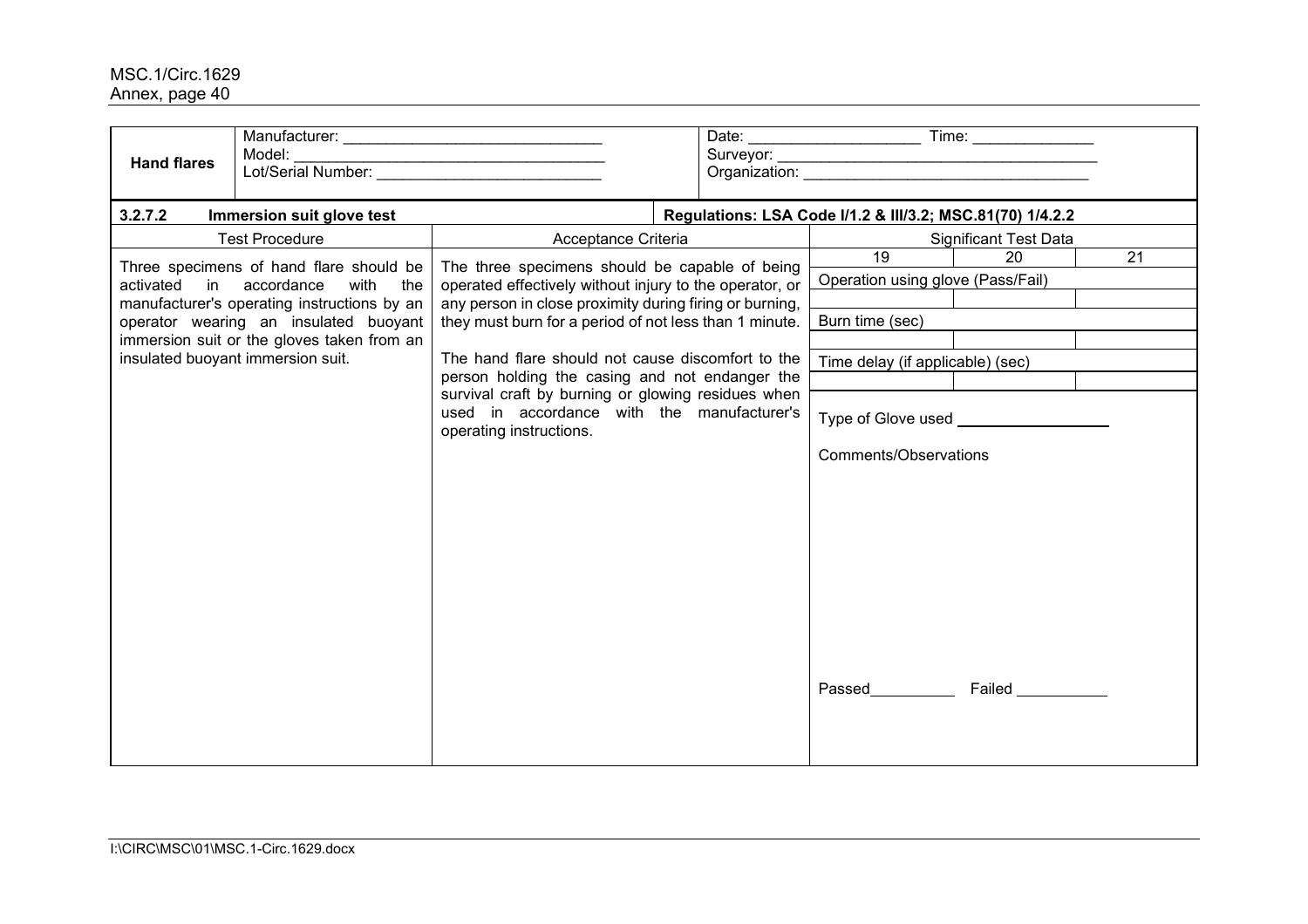| **Hand flares** | Manufacturer: \_\_\_\_\_\_\_\_\_\_\_\_\_\_\_\_\_\_\_\_\_\_\_\_\_\_\_\_\_\_<br>Model: \_\_\_\_\_\_\_\_\_\_\_\_\_\_\_\_\_\_\_\_\_\_\_\_\_\_\_\_\_\_\_\_\_\_\_\_<br>Lot/Serial Number: \_\_\_\_\_\_\_\_\_\_\_\_\_\_\_\_\_\_\_\_\_\_\_\_\_\_ | Date: \_\_\_\_\_\_\_\_\_\_\_\_\_\_\_\_\_\_\_\_ Time: \_\_\_\_\_\_\_\_\_\_\_\_\_\_<br>Surveyor: \_\_\_\_\_\_\_\_\_\_\_\_\_\_\_\_\_\_\_\_\_\_\_\_\_\_\_\_\_\_\_\_\_\_\_\_\_\_\_<br>Organization: \_\_\_\_\_\_\_\_\_\_\_\_\_\_\_\_\_\_\_\_\_\_\_\_\_\_\_\_\_\_\_\_\_\_ |
|---|---|---|

| **3.2.7.2 Immersion suit glove test** | | **Regulations: LSA Code I/1.2 & III/3.2; MSC.81(70) 1/4.2.2** | | |
|---|---|---|---|---|
| Test Procedure | Acceptance Criteria | Significant Test Data | | |
| Three specimens of hand flare should be activated in accordance with the manufacturer's operating instructions by an operator wearing an insulated buoyant immersion suit or the gloves taken from an insulated buoyant immersion suit. | The three specimens should be capable of being operated effectively without injury to the operator, or any person in close proximity during firing or burning, they must burn for a period of not less than 1 minute.<br><br>The hand flare should not cause discomfort to the person holding the casing and not endanger the survival craft by burning or glowing residues when used in accordance with the manufacturer's operating instructions. | 19 | 20 | 21 |
| | | Operation using glove (Pass/Fail) | | |
| | | | | |
| | | Burn time (sec) | | |
| | | | | |
| | | Time delay (if applicable) (sec) | | |
| | | | | |
| | | Type of Glove used \_\_\_\_\_\_\_\_\_\_\_\_\_\_\_\_\_\_<br><br>Comments/Observations<br><br><br><br>Passed\_\_\_\_\_\_\_\_\_\_ Failed \_\_\_\_\_\_\_\_\_\_ | | |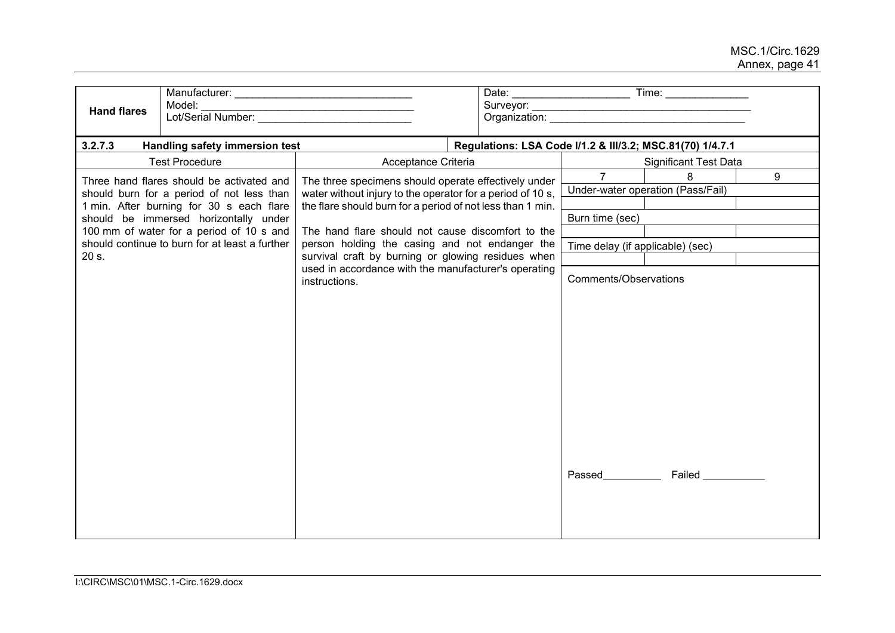| **Hand flares** | Manufacturer: ______________________________ Model: ______________________________ Lot/Serial Number: ______________________________ | Date: ____________________ Time: ______________ Surveyor: ______________________________ Organization: ______________________________ |
|---|---|---|

| **3.2.7.3 Handling safety immersion test** | | **Regulations: LSA Code I/1.2 & III/3.2; MSC.81(70) 1/4.7.1** | | |
|---|---|---|---|---|
| Test Procedure | Acceptance Criteria | Significant Test Data | | |
| Three hand flares should be activated and should burn for a period of not less than 1 min. After burning for 30 s each flare should be immersed horizontally under 100 mm of water for a period of 10 s and should continue to burn for at least a further 20 s. | The three specimens should operate effectively under water without injury to the operator for a period of 10 s, the flare should burn for a period of not less than 1 min.<br><br>The hand flare should not cause discomfort to the person holding the casing and not endanger the survival craft by burning or glowing residues when used in accordance with the manufacturer's operating instructions. | 7 | 8 | 9 |
| | | Under-water operation (Pass/Fail) | | |
| | | | | |
| | | Burn time (sec) | | |
| | | | | |
| | | Time delay (if applicable) (sec) | | |
| | | | | |
| | | Comments/Observations<br><br>Passed__________ Failed __________ | | |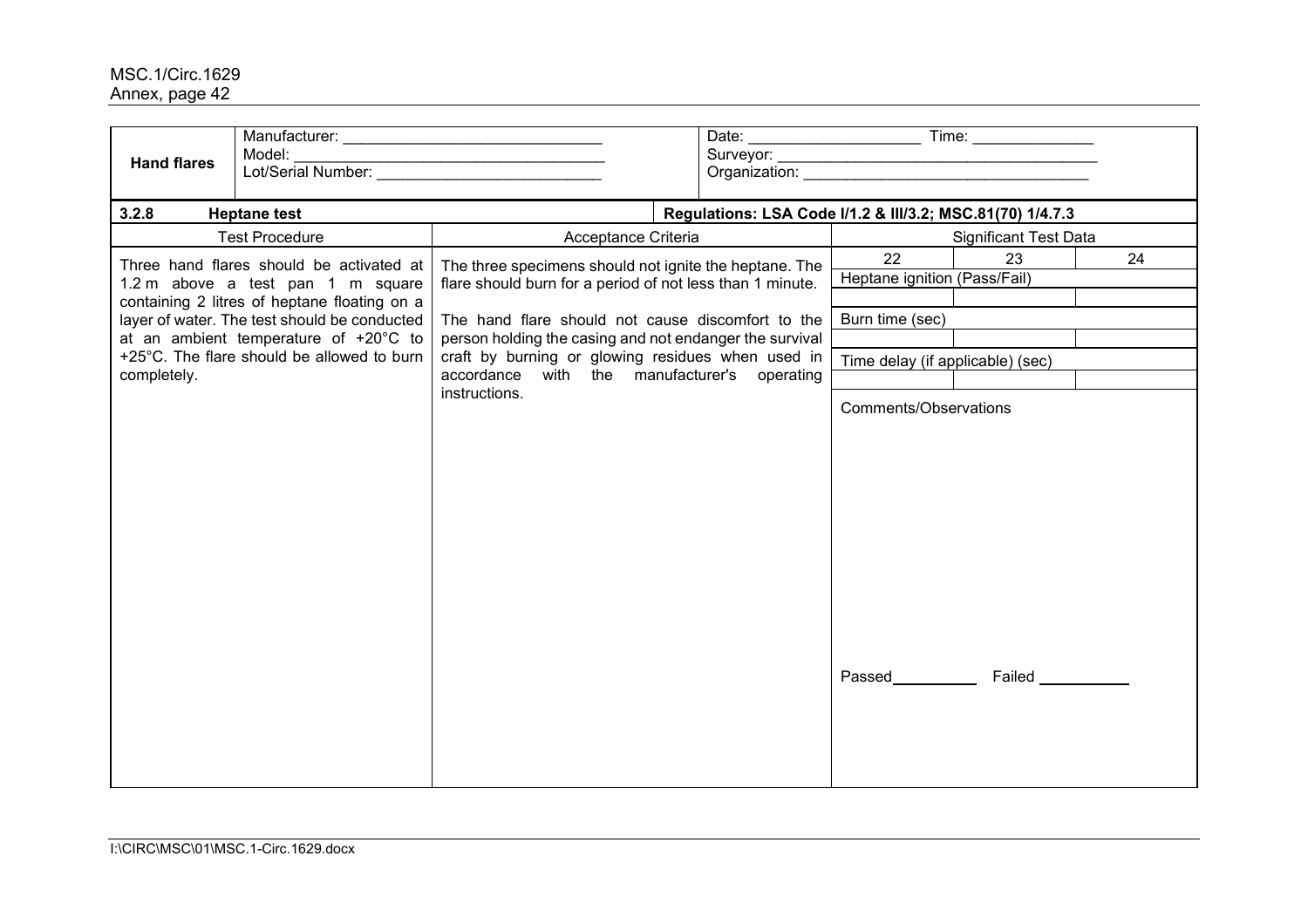| **Hand flares** | Manufacturer: ______________________________<br>Model: ____________________________________<br>Lot/Serial Number: __________________________ | Date: ____________________ Time: ______________<br>Surveyor: _______________________________________<br>Organization: ___________________________________ |
|---|---|---|

| **3.2.8 Heptane test** | | **Regulations: LSA Code I/1.2 & III/3.2; MSC.81(70) 1/4.7.3** | | |
|---|---|---|---|---|
| Test Procedure | Acceptance Criteria | Significant Test Data | | |
| Three hand flares should be activated at 1.2 m above a test pan 1 m square containing 2 litres of heptane floating on a layer of water. The test should be conducted at an ambient temperature of +20°C to +25°C. The flare should be allowed to burn completely. | The three specimens should not ignite the heptane. The flare should burn for a period of not less than 1 minute.<br><br>The hand flare should not cause discomfort to the person holding the casing and not endanger the survival craft by burning or glowing residues when used in accordance with the manufacturer's operating instructions. | 22 | 23 | 24 |
| | | Heptane ignition (Pass/Fail) | | |
| | | | | |
| | | Burn time (sec) | | |
| | | | | |
| | | Time delay (if applicable) (sec) | | |
| | | | | |
| | | Comments/Observations<br><br>Passed__________ Failed __________ | | |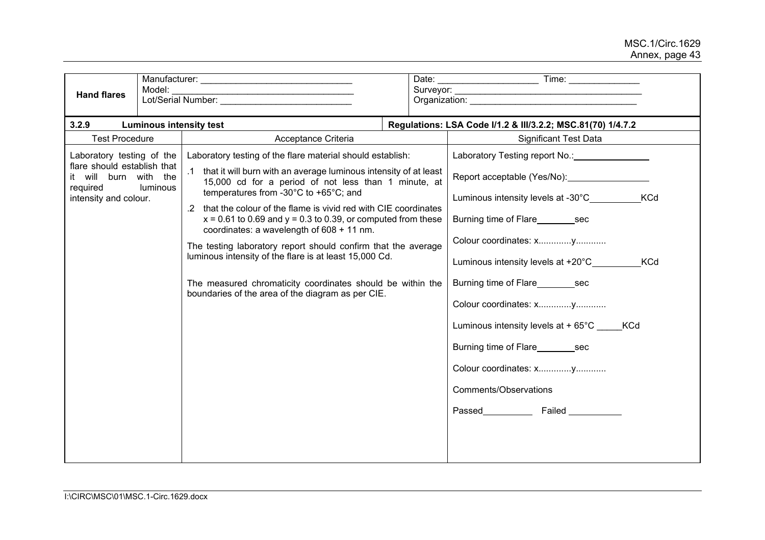| **Hand flares** | Manufacturer: ______________________________<br>Model: ______________________________________<br>Lot/Serial Number: __________________________ | Date: ____________________ Time: ______________<br>Surveyor: ______________________________________<br>Organization: __________________________________ |
|---|---|---|

| **3.2.9 Luminous intensity test** | | **Regulations: LSA Code I/1.2 & III/3.2.2; MSC.81(70) 1/4.7.2** |
|---|---|---|
| Test Procedure | Acceptance Criteria | Significant Test Data |
| Laboratory testing of the flare should establish that it will burn with the required luminous intensity and colour. | Laboratory testing of the flare material should establish:<br><br>.1 that it will burn with an average luminous intensity of at least 15,000 cd for a period of not less than 1 minute, at temperatures from -30°C to +65°C; and<br><br>.2 that the colour of the flame is vivid red with CIE coordinates x = 0.61 to 0.69 and y = 0.3 to 0.39, or computed from these coordinates: a wavelength of 608 + 11 nm.<br><br>The testing laboratory report should confirm that the average luminous intensity of the flare is at least 15,000 Cd.<br><br>The measured chromaticity coordinates should be within the boundaries of the area of the diagram as per CIE. | Laboratory Testing report No.:_______________<br><br>Report acceptable (Yes/No):________________<br><br>Luminous intensity levels at -30°C__________KCd<br><br>Burning time of Flare________sec<br><br>Colour coordinates: x.............y............<br><br>Luminous intensity levels at +20°C__________KCd<br><br>Burning time of Flare________sec<br><br>Colour coordinates: x.............y............<br><br>Luminous intensity levels at + 65°C _____KCd<br><br>Burning time of Flare________sec<br><br>Colour coordinates: x.............y............<br><br>Comments/Observations<br><br>Passed__________ Failed __________ |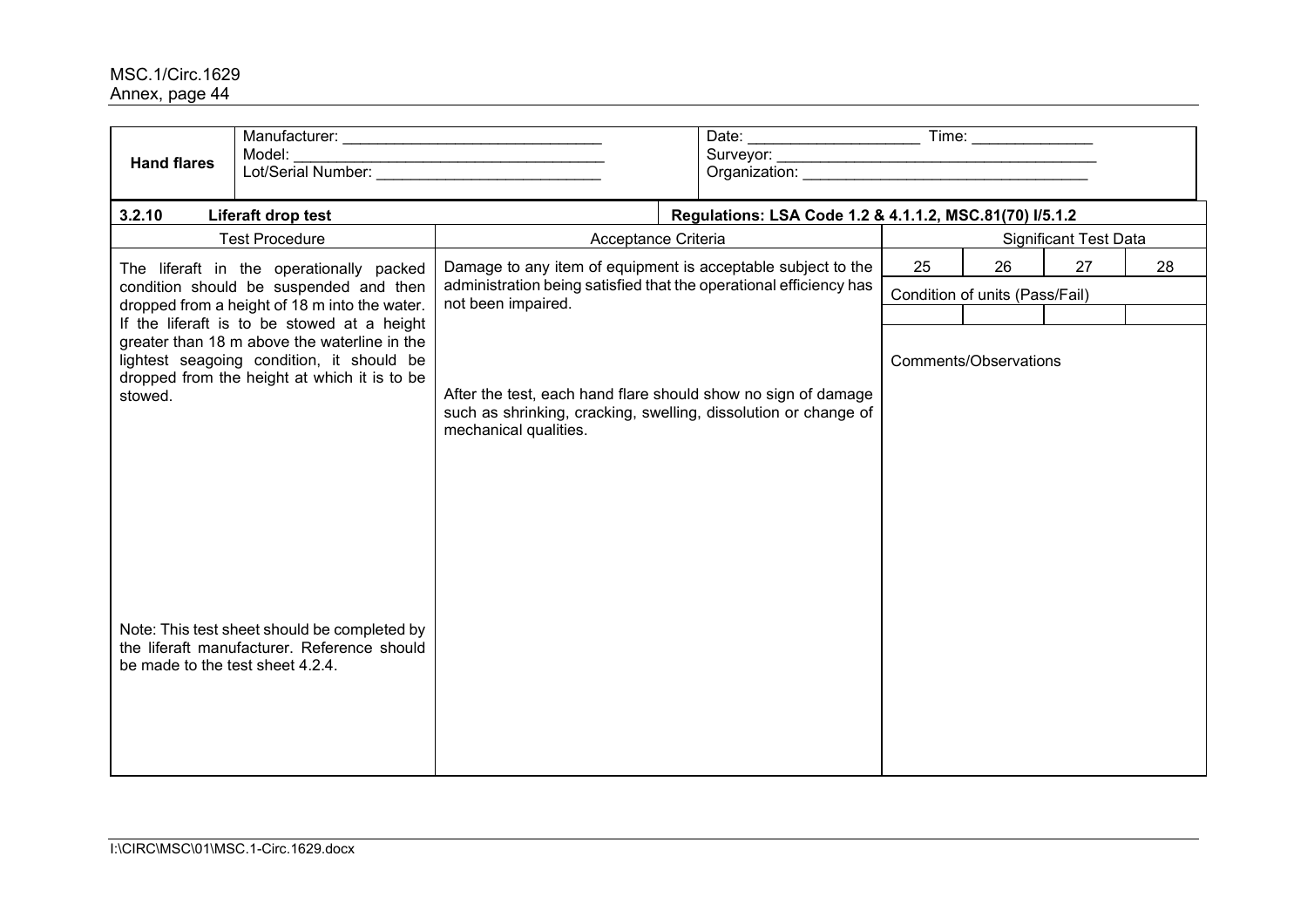| **Hand flares** | Manufacturer: \_\_\_\_\_\_\_\_\_\_\_\_\_\_\_\_\_\_\_\_\_\_\_\_\_\_\_\_\_\_<br>Model: \_\_\_\_\_\_\_\_\_\_\_\_\_\_\_\_\_\_\_\_\_\_\_\_\_\_\_\_\_\_\_\_\_\_\_\_<br>Lot/Serial Number: \_\_\_\_\_\_\_\_\_\_\_\_\_\_\_\_\_\_\_\_\_\_\_\_\_\_ | Date: \_\_\_\_\_\_\_\_\_\_\_\_\_\_\_\_\_\_\_\_ Time: \_\_\_\_\_\_\_\_\_\_\_\_\_\_<br>Surveyor: \_\_\_\_\_\_\_\_\_\_\_\_\_\_\_\_\_\_\_\_\_\_\_\_\_\_\_\_\_\_\_\_\_\_\_\_\_\_\_<br>Organization: \_\_\_\_\_\_\_\_\_\_\_\_\_\_\_\_\_\_\_\_\_\_\_\_\_\_\_\_\_\_\_\_\_\_ |
|---|---|---|

| **3.2.10 Liferaft drop test** | | **Regulations: LSA Code 1.2 & 4.1.1.2, MSC.81(70) I/5.1.2** | | | |
|---|---|---|---|---|---|
| Test Procedure | Acceptance Criteria | Significant Test Data | | | |
| The liferaft in the operationally packed condition should be suspended and then dropped from a height of 18 m into the water. If the liferaft is to be stowed at a height greater than 18 m above the waterline in the lightest seagoing condition, it should be dropped from the height at which it is to be stowed.<br><br>Note: This test sheet should be completed by the liferaft manufacturer. Reference should be made to the test sheet 4.2.4. | Damage to any item of equipment is acceptable subject to the administration being satisfied that the operational efficiency has not been impaired.<br><br>After the test, each hand flare should show no sign of damage such as shrinking, cracking, swelling, dissolution or change of mechanical qualities. | 25 | 26 | 27 | 28 |
| | | Condition of units (Pass/Fail) | | | |
| | | | | | |
| | | Comments/Observations | | | |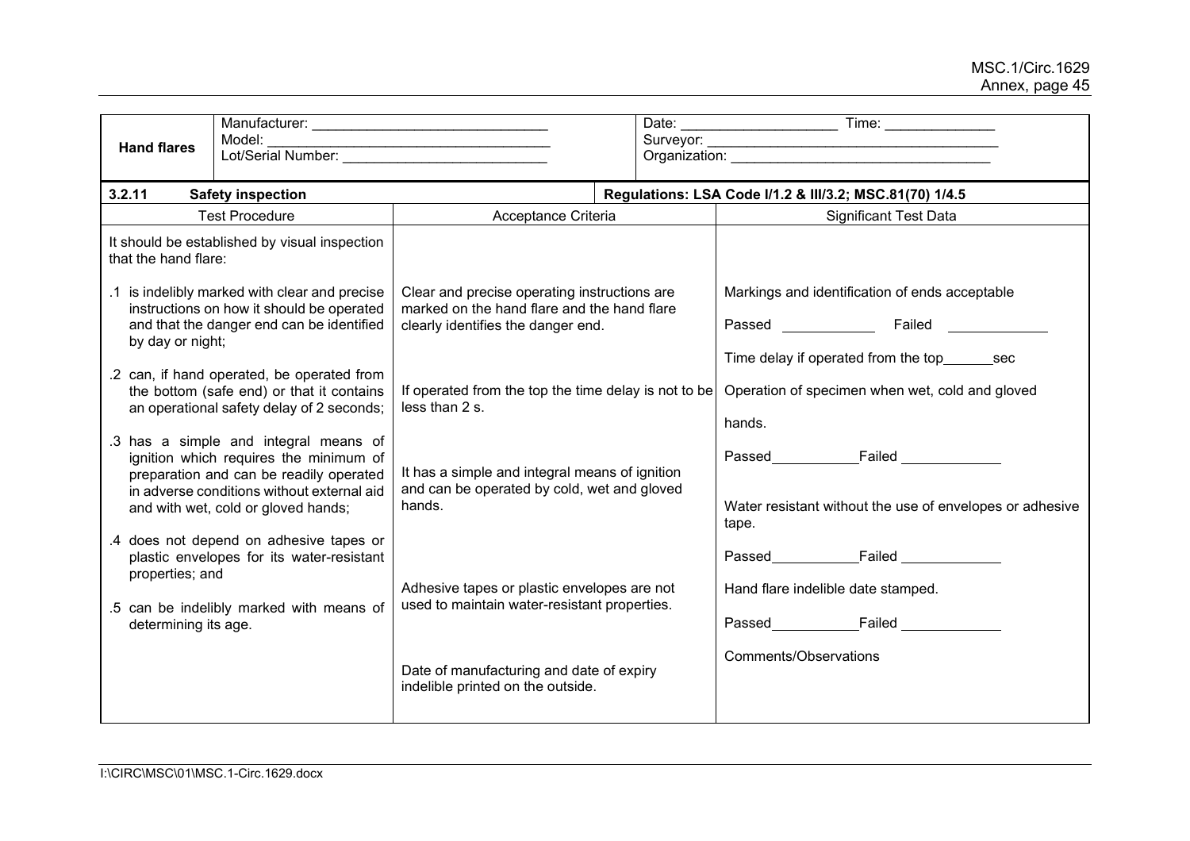| **Hand flares** | Manufacturer: \_\_\_\_\_\_\_\_\_\_\_\_\_\_\_\_\_\_\_\_\_\_\_\_\_\_\_\_\_\_<br>Model: \_\_\_\_\_\_\_\_\_\_\_\_\_\_\_\_\_\_\_\_\_\_\_\_\_\_\_\_\_\_\_\_\_\_\_\_<br>Lot/Serial Number: \_\_\_\_\_\_\_\_\_\_\_\_\_\_\_\_\_\_\_\_\_\_\_\_\_\_ | Date: \_\_\_\_\_\_\_\_\_\_\_\_\_\_\_\_\_\_\_\_ Time: \_\_\_\_\_\_\_\_\_\_\_\_\_\_<br>Surveyor: \_\_\_\_\_\_\_\_\_\_\_\_\_\_\_\_\_\_\_\_\_\_\_\_\_\_\_\_\_\_\_\_\_\_\_\_\_\_<br>Organization: \_\_\_\_\_\_\_\_\_\_\_\_\_\_\_\_\_\_\_\_\_\_\_\_\_\_\_\_\_\_\_\_\_\_ |
|---|---|---|

| **3.2.11 Safety inspection** | | **Regulations: LSA Code I/1.2 & III/3.2; MSC.81(70) 1/4.5** |
|---|---|---|
| Test Procedure | Acceptance Criteria | Significant Test Data |
| It should be established by visual inspection that the hand flare:<br><br>.1 is indelibly marked with clear and precise instructions on how it should be operated and that the danger end can be identified by day or night;<br><br>.2 can, if hand operated, be operated from the bottom (safe end) or that it contains an operational safety delay of 2 seconds;<br><br>.3 has a simple and integral means of ignition which requires the minimum of preparation and can be readily operated in adverse conditions without external aid and with wet, cold or gloved hands;<br><br>.4 does not depend on adhesive tapes or plastic envelopes for its water-resistant properties; and<br><br>.5 can be indelibly marked with means of determining its age. | Clear and precise operating instructions are marked on the hand flare and the hand flare clearly identifies the danger end.<br><br>If operated from the top the time delay is not to be less than 2 s.<br><br>It has a simple and integral means of ignition and can be operated by cold, wet and gloved hands.<br><br>Adhesive tapes or plastic envelopes are not used to maintain water-resistant properties.<br><br>Date of manufacturing and date of expiry indelible printed on the outside. | Markings and identification of ends acceptable<br><br>Passed \_\_\_\_\_\_\_\_\_\_\_\_ Failed \_\_\_\_\_\_\_\_\_\_\_\_<br><br>Time delay if operated from the top\_\_\_\_\_\_sec<br><br>Operation of specimen when wet, cold and gloved hands.<br><br>Passed\_\_\_\_\_\_\_\_\_\_\_Failed \_\_\_\_\_\_\_\_\_\_\_\_<br><br>Water resistant without the use of envelopes or adhesive tape.<br><br>Passed\_\_\_\_\_\_\_\_\_\_\_Failed \_\_\_\_\_\_\_\_\_\_\_\_<br><br>Hand flare indelible date stamped.<br><br>Passed\_\_\_\_\_\_\_\_\_\_\_Failed \_\_\_\_\_\_\_\_\_\_\_\_<br><br>Comments/Observations |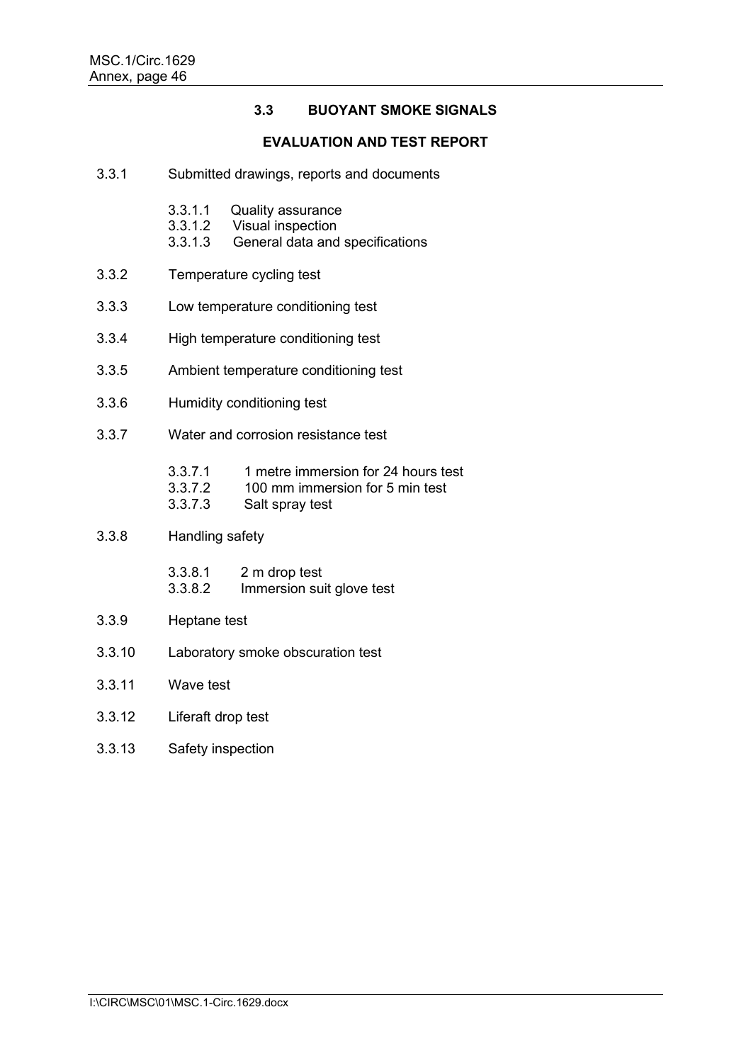## 3.3 BUOYANT SMOKE SIGNALS

### EVALUATION AND TEST REPORT

3.3.1 Submitted drawings, reports and documents

- 3.3.1.1 Quality assurance
- 3.3.1.2 Visual inspection
- 3.3.1.3 General data and specifications

3.3.2 Temperature cycling test

3.3.3 Low temperature conditioning test

3.3.4 High temperature conditioning test

3.3.5 Ambient temperature conditioning test

3.3.6 Humidity conditioning test

3.3.7 Water and corrosion resistance test

- 3.3.7.1 1 metre immersion for 24 hours test
- 3.3.7.2 100 mm immersion for 5 min test
- 3.3.7.3 Salt spray test

3.3.8 Handling safety

- 3.3.8.1 2 m drop test
- 3.3.8.2 Immersion suit glove test

3.3.9 Heptane test

3.3.10 Laboratory smoke obscuration test

3.3.11 Wave test

3.3.12 Liferaft drop test

3.3.13 Safety inspection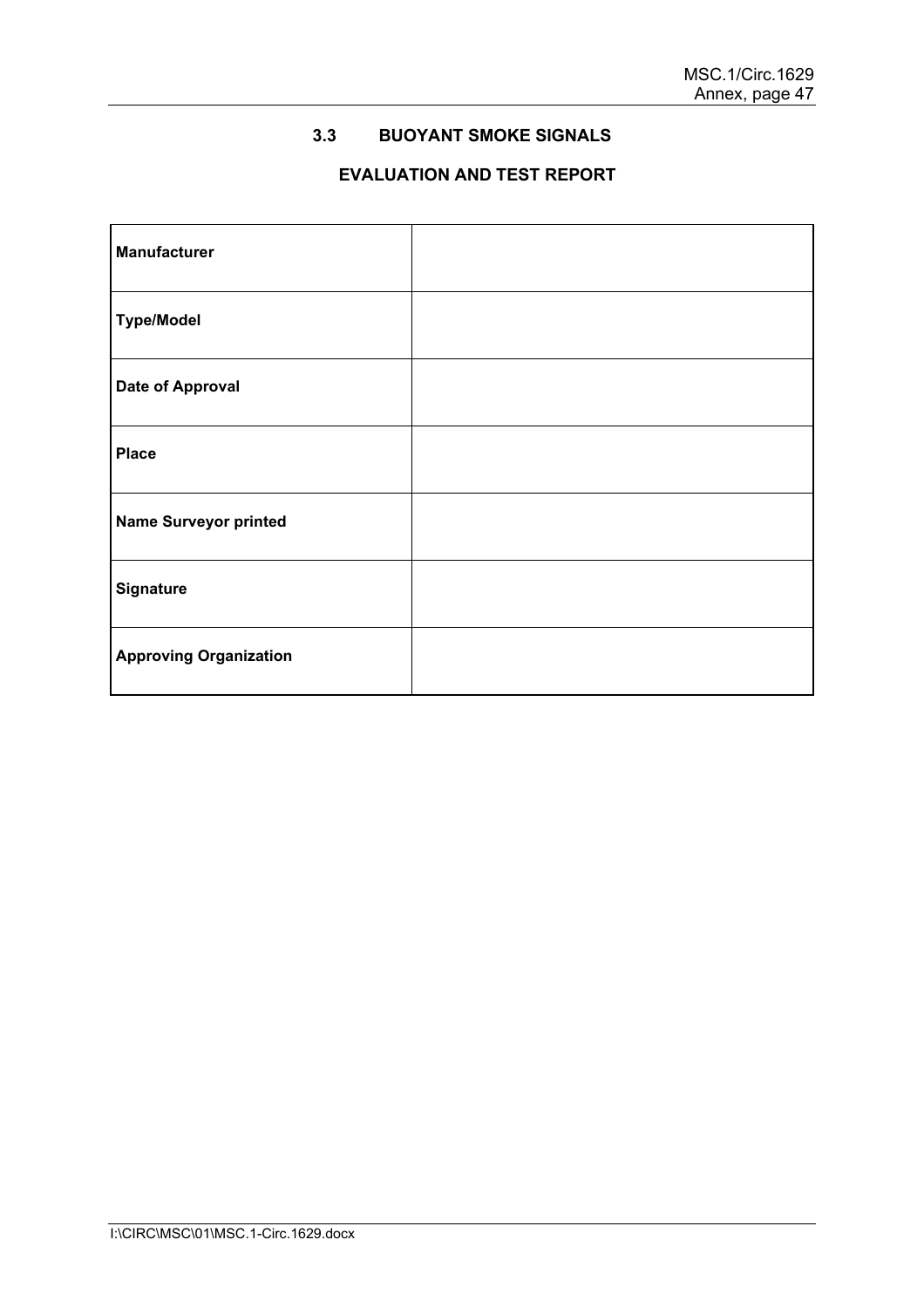### 3.3 BUOYANT SMOKE SIGNALS

### EVALUATION AND TEST REPORT

| | |
|---|---|
| **Manufacturer** | |
| **Type/Model** | |
| **Date of Approval** | |
| **Place** | |
| **Name Surveyor printed** | |
| **Signature** | |
| **Approving Organization** | |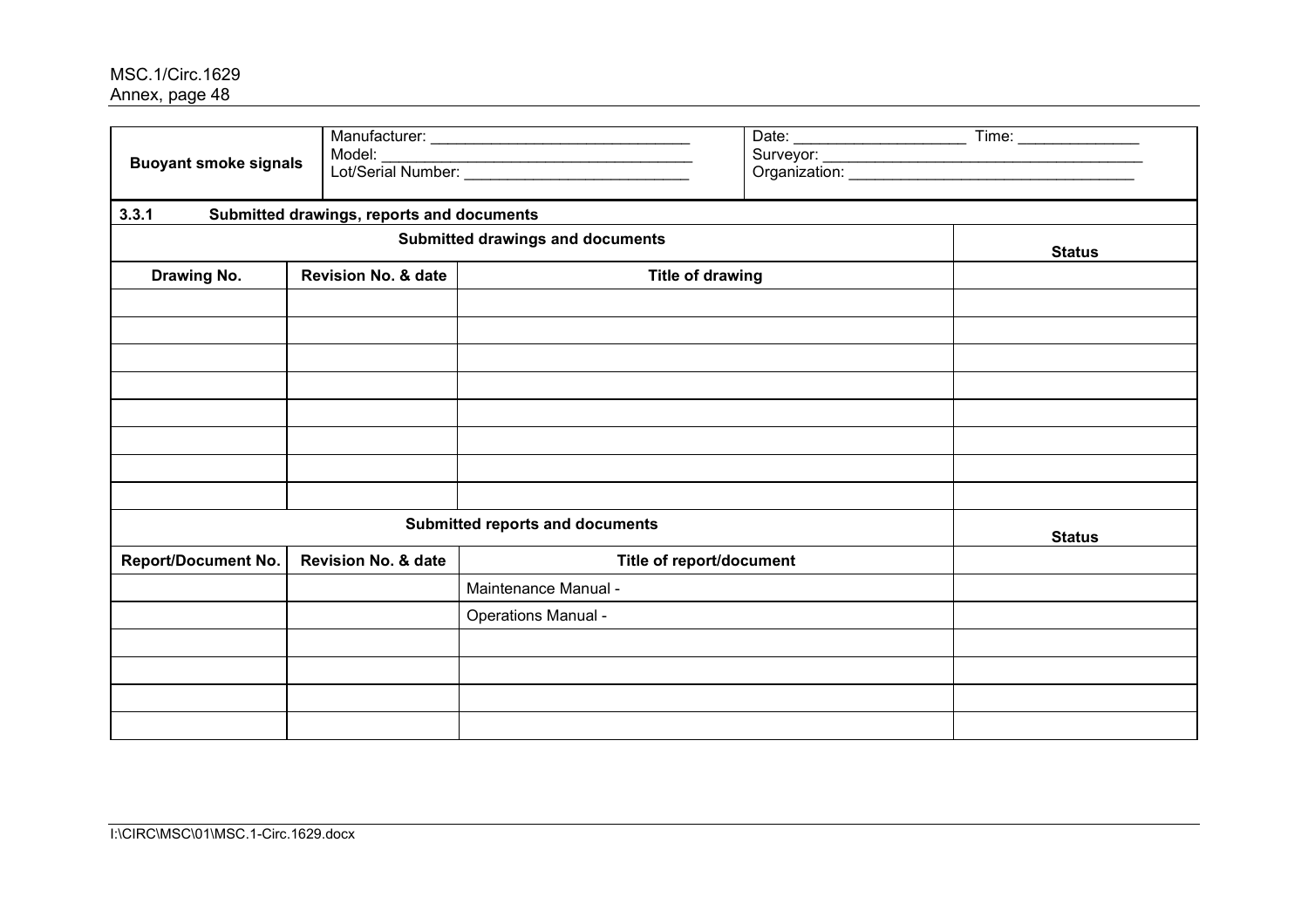| **Buoyant smoke signals** | Manufacturer: ______________________________<br>Model: ____________________________________<br>Lot/Serial Number: __________________________ | Date: ____________________ Time: ______________<br>Surveyor: ______________________________________<br>Organization: __________________________________ |
|---|---|---|

**3.3.1 Submitted drawings, reports and documents**

| **Submitted drawings and documents** | | | **Status** |
|---|---|---|---|
| **Drawing No.** | **Revision No. & date** | **Title of drawing** | |
| | | | |
| | | | |
| | | | |
| | | | |
| | | | |
| | | | |
| | | | |
| | | | |

| **Submitted reports and documents** | | | **Status** |
|---|---|---|---|
| **Report/Document No.** | **Revision No. & date** | **Title of report/document** | |
| | | Maintenance Manual - | |
| | | Operations Manual - | |
| | | | |
| | | | |
| | | | |
| | | | |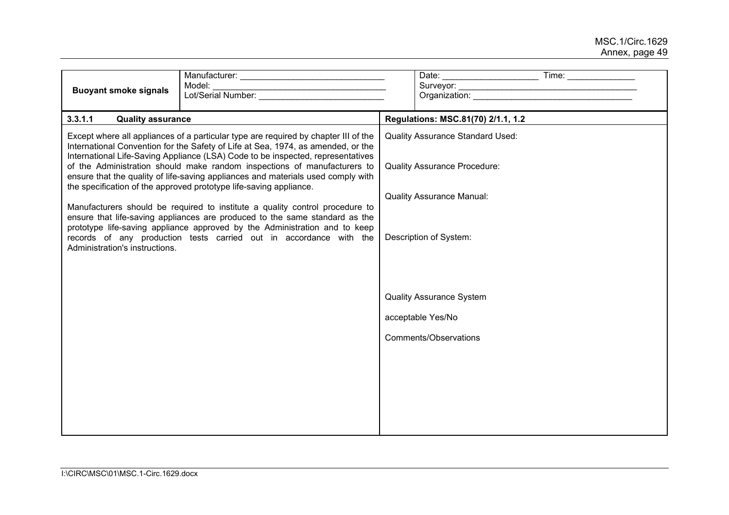| **Buoyant smoke signals** | Manufacturer: ______________________________<br>Model: ____________________________________<br>Lot/Serial Number: __________________________ | Date: ____________________ Time: ______________<br>Surveyor: _____________________________________<br>Organization: _________________________________ |
|---|---|---|

| **3.3.1.1 Quality assurance** | **Regulations: MSC.81(70) 2/1.1, 1.2** |
|---|---|
| Except where all appliances of a particular type are required by chapter III of the International Convention for the Safety of Life at Sea, 1974, as amended, or the International Life-Saving Appliance (LSA) Code to be inspected, representatives of the Administration should make random inspections of manufacturers to ensure that the quality of life-saving appliances and materials used comply with the specification of the approved prototype life-saving appliance.<br><br>Manufacturers should be required to institute a quality control procedure to ensure that life-saving appliances are produced to the same standard as the prototype life-saving appliance approved by the Administration and to keep records of any production tests carried out in accordance with the Administration's instructions. | Quality Assurance Standard Used:<br><br>Quality Assurance Procedure:<br><br>Quality Assurance Manual:<br><br>Description of System:<br><br>Quality Assurance System<br><br>acceptable Yes/No<br><br>Comments/Observations |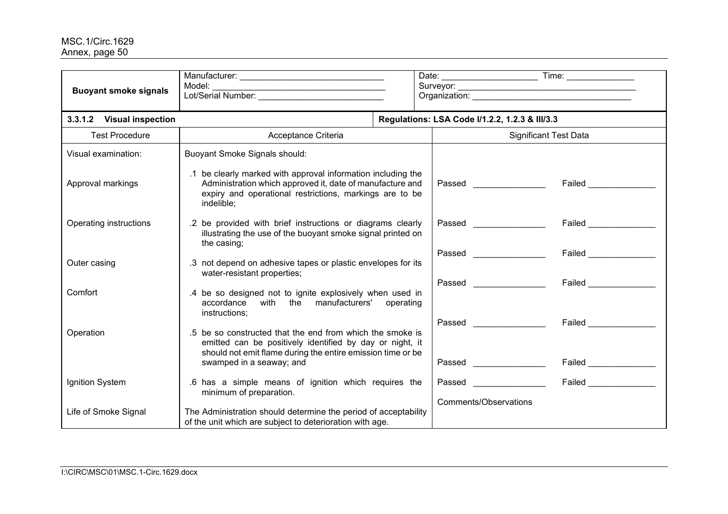| Buoyant smoke signals | Manufacturer: ______________________________<br>Model: ____________________________________<br>Lot/Serial Number: __________________________ | Date: ____________________ Time: ______________<br>Surveyor: ______________________________________<br>Organization: __________________________________ |
|---|---|---|

| **3.3.1.2 Visual inspection** | **Regulations: LSA Code I/1.2.2, 1.2.3 & III/3.3** | |
|---|---|---|
| Test Procedure | Acceptance Criteria | Significant Test Data |
| Visual examination: | Buoyant Smoke Signals should: | |
| Approval markings | .1 be clearly marked with approval information including the Administration which approved it, date of manufacture and expiry and operational restrictions, markings are to be indelible; | Passed _______________ Failed ______________ |
| Operating instructions | .2 be provided with brief instructions or diagrams clearly illustrating the use of the buoyant smoke signal printed on the casing; | Passed _______________ Failed ______________ |
| Outer casing | .3 not depend on adhesive tapes or plastic envelopes for its water-resistant properties; | Passed _______________ Failed ______________ |
| Comfort | .4 be so designed not to ignite explosively when used in accordance with the manufacturers' operating instructions; | Passed _______________ Failed ______________ |
| Operation | .5 be so constructed that the end from which the smoke is emitted can be positively identified by day or night, it should not emit flame during the entire emission time or be swamped in a seaway; and | Passed _______________ Failed ______________<br>Passed _______________ Failed ______________ |
| Ignition System | .6 has a simple means of ignition which requires the minimum of preparation. | Passed _______________ Failed ______________ |
| Life of Smoke Signal | The Administration should determine the period of acceptability of the unit which are subject to deterioration with age. | Comments/Observations |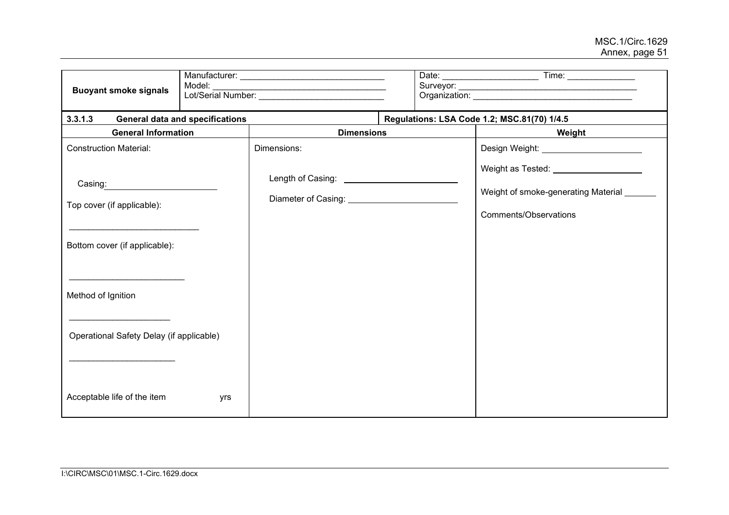| **Buoyant smoke signals** | Manufacturer: ______________________________<br>Model: ______________________________________<br>Lot/Serial Number: ___________________________ | Date: ____________________ Time: ______________<br>Surveyor: ______________________________________<br>Organization: __________________________________ |
|---|---|---|

| **3.3.1.3 General data and specifications** | | **Regulations: LSA Code 1.2; MSC.81(70) 1/4.5** |
|---|---|---|
| **General Information** | **Dimensions** | **Weight** |
| Construction Material:<br><br>Casing: ______________________<br><br>Top cover (if applicable):<br><br>___________________________<br><br>Bottom cover (if applicable):<br><br>________________________<br><br>Method of Ignition<br><br>_____________________<br><br>Operational Safety Delay (if applicable)<br><br>______________________<br><br>Acceptable life of the item yrs | Dimensions:<br><br>Length of Casing: ________________________<br><br>Diameter of Casing: _______________________ | Design Weight: _____________________<br><br>Weight as Tested: ___________________<br><br>Weight of smoke-generating Material _______<br><br>Comments/Observations |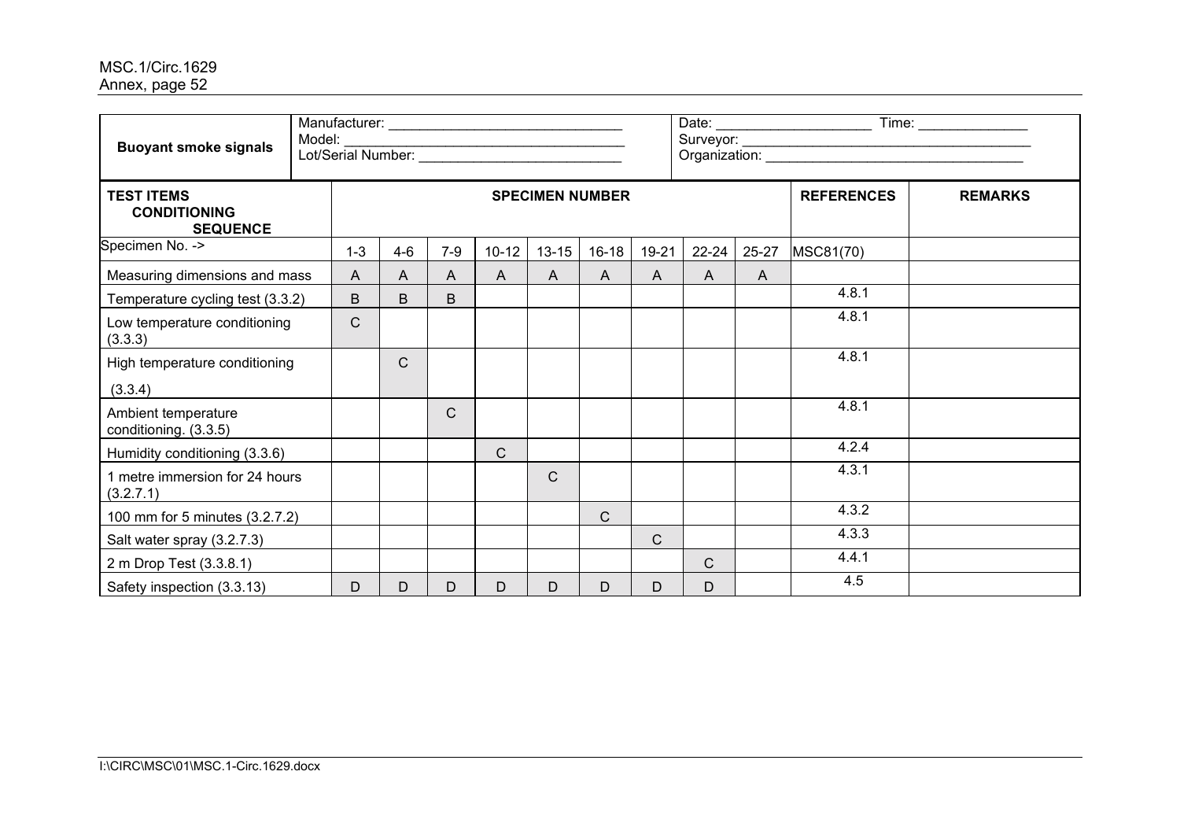| **Buoyant smoke signals** | Manufacturer: ______________________________<br>Model: ______________________________<br>Lot/Serial Number: ______________________________ | | | | | | | | | Date: ____________________ Time: ______________<br>Surveyor: ______________________________<br>Organization: ______________________________ | |
|---|---|---|---|---|---|---|---|---|---|---|---|
| **TEST ITEMS**<br>**CONDITIONING**<br>**SEQUENCE** | **SPECIMEN NUMBER** | | | | | | | | | **REFERENCES** | **REMARKS** |
| Specimen No. -> | 1-3 | 4-6 | 7-9 | 10-12 | 13-15 | 16-18 | 19-21 | 22-24 | 25-27 | MSC81(70) | |
| Measuring dimensions and mass | A | A | A | A | A | A | A | A | A | | |
| Temperature cycling test (3.3.2) | B | B | B | | | | | | | 4.8.1 | |
| Low temperature conditioning (3.3.3) | C | | | | | | | | | 4.8.1 | |
| High temperature conditioning (3.3.4) | | C | | | | | | | | 4.8.1 | |
| Ambient temperature conditioning. (3.3.5) | | | C | | | | | | | 4.8.1 | |
| Humidity conditioning (3.3.6) | | | | C | | | | | | 4.2.4 | |
| 1 metre immersion for 24 hours (3.2.7.1) | | | | | C | | | | | 4.3.1 | |
| 100 mm for 5 minutes (3.2.7.2) | | | | | | C | | | | 4.3.2 | |
| Salt water spray (3.2.7.3) | | | | | | | C | | | 4.3.3 | |
| 2 m Drop Test (3.3.8.1) | | | | | | | | C | | 4.4.1 | |
| Safety inspection (3.3.13) | D | D | D | D | D | D | D | D | | 4.5 | |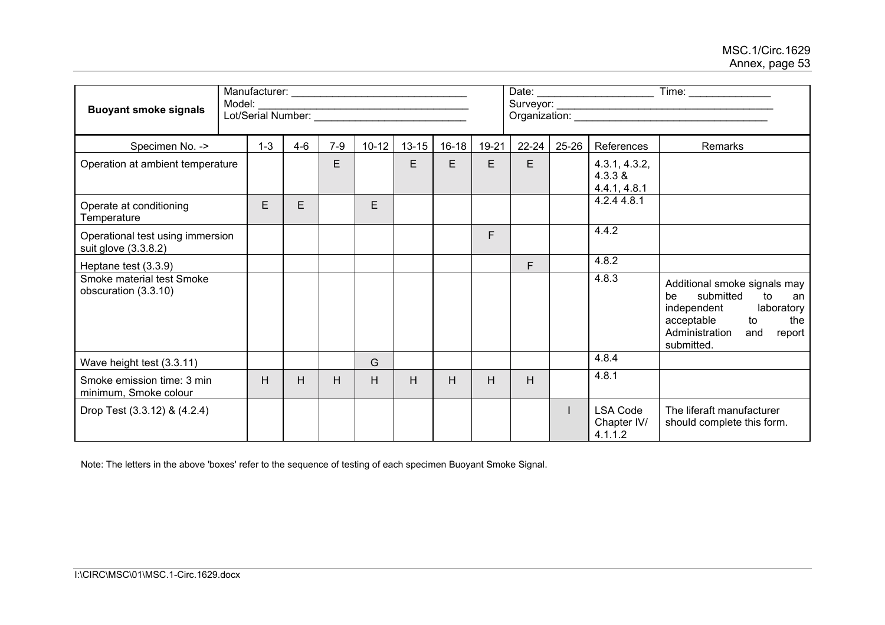| **Buoyant smoke signals** | Manufacturer: ______________________________ Model: ______________________________ Lot/Serial Number: ______________________________ | | | | | | | | | Date: ____________________ Time: ______________ Surveyor: ______________________________ Organization: ______________________________ | |
|---|---|---|---|---|---|---|---|---|---|---|---|
| Specimen No. -> | 1-3 | 4-6 | 7-9 | 10-12 | 13-15 | 16-18 | 19-21 | 22-24 | 25-26 | References | Remarks |
| Operation at ambient temperature | | | E | | E | E | E | E | | 4.3.1, 4.3.2, 4.3.3 & 4.4.1, 4.8.1 | |
| Operate at conditioning Temperature | E | E | | E | | | | | | 4.2.4 4.8.1 | |
| Operational test using immersion suit glove (3.3.8.2) | | | | | | | F | | | 4.4.2 | |
| Heptane test (3.3.9) | | | | | | | | F | | 4.8.2 | |
| Smoke material test Smoke obscuration (3.3.10) | | | | | | | | | | 4.8.3 | Additional smoke signals may be submitted to an independent laboratory acceptable to the Administration and report submitted. |
| Wave height test (3.3.11) | | | | G | | | | | | 4.8.4 | |
| Smoke emission time: 3 min minimum, Smoke colour | H | H | H | H | H | H | H | H | | 4.8.1 | |
| Drop Test (3.3.12) & (4.2.4) | | | | | | | | | I | LSA Code Chapter IV/ 4.1.1.2 | The liferaft manufacturer should complete this form. |

Note: The letters in the above 'boxes' refer to the sequence of testing of each specimen Buoyant Smoke Signal.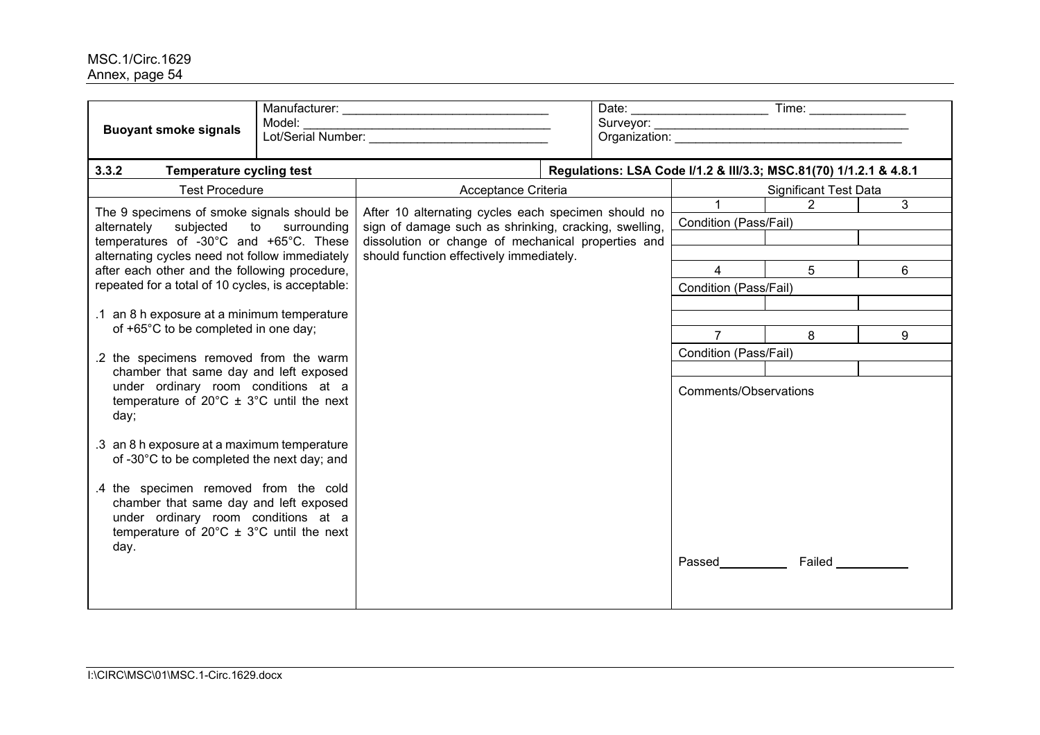| **Buoyant smoke signals** | Manufacturer: ______________________________<br>Model: ______________________________<br>Lot/Serial Number: ______________________________ | Date: ____________________ Time: ______________<br>Surveyor: ______________________________<br>Organization: ______________________________ |
|---|---|---|

| **3.3.2 Temperature cycling test** | | **Regulations: LSA Code I/1.2 & III/3.3; MSC.81(70) 1/1.2.1 & 4.8.1** | | |
|---|---|---|---|---|
| Test Procedure | Acceptance Criteria | Significant Test Data | | |
| The 9 specimens of smoke signals should be alternately subjected to surrounding temperatures of -30°C and +65°C. These alternating cycles need not follow immediately after each other and the following procedure, repeated for a total of 10 cycles, is acceptable:<br><br>.1 an 8 h exposure at a minimum temperature of +65°C to be completed in one day;<br><br>.2 the specimens removed from the warm chamber that same day and left exposed under ordinary room conditions at a temperature of 20°C ± 3°C until the next day;<br><br>.3 an 8 h exposure at a maximum temperature of -30°C to be completed the next day; and<br><br>.4 the specimen removed from the cold chamber that same day and left exposed under ordinary room conditions at a temperature of 20°C ± 3°C until the next day. | After 10 alternating cycles each specimen should no sign of damage such as shrinking, cracking, swelling, dissolution or change of mechanical properties and should function effectively immediately. | 1 | 2 | 3 |
| | | Condition (Pass/Fail) | | |
| | | | | |
| | | 4 | 5 | 6 |
| | | Condition (Pass/Fail) | | |
| | | | | |
| | | 7 | 8 | 9 |
| | | Condition (Pass/Fail) | | |
| | | | | |
| | | Comments/Observations<br><br>Passed__________ Failed __________ | | |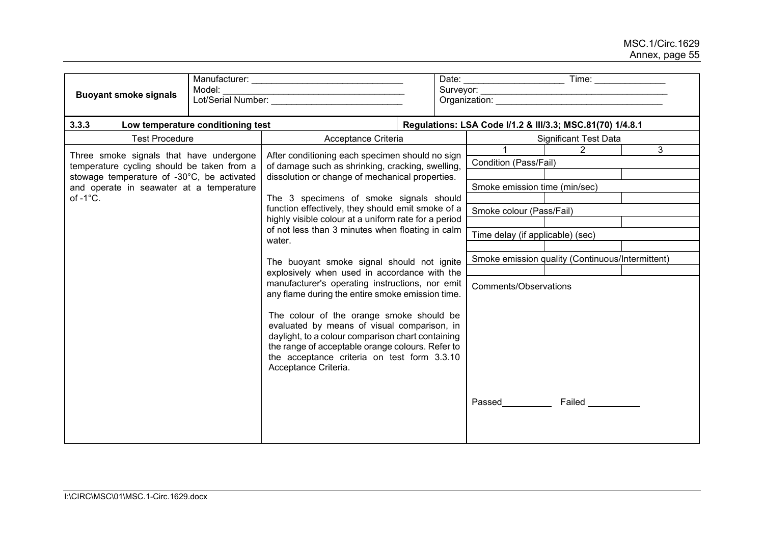| **Buoyant smoke signals** | Manufacturer: ______________________________<br>Model: ____________________________________<br>Lot/Serial Number: __________________________ | Date: ____________________ Time: ______________<br>Surveyor: _____________________________________<br>Organization: _________________________________ |
|---|---|---|

| **3.3.3 Low temperature conditioning test** | | **Regulations: LSA Code I/1.2 & III/3.3; MSC.81(70) 1/4.8.1** | | |
|---|---|---|---|---|
| Test Procedure | Acceptance Criteria | Significant Test Data | | |
| Three smoke signals that have undergone temperature cycling should be taken from a stowage temperature of -30°C, be activated and operate in seawater at a temperature of -1°C. | After conditioning each specimen should no sign of damage such as shrinking, cracking, swelling, dissolution or change of mechanical properties.<br><br>The 3 specimens of smoke signals should function effectively, they should emit smoke of a highly visible colour at a uniform rate for a period of not less than 3 minutes when floating in calm water.<br><br>The buoyant smoke signal should not ignite explosively when used in accordance with the manufacturer's operating instructions, nor emit any flame during the entire smoke emission time.<br><br>The colour of the orange smoke should be evaluated by means of visual comparison, in daylight, to a colour comparison chart containing the range of acceptable orange colours. Refer to the acceptance criteria on test form 3.3.10 Acceptance Criteria. | 1 | 2 | 3 |
| | | Condition (Pass/Fail) | | |
| | | | | |
| | | Smoke emission time (min/sec) | | |
| | | | | |
| | | Smoke colour (Pass/Fail) | | |
| | | | | |
| | | Time delay (if applicable) (sec) | | |
| | | | | |
| | | Smoke emission quality (Continuous/Intermittent) | | |
| | | | | |
| | | Comments/Observations<br><br>Passed __________ Failed __________ | | |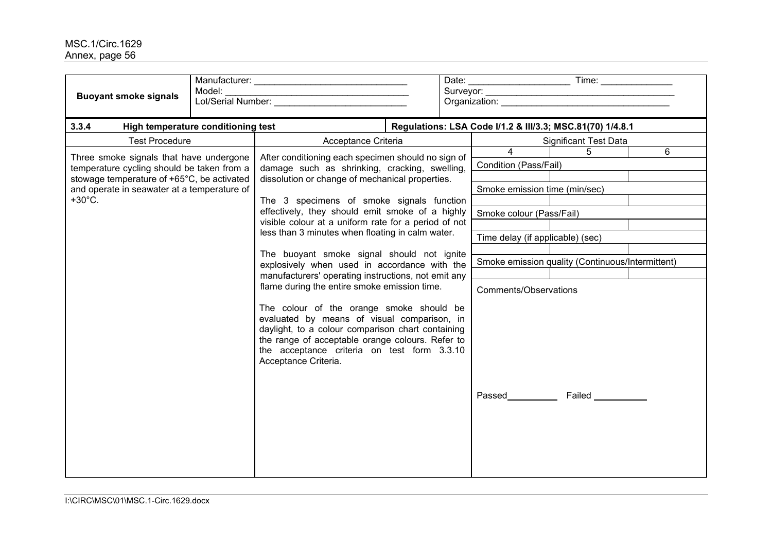| **Buoyant smoke signals** | Manufacturer: ______________________________<br>Model: ____________________________________<br>Lot/Serial Number: __________________________ | Date: ____________________ Time: ______________<br>Surveyor: ______________________________________<br>Organization: __________________________________ |
|---|---|---|

| **3.3.4 High temperature conditioning test** | | **Regulations: LSA Code I/1.2 & III/3.3; MSC.81(70) 1/4.8.1** | | |
|---|---|---|---|---|
| **Test Procedure** | **Acceptance Criteria** | **Significant Test Data** | | |
| Three smoke signals that have undergone temperature cycling should be taken from a stowage temperature of +65°C, be activated and operate in seawater at a temperature of +30°C. | After conditioning each specimen should no sign of damage such as shrinking, cracking, swelling, dissolution or change of mechanical properties.<br><br>The 3 specimens of smoke signals function effectively, they should emit smoke of a highly visible colour at a uniform rate for a period of not less than 3 minutes when floating in calm water.<br><br>The buoyant smoke signal should not ignite explosively when used in accordance with the manufacturers' operating instructions, not emit any flame during the entire smoke emission time.<br><br>The colour of the orange smoke should be evaluated by means of visual comparison, in daylight, to a colour comparison chart containing the range of acceptable orange colours. Refer to the acceptance criteria on test form 3.3.10 Acceptance Criteria. | 4 | 5 | 6 |
| | | Condition (Pass/Fail) | | |
| | | | | |
| | | Smoke emission time (min/sec) | | |
| | | | | |
| | | Smoke colour (Pass/Fail) | | |
| | | | | |
| | | Time delay (if applicable) (sec) | | |
| | | | | |
| | | Smoke emission quality (Continuous/Intermittent) | | |
| | | | | |
| | | Comments/Observations<br><br><br><br>Passed__________ Failed __________ | | |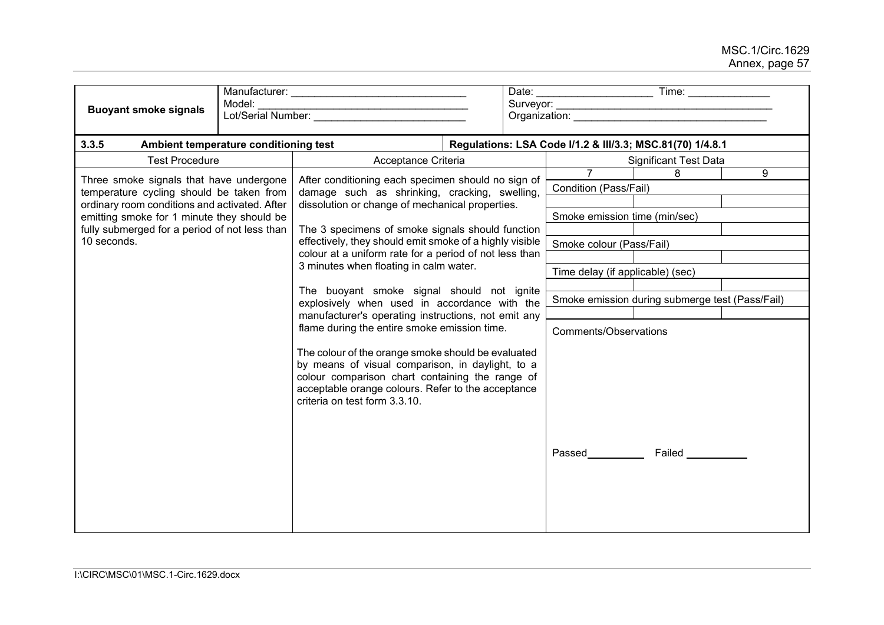| **Buoyant smoke signals** | Manufacturer: ______________________________<br>Model: ____________________________________<br>Lot/Serial Number: __________________________ | Date: ____________________ Time: ______________<br>Surveyor: _____________________________________<br>Organization: _________________________________ |
|---|---|---|

| **3.3.5** | **Ambient temperature conditioning test** | **Regulations: LSA Code I/1.2 & III/3.3; MSC.81(70) 1/4.8.1** |
|---|---|---|

| Test Procedure | Acceptance Criteria | Significant Test Data | | |
|---|---|---|---|---|
| Three smoke signals that have undergone temperature cycling should be taken from ordinary room conditions and activated. After emitting smoke for 1 minute they should be fully submerged for a period of not less than 10 seconds. | After conditioning each specimen should no sign of damage such as shrinking, cracking, swelling, dissolution or change of mechanical properties.<br><br>The 3 specimens of smoke signals should function effectively, they should emit smoke of a highly visible colour at a uniform rate for a period of not less than 3 minutes when floating in calm water.<br><br>The buoyant smoke signal should not ignite explosively when used in accordance with the manufacturer's operating instructions, not emit any flame during the entire smoke emission time.<br><br>The colour of the orange smoke should be evaluated by means of visual comparison, in daylight, to a colour comparison chart containing the range of acceptable orange colours. Refer to the acceptance criteria on test form 3.3.10. | 7 | 8 | 9 |
| | | Condition (Pass/Fail) | | |
| | | | | |
| | | Smoke emission time (min/sec) | | |
| | | | | |
| | | Smoke colour (Pass/Fail) | | |
| | | | | |
| | | Time delay (if applicable) (sec) | | |
| | | | | |
| | | Smoke emission during submerge test (Pass/Fail) | | |
| | | | | |
| | | Comments/Observations | | |
| | | Passed__________ Failed __________ | | |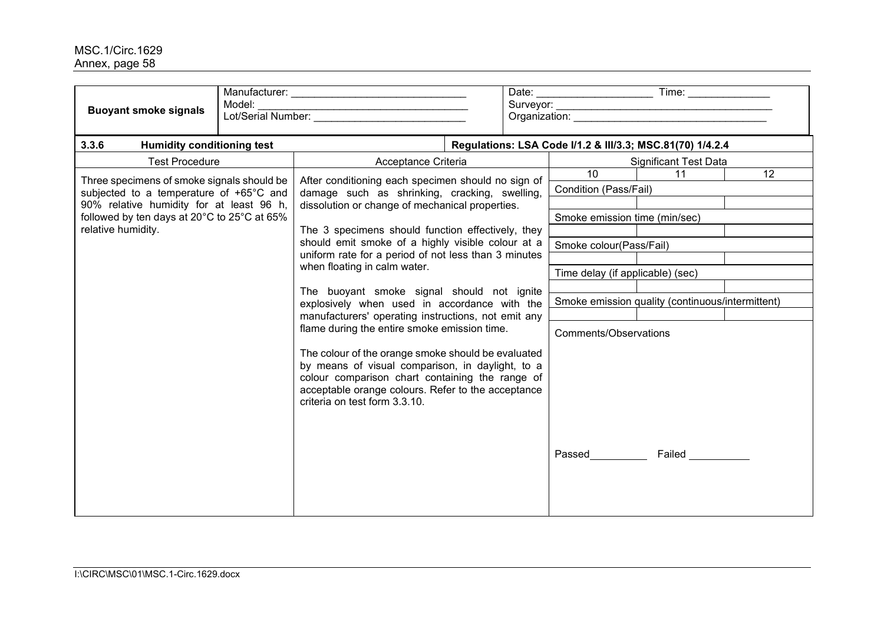| **Buoyant smoke signals** | Manufacturer: ______________________________ Model: ______________________________ Lot/Serial Number: ______________________________ | Date: ____________________ Time: ______________ Surveyor: ______________________________ Organization: ______________________________ |
|---|---|---|

| **3.3.6 Humidity conditioning test** | | **Regulations: LSA Code I/1.2 & III/3.3; MSC.81(70) 1/4.2.4** | | |
|---|---|---|---|---|
| Test Procedure | Acceptance Criteria | Significant Test Data | | |
| | | 10 | 11 | 12 |
| Three specimens of smoke signals should be subjected to a temperature of +65°C and 90% relative humidity for at least 96 h, followed by ten days at 20°C to 25°C at 65% relative humidity. | After conditioning each specimen should no sign of damage such as shrinking, cracking, swelling, dissolution or change of mechanical properties.<br><br>The 3 specimens should function effectively, they should emit smoke of a highly visible colour at a uniform rate for a period of not less than 3 minutes when floating in calm water.<br><br>The buoyant smoke signal should not ignite explosively when used in accordance with the manufacturers' operating instructions, not emit any flame during the entire smoke emission time.<br><br>The colour of the orange smoke should be evaluated by means of visual comparison, in daylight, to a colour comparison chart containing the range of acceptable orange colours. Refer to the acceptance criteria on test form 3.3.10. | Condition (Pass/Fail) | | |
| | | | | |
| | | Smoke emission time (min/sec) | | |
| | | | | |
| | | Smoke colour(Pass/Fail) | | |
| | | | | |
| | | Time delay (if applicable) (sec) | | |
| | | | | |
| | | Smoke emission quality (continuous/intermittent) | | |
| | | | | |
| | | Comments/Observations | | |
| | | Passed__________ Failed __________ | | |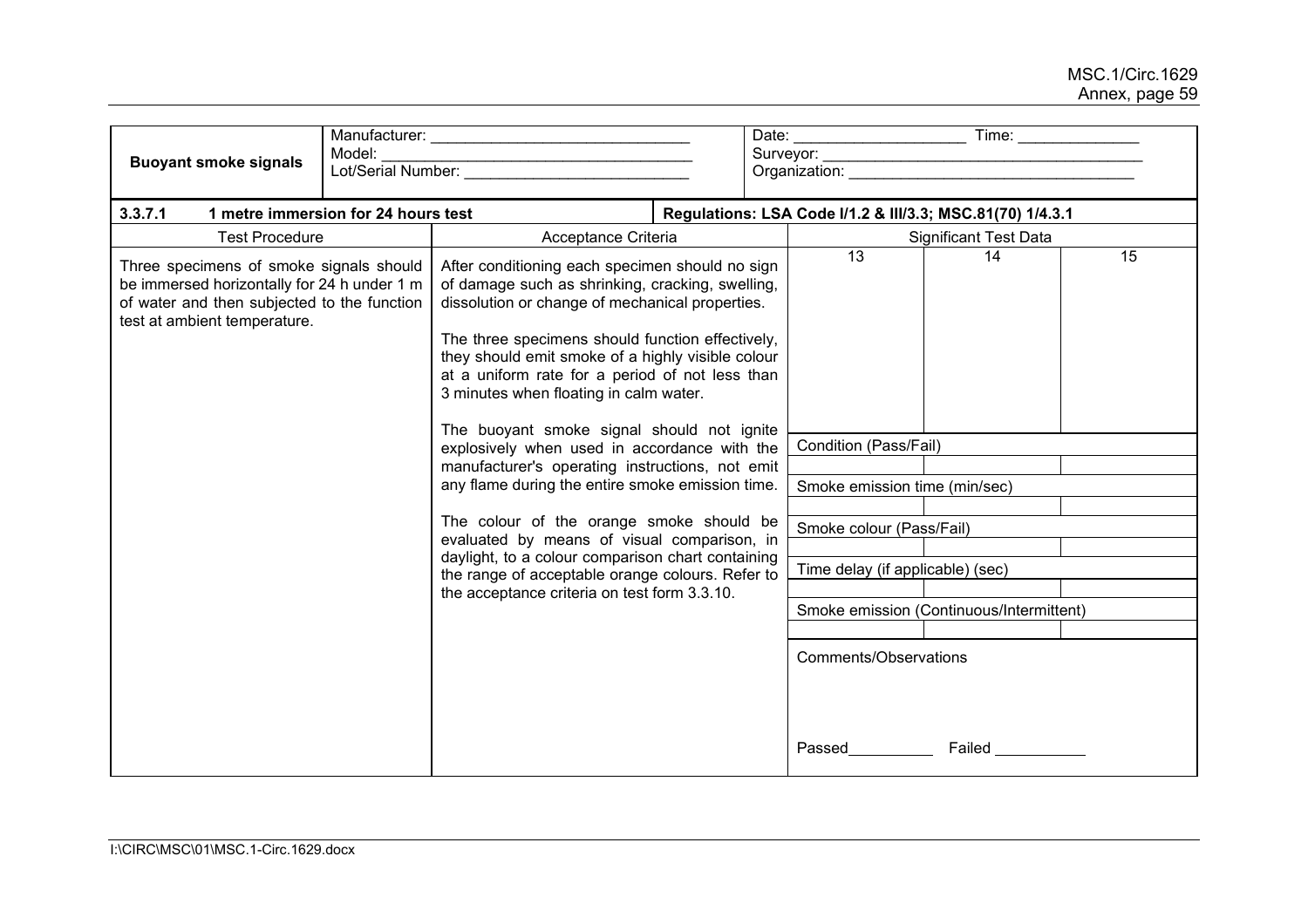| **Buoyant smoke signals** | Manufacturer: ______________________________ Model: ______________________________ Lot/Serial Number: ______________________________ | Date: ____________________ Time: ______________ Surveyor: ______________________________ Organization: ______________________________ |
|---|---|---|

| **3.3.7.1 1 metre immersion for 24 hours test** | | **Regulations: LSA Code I/1.2 & III/3.3; MSC.81(70) 1/4.3.1** | | |
|---|---|---|---|---|
| Test Procedure | Acceptance Criteria | Significant Test Data | | |
| Three specimens of smoke signals should be immersed horizontally for 24 h under 1 m of water and then subjected to the function test at ambient temperature. | After conditioning each specimen should no sign of damage such as shrinking, cracking, swelling, dissolution or change of mechanical properties.<br><br>The three specimens should function effectively, they should emit smoke of a highly visible colour at a uniform rate for a period of not less than 3 minutes when floating in calm water.<br><br>The buoyant smoke signal should not ignite explosively when used in accordance with the manufacturer's operating instructions, not emit any flame during the entire smoke emission time.<br><br>The colour of the orange smoke should be evaluated by means of visual comparison, in daylight, to a colour comparison chart containing the range of acceptable orange colours. Refer to the acceptance criteria on test form 3.3.10. | 13 | 14 | 15 |
| | | | | |
| | | Condition (Pass/Fail) | | |
| | | | | |
| | | Smoke emission time (min/sec) | | |
| | | | | |
| | | Smoke colour (Pass/Fail) | | |
| | | | | |
| | | Time delay (if applicable) (sec) | | |
| | | | | |
| | | Smoke emission (Continuous/Intermittent) | | |
| | | | | |
| | | Comments/Observations<br><br>Passed__________ Failed __________ | | |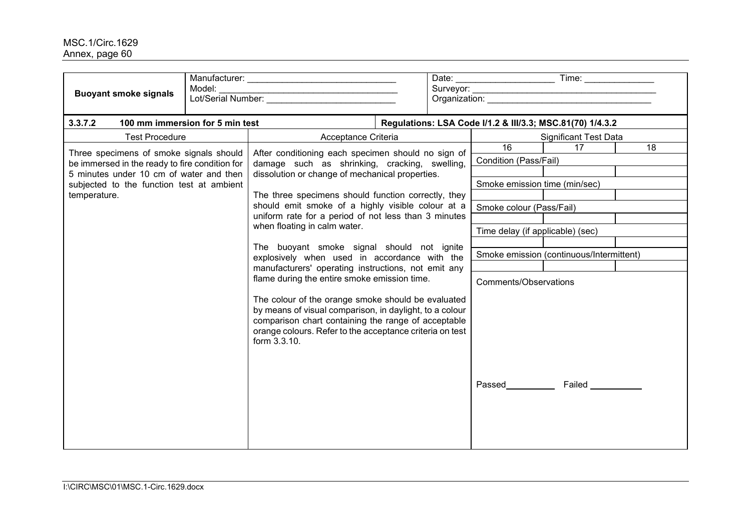| **Buoyant smoke signals** | Manufacturer: ______________________________<br>Model: ____________________________________<br>Lot/Serial Number: _________________________ | Date: ____________________ Time: ______________<br>Surveyor: ______________________________________<br>Organization: __________________________________ |
|---|---|---|

| **3.3.7.2 100 mm immersion for 5 min test** | | **Regulations: LSA Code I/1.2 & III/3.3; MSC.81(70) 1/4.3.2** |
|---|---|---|
| Test Procedure | Acceptance Criteria | Significant Test Data |
| Three specimens of smoke signals should be immersed in the ready to fire condition for 5 minutes under 10 cm of water and then subjected to the function test at ambient temperature. | After conditioning each specimen should no sign of damage such as shrinking, cracking, swelling, dissolution or change of mechanical properties.<br><br>The three specimens should function correctly, they should emit smoke of a highly visible colour at a uniform rate for a period of not less than 3 minutes when floating in calm water.<br><br>The buoyant smoke signal should not ignite explosively when used in accordance with the manufacturers' operating instructions, not emit any flame during the entire smoke emission time.<br><br>The colour of the orange smoke should be evaluated by means of visual comparison, in daylight, to a colour comparison chart containing the range of acceptable orange colours. Refer to the acceptance criteria on test form 3.3.10. | |

| 16 | 17 | 18 |
|---|---|---|
| Condition (Pass/Fail) | | |
| | | |
| Smoke emission time (min/sec) | | |
| | | |
| Smoke colour (Pass/Fail) | | |
| | | |
| Time delay (if applicable) (sec) | | |
| | | |
| Smoke emission (continuous/Intermittent) | | |
| | | |
| Comments/Observations | | |

Passed__________ Failed __________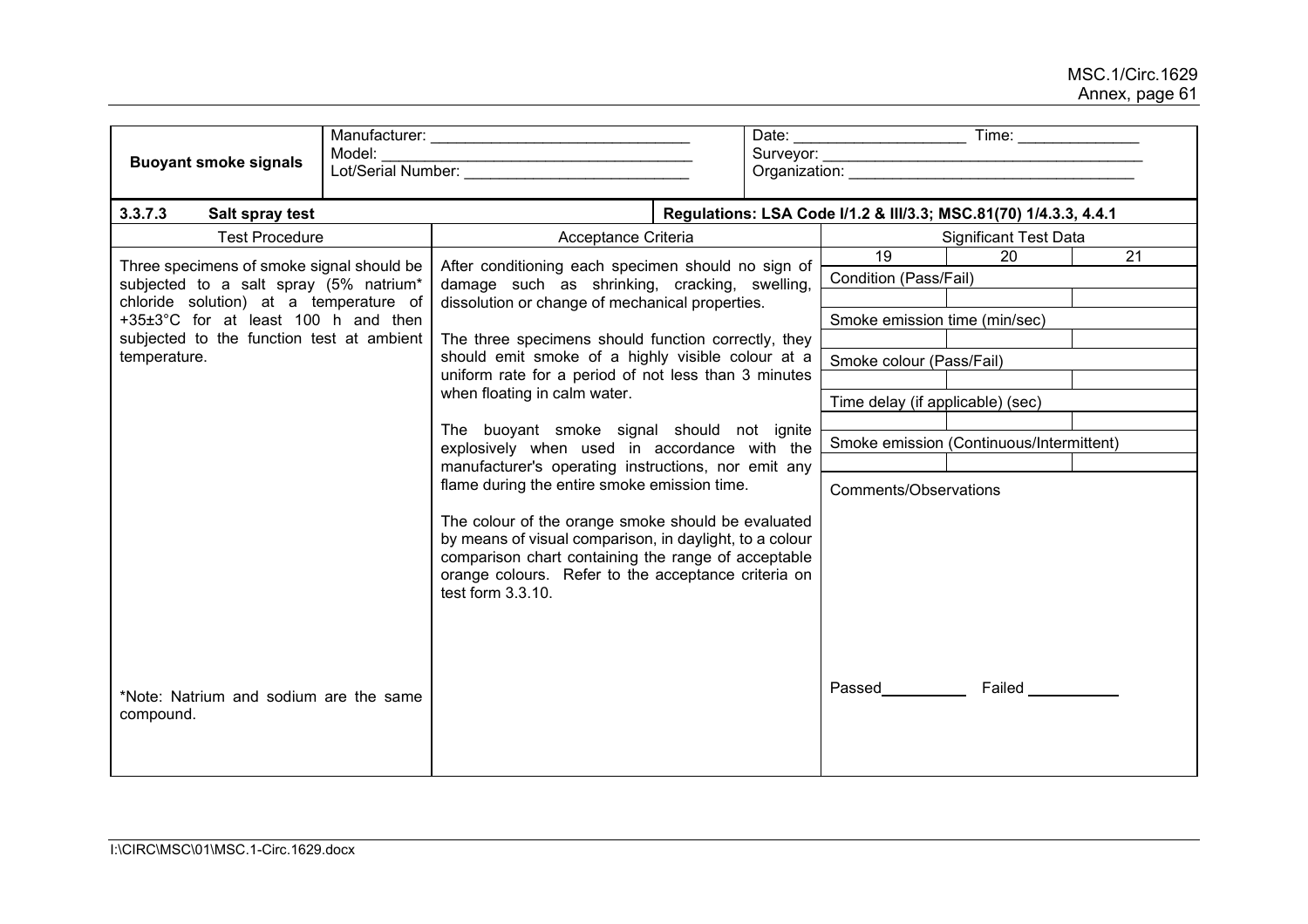| **Buoyant smoke signals** | Manufacturer: \_\_\_\_\_\_\_\_\_\_\_\_\_\_\_\_\_\_\_\_\_\_\_\_\_\_\_\_\_<br>Model: \_\_\_\_\_\_\_\_\_\_\_\_\_\_\_\_\_\_\_\_\_\_\_\_\_\_\_\_\_\_\_\_\_\_\_\_<br>Lot/Serial Number: \_\_\_\_\_\_\_\_\_\_\_\_\_\_\_\_\_\_\_\_\_\_\_\_\_\_ | Date: \_\_\_\_\_\_\_\_\_\_\_\_\_\_\_\_\_\_\_ Time: \_\_\_\_\_\_\_\_\_\_\_\_\_<br>Surveyor: \_\_\_\_\_\_\_\_\_\_\_\_\_\_\_\_\_\_\_\_\_\_\_\_\_\_\_\_\_\_\_\_\_\_\_\_<br>Organization: \_\_\_\_\_\_\_\_\_\_\_\_\_\_\_\_\_\_\_\_\_\_\_\_\_\_\_\_\_\_\_\_\_ |
|---|---|---|

**3.3.7.3 Salt spray test** — **Regulations: LSA Code I/1.2 & III/3.3; MSC.81(70) 1/4.3.3, 4.4.1**

| Test Procedure | Acceptance Criteria | Significant Test Data | | |
|---|---|---|---|---|
| Three specimens of smoke signal should be subjected to a salt spray (5% natrium* chloride solution) at a temperature of +35±3°C for at least 100 h and then subjected to the function test at ambient temperature.<br><br>*Note: Natrium and sodium are the same compound. | After conditioning each specimen should no sign of damage such as shrinking, cracking, swelling, dissolution or change of mechanical properties.<br><br>The three specimens should function correctly, they should emit smoke of a highly visible colour at a uniform rate for a period of not less than 3 minutes when floating in calm water.<br><br>The buoyant smoke signal should not ignite explosively when used in accordance with the manufacturer's operating instructions, nor emit any flame during the entire smoke emission time.<br><br>The colour of the orange smoke should be evaluated by means of visual comparison, in daylight, to a colour comparison chart containing the range of acceptable orange colours. Refer to the acceptance criteria on test form 3.3.10. | 19 | 20 | 21 |
| | | Condition (Pass/Fail) | | |
| | | | | |
| | | Smoke emission time (min/sec) | | |
| | | | | |
| | | Smoke colour (Pass/Fail) | | |
| | | | | |
| | | Time delay (if applicable) (sec) | | |
| | | | | |
| | | Smoke emission (Continuous/Intermittent) | | |
| | | | | |
| | | Comments/Observations<br><br>Passed\_\_\_\_\_\_\_\_\_\_ Failed \_\_\_\_\_\_\_\_\_\_ | | |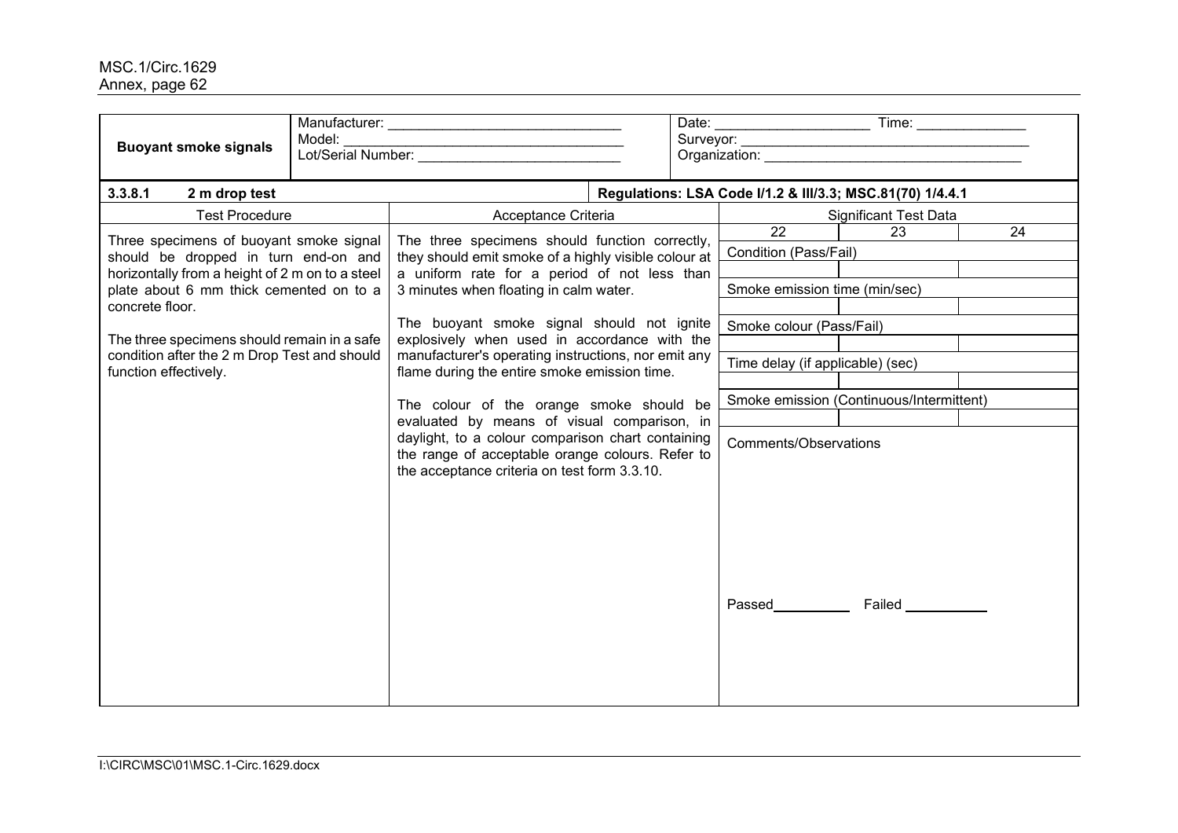| **Buoyant smoke signals** | Manufacturer: ______________________________<br>Model: ____________________________________<br>Lot/Serial Number: __________________________ | Date: ____________________ Time: ______________<br>Surveyor: ______________________________________<br>Organization: ___________________________________ |
|---|---|---|

| **3.3.8.1 2 m drop test** | | **Regulations: LSA Code I/1.2 & III/3.3; MSC.81(70) 1/4.4.1** | | |
|---|---|---|---|---|
| Test Procedure | Acceptance Criteria | Significant Test Data | | |
| Three specimens of buoyant smoke signal should be dropped in turn end-on and horizontally from a height of 2 m on to a steel plate about 6 mm thick cemented on to a concrete floor.<br><br>The three specimens should remain in a safe condition after the 2 m Drop Test and should function effectively. | The three specimens should function correctly, they should emit smoke of a highly visible colour at a uniform rate for a period of not less than 3 minutes when floating in calm water.<br><br>The buoyant smoke signal should not ignite explosively when used in accordance with the manufacturer's operating instructions, nor emit any flame during the entire smoke emission time.<br><br>The colour of the orange smoke should be evaluated by means of visual comparison, in daylight, to a colour comparison chart containing the range of acceptable orange colours. Refer to the acceptance criteria on test form 3.3.10. | 22 | 23 | 24 |
| | | Condition (Pass/Fail) | | |
| | | | | |
| | | Smoke emission time (min/sec) | | |
| | | | | |
| | | Smoke colour (Pass/Fail) | | |
| | | | | |
| | | Time delay (if applicable) (sec) | | |
| | | | | |
| | | Smoke emission (Continuous/Intermittent) | | |
| | | | | |
| | | Comments/Observations<br><br><br><br>Passed__________ Failed __________ | | |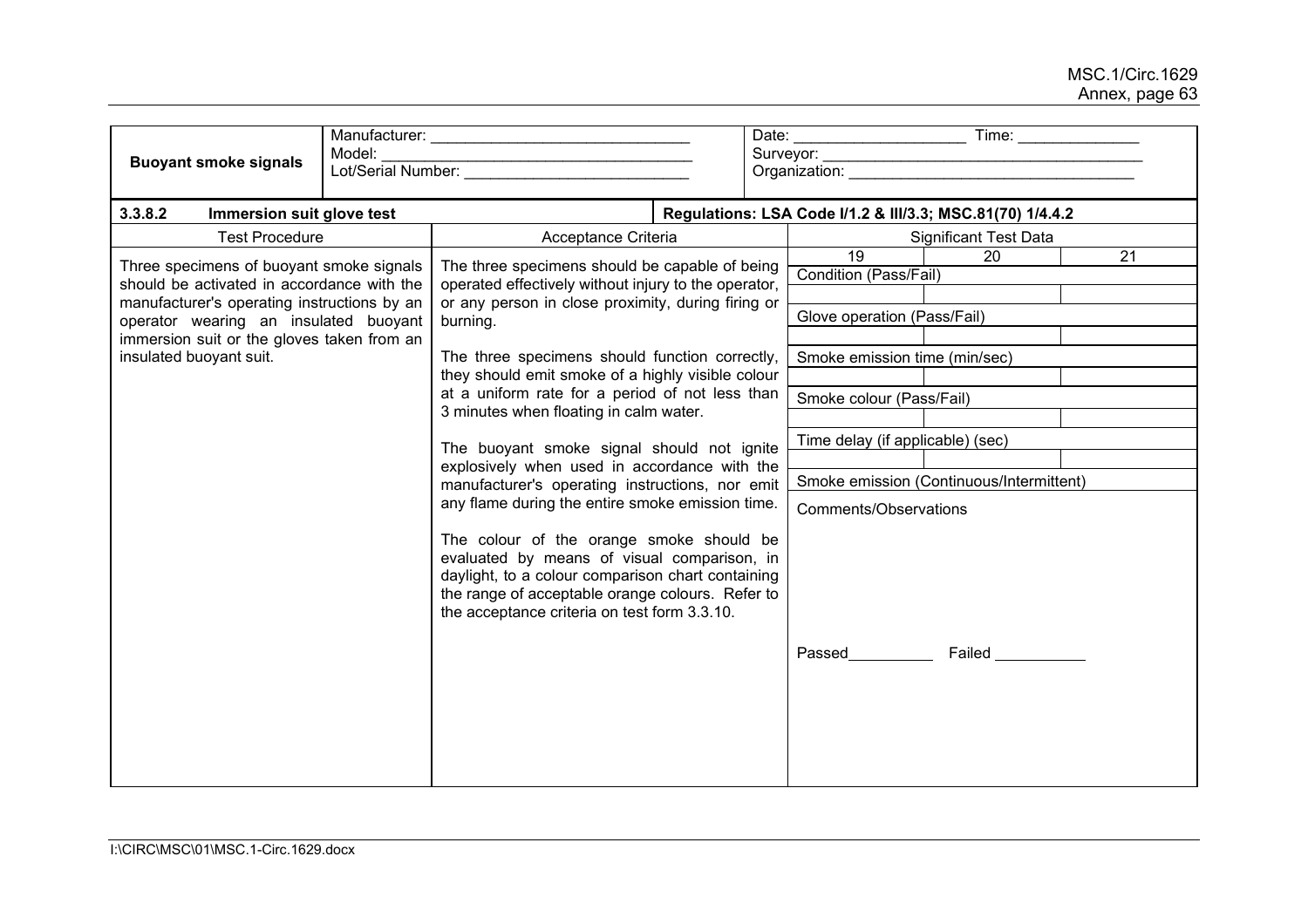| **Buoyant smoke signals** | Manufacturer: ______________________________<br>Model: ____________________________________<br>Lot/Serial Number: _________________________ | Date: ____________________ Time: _____________<br>Surveyor: _____________________________________<br>Organization: __________________________________ |
|---|---|---|

| **3.3.8.2 Immersion suit glove test** | | **Regulations: LSA Code I/1.2 & III/3.3; MSC.81(70) 1/4.4.2** | | |
|---|---|---|---|---|
| Test Procedure | Acceptance Criteria | Significant Test Data | | |
| Three specimens of buoyant smoke signals should be activated in accordance with the manufacturer's operating instructions by an operator wearing an insulated buoyant immersion suit or the gloves taken from an insulated buoyant suit. | The three specimens should be capable of being operated effectively without injury to the operator, or any person in close proximity, during firing or burning.<br><br>The three specimens should function correctly, they should emit smoke of a highly visible colour at a uniform rate for a period of not less than 3 minutes when floating in calm water.<br><br>The buoyant smoke signal should not ignite explosively when used in accordance with the manufacturer's operating instructions, nor emit any flame during the entire smoke emission time.<br><br>The colour of the orange smoke should be evaluated by means of visual comparison, in daylight, to a colour comparison chart containing the range of acceptable orange colours. Refer to the acceptance criteria on test form 3.3.10. | 19 | 20 | 21 |
| | | Condition (Pass/Fail) | | |
| | | | | |
| | | Glove operation (Pass/Fail) | | |
| | | | | |
| | | Smoke emission time (min/sec) | | |
| | | | | |
| | | Smoke colour (Pass/Fail) | | |
| | | | | |
| | | Time delay (if applicable) (sec) | | |
| | | | | |
| | | Smoke emission (Continuous/Intermittent) | | |
| | | Comments/Observations<br><br>Passed__________ Failed __________ | | |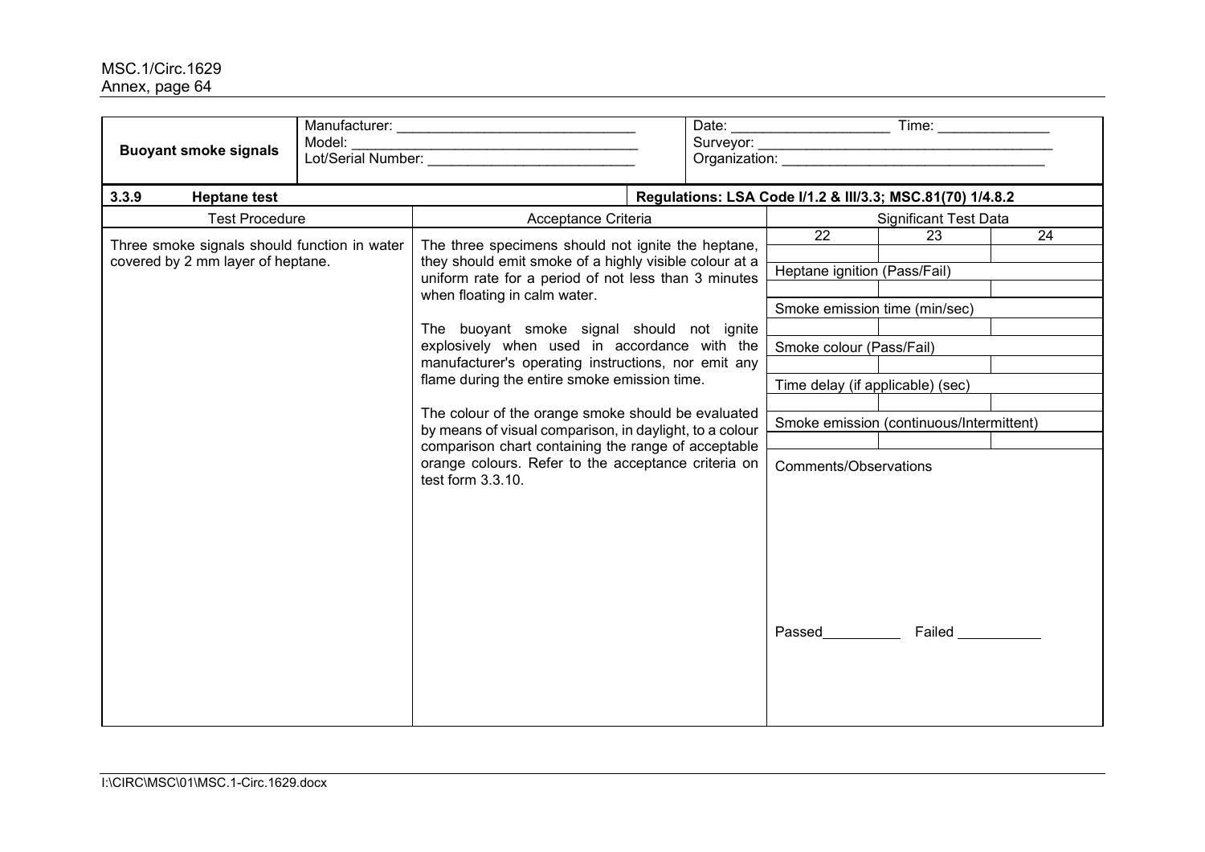| **Buoyant smoke signals** | Manufacturer: ______________________________<br>Model: ____________________________________<br>Lot/Serial Number: __________________________ | Date: ____________________ Time: ______________<br>Surveyor: ______________________________________<br>Organization: __________________________________ |
|---|---|---|

| **3.3.9 Heptane test** | | **Regulations: LSA Code I/1.2 & III/3.3; MSC.81(70) 1/4.8.2** | | |
|---|---|---|---|---|
| Test Procedure | Acceptance Criteria | Significant Test Data | | |
| Three smoke signals should function in water covered by 2 mm layer of heptane. | The three specimens should not ignite the heptane, they should emit smoke of a highly visible colour at a uniform rate for a period of not less than 3 minutes when floating in calm water.<br><br>The buoyant smoke signal should not ignite explosively when used in accordance with the manufacturer's operating instructions, nor emit any flame during the entire smoke emission time.<br><br>The colour of the orange smoke should be evaluated by means of visual comparison, in daylight, to a colour comparison chart containing the range of acceptable orange colours. Refer to the acceptance criteria on test form 3.3.10. | 22 | 23 | 24 |
| | | | | |
| | | Heptane ignition (Pass/Fail) | | |
| | | | | |
| | | Smoke emission time (min/sec) | | |
| | | | | |
| | | Smoke colour (Pass/Fail) | | |
| | | | | |
| | | Time delay (if applicable) (sec) | | |
| | | | | |
| | | Smoke emission (continuous/Intermittent) | | |
| | | | | |
| | | Comments/Observations<br><br>Passed__________ Failed __________ | | |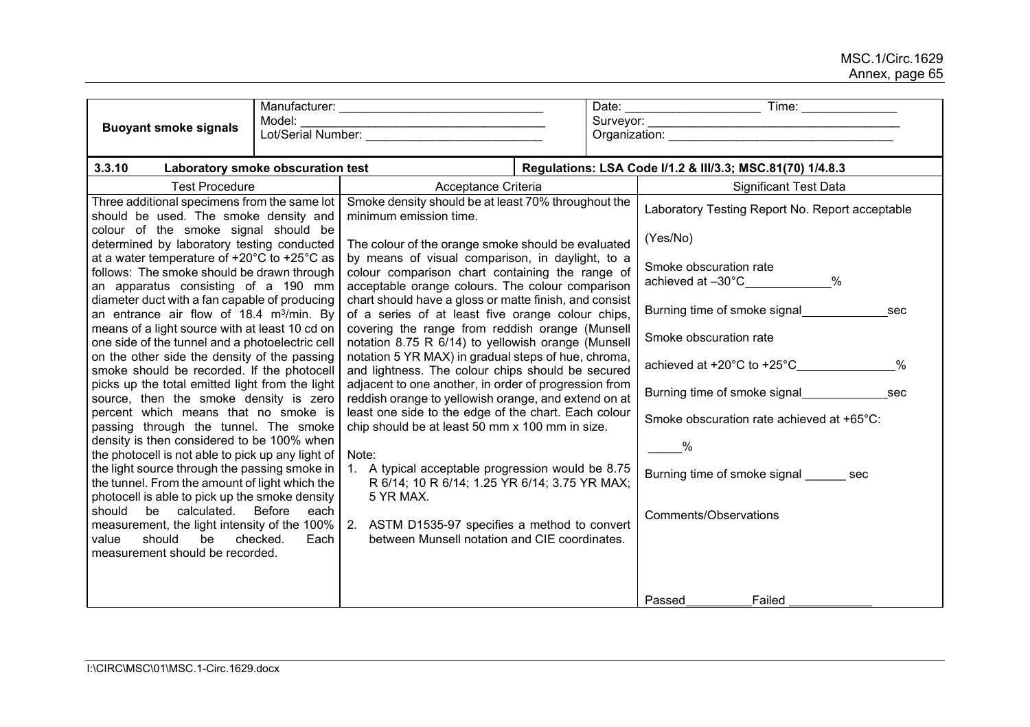| **Buoyant smoke signals** | Manufacturer: \_\_\_\_\_\_\_\_\_\_\_\_\_\_\_\_\_\_\_\_\_\_\_\_\_\_\_\_\_\_<br>Model: \_\_\_\_\_\_\_\_\_\_\_\_\_\_\_\_\_\_\_\_\_\_\_\_\_\_\_\_\_\_\_\_\_\_\_\_<br>Lot/Serial Number: \_\_\_\_\_\_\_\_\_\_\_\_\_\_\_\_\_\_\_\_\_\_\_\_\_\_ | Date: \_\_\_\_\_\_\_\_\_\_\_\_\_\_\_\_\_\_\_\_ Time: \_\_\_\_\_\_\_\_\_\_\_\_\_\_<br>Surveyor: \_\_\_\_\_\_\_\_\_\_\_\_\_\_\_\_\_\_\_\_\_\_\_\_\_\_\_\_\_\_\_\_\_\_\_\_\_<br>Organization: \_\_\_\_\_\_\_\_\_\_\_\_\_\_\_\_\_\_\_\_\_\_\_\_\_\_\_\_\_\_\_\_\_\_ |
|---|---|---|

| **3.3.10 Laboratory smoke obscuration test** | | **Regulations: LSA Code I/1.2 & III/3.3; MSC.81(70) 1/4.8.3** |
|---|---|---|
| Test Procedure | Acceptance Criteria | Significant Test Data |
| Three additional specimens from the same lot should be used. The smoke density and colour of the smoke signal should be determined by laboratory testing conducted at a water temperature of +20°C to +25°C as follows: The smoke should be drawn through an apparatus consisting of a 190 mm diameter duct with a fan capable of producing an entrance air flow of 18.4 m³/min. By means of a light source with at least 10 cd on one side of the tunnel and a photoelectric cell on the other side the density of the passing smoke should be recorded. If the photocell picks up the total emitted light from the light source, then the smoke density is zero percent which means that no smoke is passing through the tunnel. The smoke density is then considered to be 100% when the photocell is not able to pick up any light of the light source through the passing smoke in the tunnel. From the amount of light which the photocell is able to pick up the smoke density should be calculated. Before each measurement, the light intensity of the 100% value should be checked. Each measurement should be recorded. | Smoke density should be at least 70% throughout the minimum emission time.<br><br>The colour of the orange smoke should be evaluated by means of visual comparison, in daylight, to a colour comparison chart containing the range of acceptable orange colours. The colour comparison chart should have a gloss or matte finish, and consist of a series of at least five orange colour chips, covering the range from reddish orange (Munsell notation 8.75 R 6/14) to yellowish orange (Munsell notation 5 YR MAX) in gradual steps of hue, chroma, and lightness. The colour chips should be secured adjacent to one another, in order of progression from reddish orange to yellowish orange, and extend on at least one side to the edge of the chart. Each colour chip should be at least 50 mm x 100 mm in size.<br><br>Note:<br>1. A typical acceptable progression would be 8.75 R 6/14; 10 R 6/14; 1.25 YR 6/14; 3.75 YR MAX; 5 YR MAX.<br>2. ASTM D1535-97 specifies a method to convert between Munsell notation and CIE coordinates. | Laboratory Testing Report No. Report acceptable<br><br>(Yes/No)<br><br>Smoke obscuration rate achieved at –30°C\_\_\_\_\_\_\_\_\_\_\_\_%<br><br>Burning time of smoke signal\_\_\_\_\_\_\_\_\_\_\_\_sec<br><br>Smoke obscuration rate<br><br>achieved at +20°C to +25°C\_\_\_\_\_\_\_\_\_\_\_\_\_\_%<br><br>Burning time of smoke signal\_\_\_\_\_\_\_\_\_\_\_\_\_sec<br><br>Smoke obscuration rate achieved at +65°C:<br><br>\_\_\_\_\_%<br><br>Burning time of smoke signal \_\_\_\_\_\_ sec<br><br>Comments/Observations<br><br><br><br>Passed\_\_\_\_\_\_\_\_\_\_Failed \_\_\_\_\_\_\_\_\_\_\_\_ |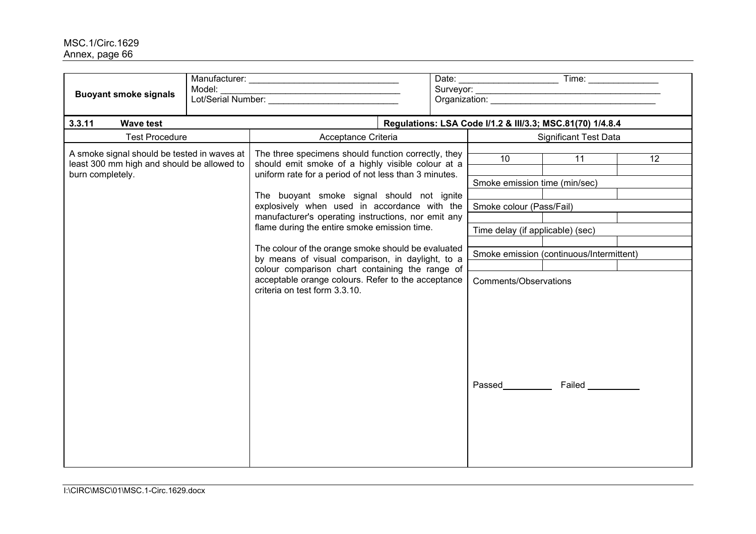| **Buoyant smoke signals** | Manufacturer: ______________________________<br>Model: ____________________________________<br>Lot/Serial Number: __________________________ | Date: ____________________ Time: ______________<br>Surveyor: ______________________________________<br>Organization: __________________________________ |
|---|---|---|

| **3.3.11 Wave test** | | **Regulations: LSA Code I/1.2 & III/3.3; MSC.81(70) 1/4.8.4** |
|---|---|---|
| Test Procedure | Acceptance Criteria | Significant Test Data |
| A smoke signal should be tested in waves at least 300 mm high and should be allowed to burn completely. | The three specimens should function correctly, they should emit smoke of a highly visible colour at a uniform rate for a period of not less than 3 minutes.<br><br>The buoyant smoke signal should not ignite explosively when used in accordance with the manufacturer's operating instructions, nor emit any flame during the entire smoke emission time.<br><br>The colour of the orange smoke should be evaluated by means of visual comparison, in daylight, to a colour comparison chart containing the range of acceptable orange colours. Refer to the acceptance criteria on test form 3.3.10. | See table below |

| 10 | 11 | 12 |
|---|---|---|
| | | |
| Smoke emission time (min/sec) | | |
| | | |
| Smoke colour (Pass/Fail) | | |
| | | |
| Time delay (if applicable) (sec) | | |
| | | |
| Smoke emission (continuous/Intermittent) | | |
| | | |

Comments/Observations

Passed__________ Failed __________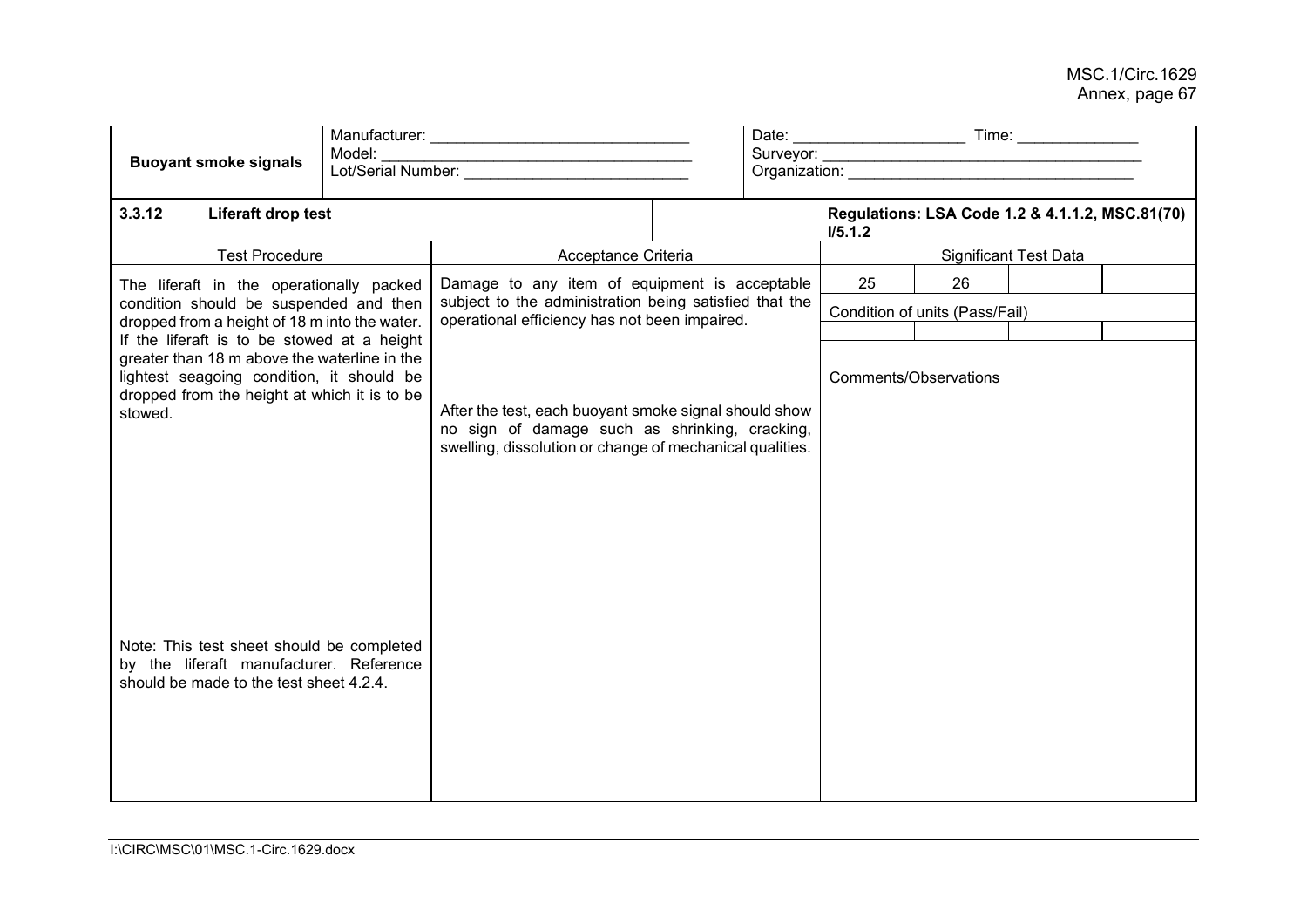| **Buoyant smoke signals** | Manufacturer: ____________________________ Model: ____________________________ Lot/Serial Number: ____________________________ | Date: ____________________ Time: ______________ Surveyor: ____________________________ Organization: ____________________________ |
|---|---|---|

| **3.3.12 Liferaft drop test** | | **Regulations: LSA Code 1.2 & 4.1.1.2, MSC.81(70) I/5.1.2** |
|---|---|---|
| Test Procedure | Acceptance Criteria | Significant Test Data |
| The liferaft in the operationally packed condition should be suspended and then dropped from a height of 18 m into the water. If the liferaft is to be stowed at a height greater than 18 m above the waterline in the lightest seagoing condition, it should be dropped from the height at which it is to be stowed.<br><br>Note: This test sheet should be completed by the liferaft manufacturer. Reference should be made to the test sheet 4.2.4. | Damage to any item of equipment is acceptable subject to the administration being satisfied that the operational efficiency has not been impaired.<br><br>After the test, each buoyant smoke signal should show no sign of damage such as shrinking, cracking, swelling, dissolution or change of mechanical qualities. | 25 \| 26 \| \| <br><br>Condition of units (Pass/Fail)<br><br>\| \| \| \| <br><br>Comments/Observations |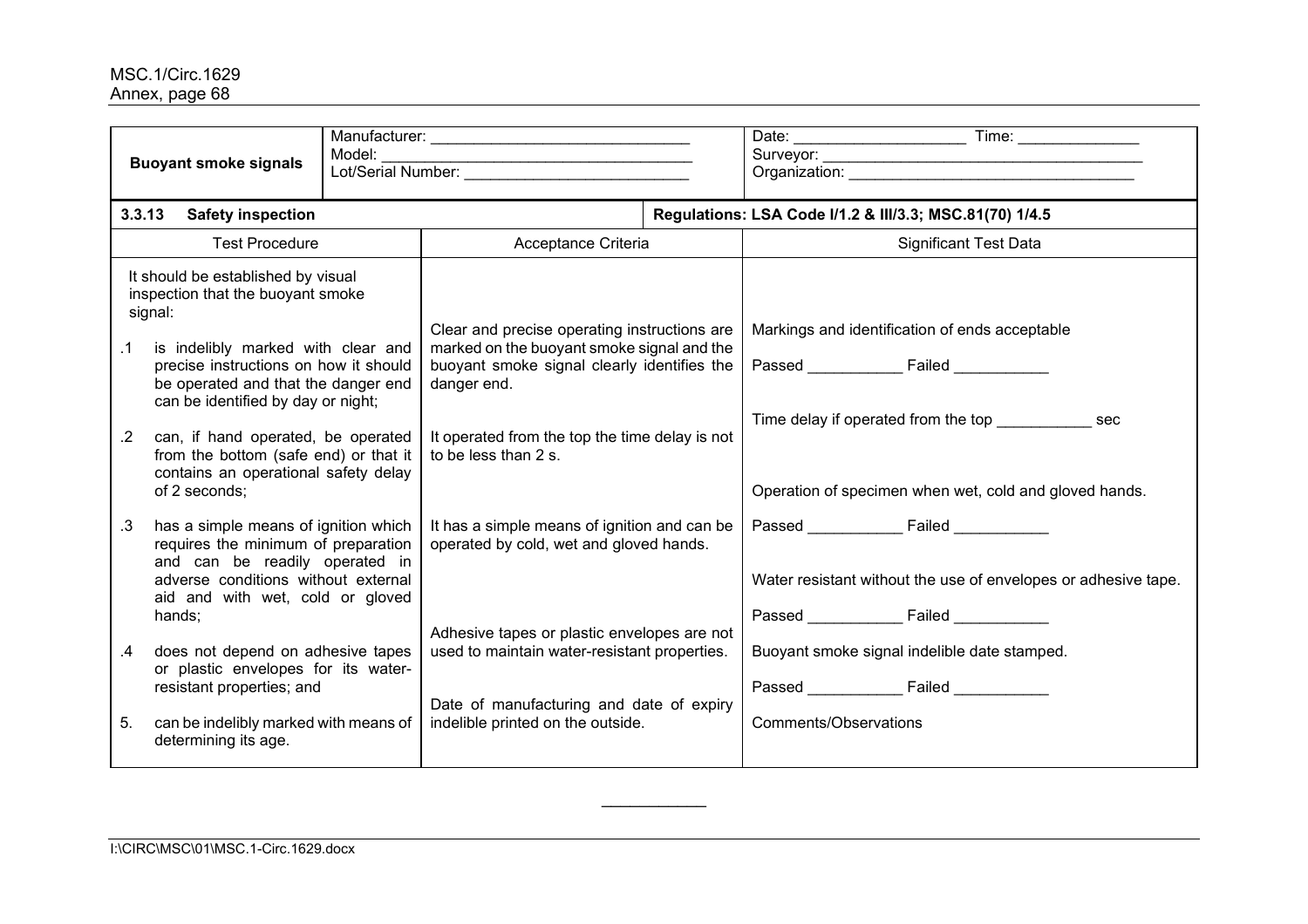| Buoyant smoke signals | Manufacturer: ____________________________<br>Model: ____________________________________<br>Lot/Serial Number: _________________________ | Date: ___________________ Time: _____________<br>Surveyor: ____________________________________<br>Organization: _________________________________ |
|---|---|---|

| **3.3.13 Safety inspection** | | **Regulations: LSA Code I/1.2 & III/3.3; MSC.81(70) 1/4.5** |
|---|---|---|
| Test Procedure | Acceptance Criteria | Significant Test Data |
| It should be established by visual inspection that the buoyant smoke signal:<br><br>.1 is indelibly marked with clear and precise instructions on how it should be operated and that the danger end can be identified by day or night;<br><br>.2 can, if hand operated, be operated from the bottom (safe end) or that it contains an operational safety delay of 2 seconds;<br><br>.3 has a simple means of ignition which requires the minimum of preparation and can be readily operated in adverse conditions without external aid and with wet, cold or gloved hands;<br><br>.4 does not depend on adhesive tapes or plastic envelopes for its water-resistant properties; and<br><br>5. can be indelibly marked with means of determining its age. | Clear and precise operating instructions are marked on the buoyant smoke signal and the buoyant smoke signal clearly identifies the danger end.<br><br>It operated from the top the time delay is not to be less than 2 s.<br><br>It has a simple means of ignition and can be operated by cold, wet and gloved hands.<br><br>Adhesive tapes or plastic envelopes are not used to maintain water-resistant properties.<br><br>Date of manufacturing and date of expiry indelible printed on the outside. | Markings and identification of ends acceptable<br><br>Passed __________ Failed __________<br><br>Time delay if operated from the top __________ sec<br><br>Operation of specimen when wet, cold and gloved hands.<br><br>Passed __________ Failed __________<br><br>Water resistant without the use of envelopes or adhesive tape.<br><br>Passed __________ Failed __________<br><br>Buoyant smoke signal indelible date stamped.<br><br>Passed __________ Failed __________<br><br>Comments/Observations |

___________